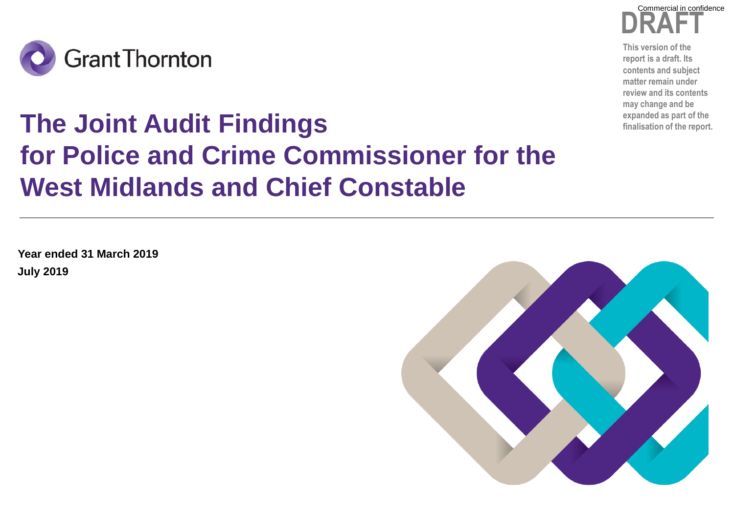Commercial in confidence

DRAFT

This version of the report is a draft. Its contents and subject matter remain under review and its contents may change and be expanded as part of the finalisation of the report.

Grant Thornton

# The Joint Audit Findings for Police and Crime Commissioner for the West Midlands and Chief Constable

**Year ended 31 March 2019**

**July 2019**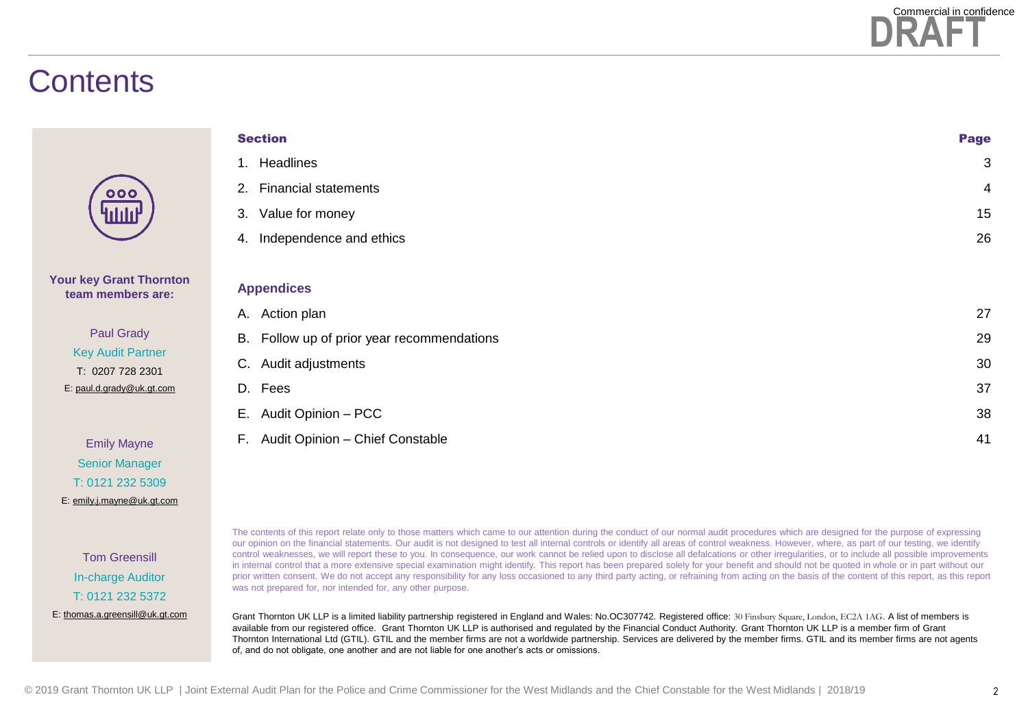Commercial in confidence

DRAFT

# Contents

| Section | Page |
|---|---|
| 1. Headlines | 3 |
| 2. Financial statements | 4 |
| 3. Value for money | 15 |
| 4. Independence and ethics | 26 |
| **Appendices** | |
| A. Action plan | 27 |
| B. Follow up of prior year recommendations | 29 |
| C. Audit adjustments | 30 |
| D. Fees | 37 |
| E. Audit Opinion – PCC | 38 |
| F. Audit Opinion – Chief Constable | 41 |

**Your key Grant Thornton team members are:**

Paul Grady
Key Audit Partner
T: 0207 728 2301
E: paul.d.grady@uk.gt.com

Emily Mayne
Senior Manager
T: 0121 232 5309
E: emily.j.mayne@uk.gt.com

Tom Greensill
In-charge Auditor
T: 0121 232 5372
E: thomas.a.greensill@uk.gt.com

The contents of this report relate only to those matters which came to our attention during the conduct of our normal audit procedures which are designed for the purpose of expressing our opinion on the financial statements. Our audit is not designed to test all internal controls or identify all areas of control weakness. However, where, as part of our testing, we identify control weaknesses, we will report these to you. In consequence, our work cannot be relied upon to disclose all defalcations or other irregularities, or to include all possible improvements in internal control that a more extensive special examination might identify. This report has been prepared solely for your benefit and should not be quoted in whole or in part without our prior written consent. We do not accept any responsibility for any loss occasioned to any third party acting, or refraining from acting on the basis of the content of this report, as this report was not prepared for, nor intended for, any other purpose.

Grant Thornton UK LLP is a limited liability partnership registered in England and Wales: No.OC307742. Registered office: 30 Finsbury Square, London, EC2A 1AG. A list of members is available from our registered office. Grant Thornton UK LLP is authorised and regulated by the Financial Conduct Authority. Grant Thornton UK LLP is a member firm of Grant Thornton International Ltd (GTIL). GTIL and the member firms are not a worldwide partnership. Services are delivered by the member firms. GTIL and its member firms are not agents of, and do not obligate, one another and are not liable for one another's acts or omissions.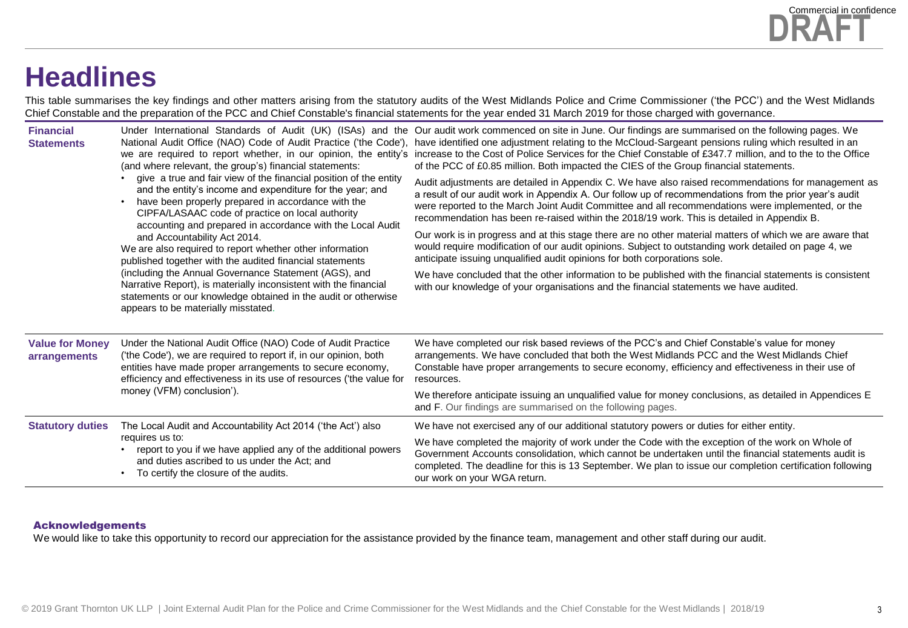# Headlines

This table summarises the key findings and other matters arising from the statutory audits of the West Midlands Police and Crime Commissioner ('the PCC') and the West Midlands Chief Constable and the preparation of the PCC and Chief Constable's financial statements for the year ended 31 March 2019 for those charged with governance.

| | | |
|---|---|---|
| **Financial Statements** | Under International Standards of Audit (UK) (ISAs) and the National Audit Office (NAO) Code of Audit Practice ('the Code'), we are required to report whether, in our opinion, the entity's (and where relevant, the group's) financial statements:<br>• give a true and fair view of the financial position of the entity and the entity's income and expenditure for the year; and<br>• have been properly prepared in accordance with the CIPFA/LASAAC code of practice on local authority accounting and prepared in accordance with the Local Audit and Accountability Act 2014.<br>We are also required to report whether other information published together with the audited financial statements (including the Annual Governance Statement (AGS), and Narrative Report), is materially inconsistent with the financial statements or our knowledge obtained in the audit or otherwise appears to be materially misstated. | Our audit work commenced on site in June. Our findings are summarised on the following pages. We have identified one adjustment relating to the McCloud-Sargeant pensions ruling which resulted in an increase to the Cost of Police Services for the Chief Constable of £347.7 million, and to the to the Office of the PCC of £0.85 million. Both impacted the CIES of the Group financial statements.<br>Audit adjustments are detailed in Appendix C. We have also raised recommendations for management as a result of our audit work in Appendix A. Our follow up of recommendations from the prior year's audit were reported to the March Joint Audit Committee and all recommendations were implemented, or the recommendation has been re-raised within the 2018/19 work. This is detailed in Appendix B.<br>Our work is in progress and at this stage there are no other material matters of which we are aware that would require modification of our audit opinions. Subject to outstanding work detailed on page 4, we anticipate issuing unqualified audit opinions for both corporations sole.<br>We have concluded that the other information to be published with the financial statements is consistent with our knowledge of your organisations and the financial statements we have audited. |
| **Value for Money arrangements** | Under the National Audit Office (NAO) Code of Audit Practice ('the Code'), we are required to report if, in our opinion, both entities have made proper arrangements to secure economy, efficiency and effectiveness in its use of resources ('the value for money (VFM) conclusion'). | We have completed our risk based reviews of the PCC's and Chief Constable's value for money arrangements. We have concluded that both the West Midlands PCC and the West Midlands Chief Constable have proper arrangements to secure economy, efficiency and effectiveness in their use of resources.<br>We therefore anticipate issuing an unqualified value for money conclusions, as detailed in Appendices E and F. Our findings are summarised on the following pages. |
| **Statutory duties** | The Local Audit and Accountability Act 2014 ('the Act') also requires us to:<br>• report to you if we have applied any of the additional powers and duties ascribed to us under the Act; and<br>• To certify the closure of the audits. | We have not exercised any of our additional statutory powers or duties for either entity.<br>We have completed the majority of work under the Code with the exception of the work on Whole of Government Accounts consolidation, which cannot be undertaken until the financial statements audit is completed. The deadline for this is 13 September. We plan to issue our completion certification following our work on your WGA return. |

### Acknowledgements

We would like to take this opportunity to record our appreciation for the assistance provided by the finance team, management and other staff during our audit.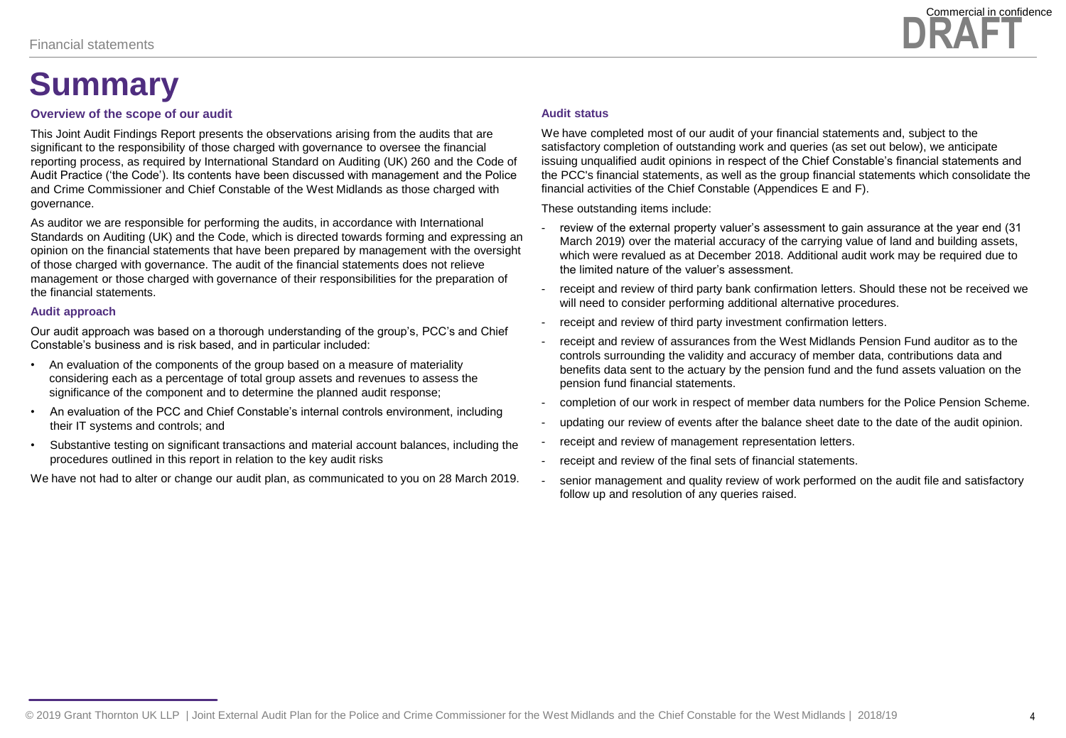# Summary

### Overview of the scope of our audit

This Joint Audit Findings Report presents the observations arising from the audits that are significant to the responsibility of those charged with governance to oversee the financial reporting process, as required by International Standard on Auditing (UK) 260 and the Code of Audit Practice ('the Code'). Its contents have been discussed with management and the Police and Crime Commissioner and Chief Constable of the West Midlands as those charged with governance.

As auditor we are responsible for performing the audits, in accordance with International Standards on Auditing (UK) and the Code, which is directed towards forming and expressing an opinion on the financial statements that have been prepared by management with the oversight of those charged with governance. The audit of the financial statements does not relieve management or those charged with governance of their responsibilities for the preparation of the financial statements.

### Audit approach

Our audit approach was based on a thorough understanding of the group's, PCC's and Chief Constable's business and is risk based, and in particular included:

- An evaluation of the components of the group based on a measure of materiality considering each as a percentage of total group assets and revenues to assess the significance of the component and to determine the planned audit response;
- An evaluation of the PCC and Chief Constable's internal controls environment, including their IT systems and controls; and
- Substantive testing on significant transactions and material account balances, including the procedures outlined in this report in relation to the key audit risks

We have not had to alter or change our audit plan, as communicated to you on 28 March 2019.

### Audit status

We have completed most of our audit of your financial statements and, subject to the satisfactory completion of outstanding work and queries (as set out below), we anticipate issuing unqualified audit opinions in respect of the Chief Constable's financial statements and the PCC's financial statements, as well as the group financial statements which consolidate the financial activities of the Chief Constable (Appendices E and F).

These outstanding items include:

- review of the external property valuer's assessment to gain assurance at the year end (31 March 2019) over the material accuracy of the carrying value of land and building assets, which were revalued as at December 2018. Additional audit work may be required due to the limited nature of the valuer's assessment.
- receipt and review of third party bank confirmation letters. Should these not be received we will need to consider performing additional alternative procedures.
- receipt and review of third party investment confirmation letters.
- receipt and review of assurances from the West Midlands Pension Fund auditor as to the controls surrounding the validity and accuracy of member data, contributions data and benefits data sent to the actuary by the pension fund and the fund assets valuation on the pension fund financial statements.
- completion of our work in respect of member data numbers for the Police Pension Scheme.
- updating our review of events after the balance sheet date to the date of the audit opinion.
- receipt and review of management representation letters.
- receipt and review of the final sets of financial statements.
- senior management and quality review of work performed on the audit file and satisfactory follow up and resolution of any queries raised.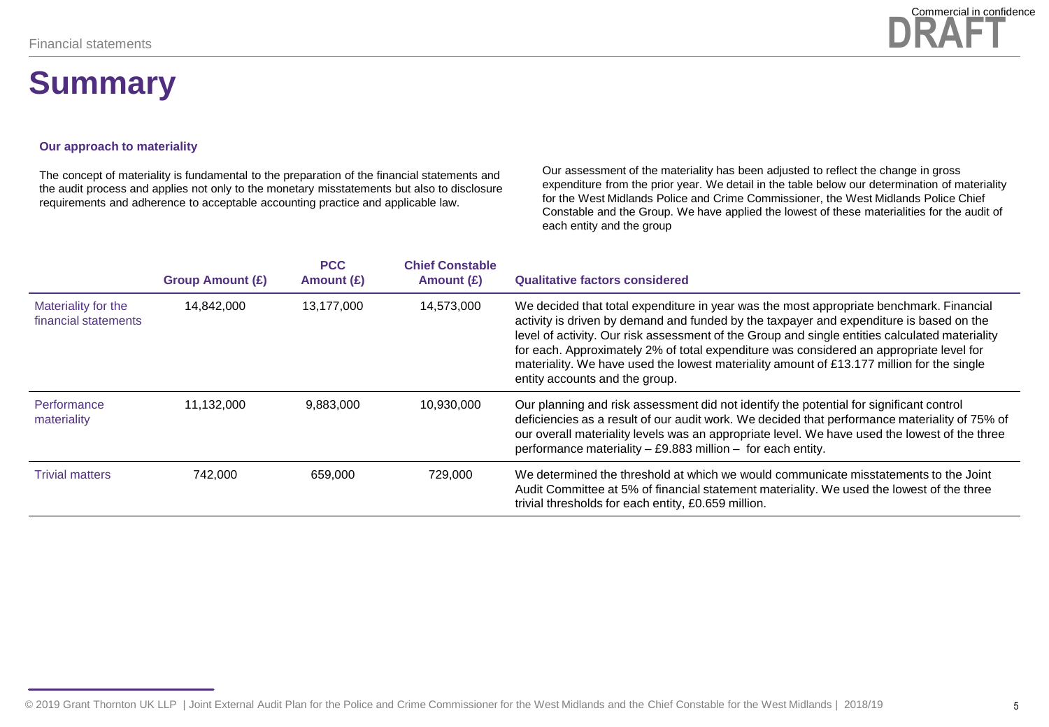# Summary

### Our approach to materiality

The concept of materiality is fundamental to the preparation of the financial statements and the audit process and applies not only to the monetary misstatements but also to disclosure requirements and adherence to acceptable accounting practice and applicable law.

Our assessment of the materiality has been adjusted to reflect the change in gross expenditure from the prior year. We detail in the table below our determination of materiality for the West Midlands Police and Crime Commissioner, the West Midlands Police Chief Constable and the Group. We have applied the lowest of these materialities for the audit of each entity and the group

| | Group Amount (£) | PCC Amount (£) | Chief Constable Amount (£) | Qualitative factors considered |
|---|---|---|---|---|
| Materiality for the financial statements | 14,842,000 | 13,177,000 | 14,573,000 | We decided that total expenditure in year was the most appropriate benchmark. Financial activity is driven by demand and funded by the taxpayer and expenditure is based on the level of activity. Our risk assessment of the Group and single entities calculated materiality for each. Approximately 2% of total expenditure was considered an appropriate level for materiality. We have used the lowest materiality amount of £13.177 million for the single entity accounts and the group. |
| Performance materiality | 11,132,000 | 9,883,000 | 10,930,000 | Our planning and risk assessment did not identify the potential for significant control deficiencies as a result of our audit work. We decided that performance materiality of 75% of our overall materiality levels was an appropriate level. We have used the lowest of the three performance materiality – £9.883 million – for each entity. |
| Trivial matters | 742,000 | 659,000 | 729,000 | We determined the threshold at which we would communicate misstatements to the Joint Audit Committee at 5% of financial statement materiality. We used the lowest of the three trivial thresholds for each entity, £0.659 million. |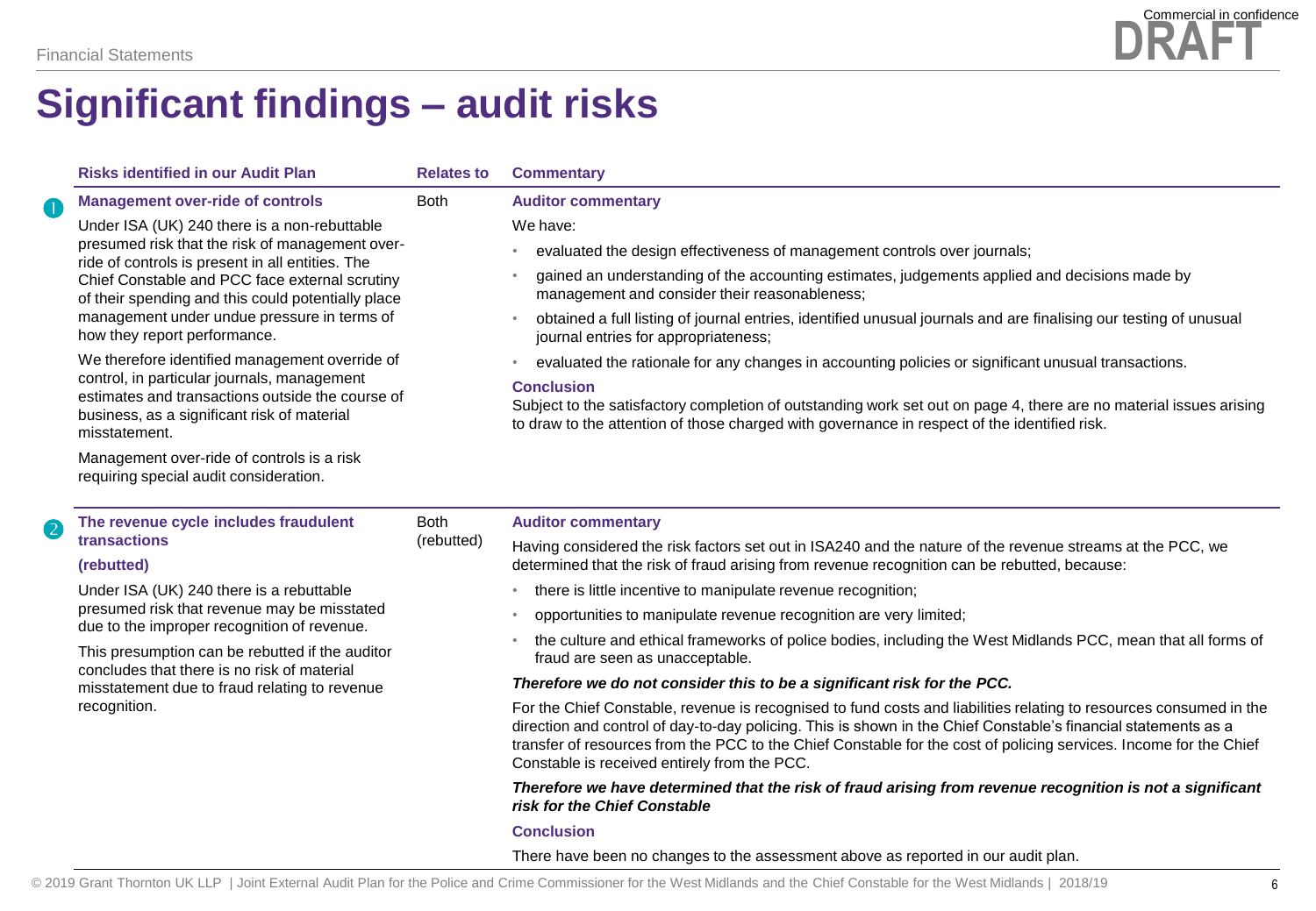Financial Statements

Commercial in confidence

DRAFT

# Significant findings – audit risks

| | Risks identified in our Audit Plan | Relates to | Commentary |
|---|---|---|---|
| 1 | **Management over-ride of controls**<br><br>Under ISA (UK) 240 there is a non-rebuttable presumed risk that the risk of management over-ride of controls is present in all entities. The Chief Constable and PCC face external scrutiny of their spending and this could potentially place management under undue pressure in terms of how they report performance.<br><br>We therefore identified management override of control, in particular journals, management estimates and transactions outside the course of business, as a significant risk of material misstatement.<br><br>Management over-ride of controls is a risk requiring special audit consideration. | Both | **Auditor commentary**<br><br>We have:<br><br>• evaluated the design effectiveness of management controls over journals;<br>• gained an understanding of the accounting estimates, judgements applied and decisions made by management and consider their reasonableness;<br>• obtained a full listing of journal entries, identified unusual journals and are finalising our testing of unusual journal entries for appropriateness;<br>• evaluated the rationale for any changes in accounting policies or significant unusual transactions.<br><br>**Conclusion**<br><br>Subject to the satisfactory completion of outstanding work set out on page 4, there are no material issues arising to draw to the attention of those charged with governance in respect of the identified risk. |
| 2 | **The revenue cycle includes fraudulent transactions**<br><br>**(rebutted)**<br><br>Under ISA (UK) 240 there is a rebuttable presumed risk that revenue may be misstated due to the improper recognition of revenue.<br><br>This presumption can be rebutted if the auditor concludes that there is no risk of material misstatement due to fraud relating to revenue recognition. | Both (rebutted) | **Auditor commentary**<br><br>Having considered the risk factors set out in ISA240 and the nature of the revenue streams at the PCC, we determined that the risk of fraud arising from revenue recognition can be rebutted, because:<br><br>• there is little incentive to manipulate revenue recognition;<br>• opportunities to manipulate revenue recognition are very limited;<br>• the culture and ethical frameworks of police bodies, including the West Midlands PCC, mean that all forms of fraud are seen as unacceptable.<br><br>***Therefore we do not consider this to be a significant risk for the PCC.***<br><br>For the Chief Constable, revenue is recognised to fund costs and liabilities relating to resources consumed in the direction and control of day-to-day policing. This is shown in the Chief Constable's financial statements as a transfer of resources from the PCC to the Chief Constable for the cost of policing services. Income for the Chief Constable is received entirely from the PCC.<br><br>***Therefore we have determined that the risk of fraud arising from revenue recognition is not a significant risk for the Chief Constable***<br><br>**Conclusion**<br><br>There have been no changes to the assessment above as reported in our audit plan. |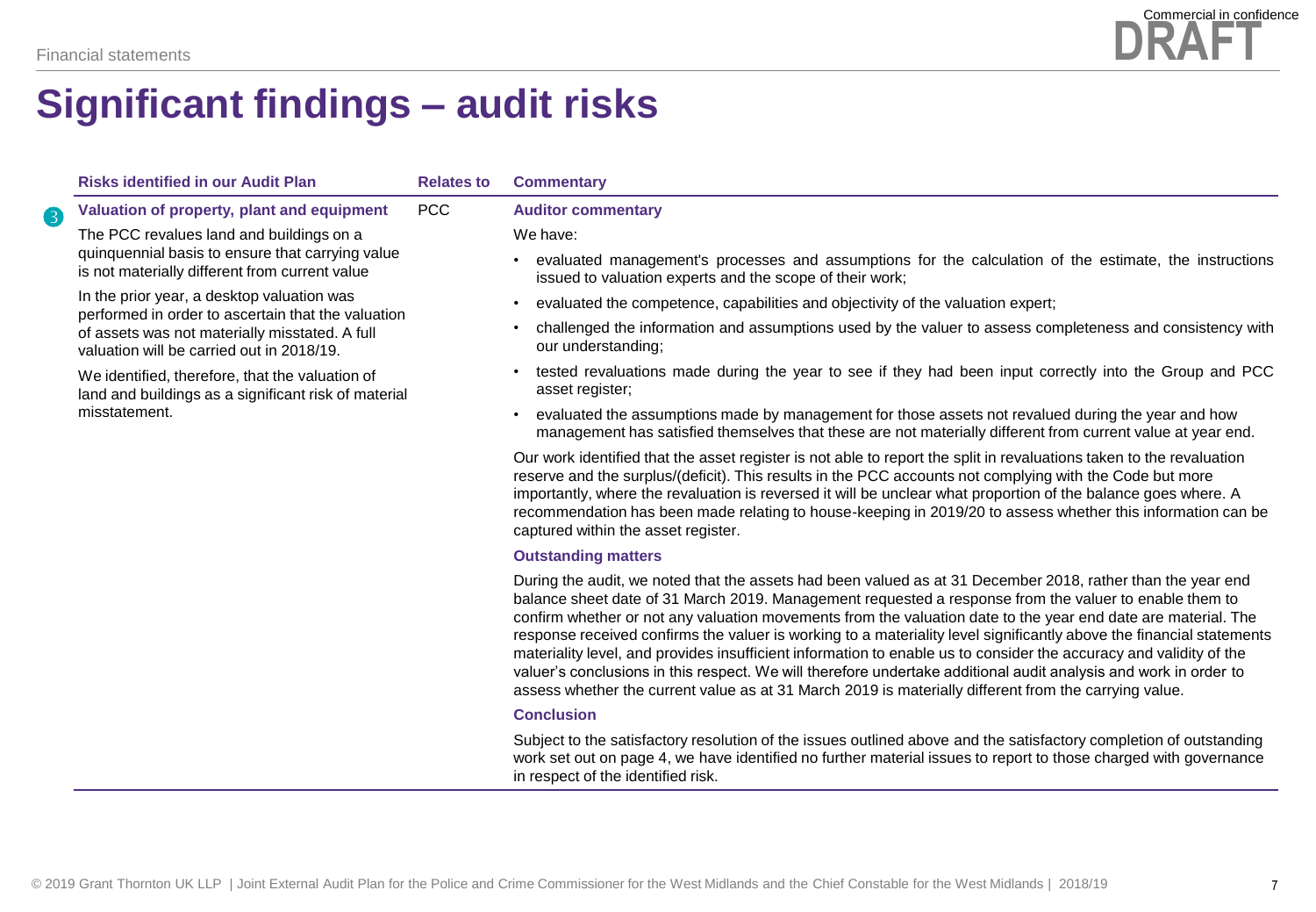# Significant findings – audit risks

| Risks identified in our Audit Plan | Relates to | Commentary |
| --- | --- | --- |
| **3 Valuation of property, plant and equipment**<br><br>The PCC revalues land and buildings on a quinquennial basis to ensure that carrying value is not materially different from current value<br><br>In the prior year, a desktop valuation was performed in order to ascertain that the valuation of assets was not materially misstated. A full valuation will be carried out in 2018/19.<br><br>We identified, therefore, that the valuation of land and buildings as a significant risk of material misstatement. | PCC | **Auditor commentary**<br><br>We have:<br><br>• evaluated management's processes and assumptions for the calculation of the estimate, the instructions issued to valuation experts and the scope of their work;<br>• evaluated the competence, capabilities and objectivity of the valuation expert;<br>• challenged the information and assumptions used by the valuer to assess completeness and consistency with our understanding;<br>• tested revaluations made during the year to see if they had been input correctly into the Group and PCC asset register;<br>• evaluated the assumptions made by management for those assets not revalued during the year and how management has satisfied themselves that these are not materially different from current value at year end.<br><br>Our work identified that the asset register is not able to report the split in revaluations taken to the revaluation reserve and the surplus/(deficit). This results in the PCC accounts not complying with the Code but more importantly, where the revaluation is reversed it will be unclear what proportion of the balance goes where. A recommendation has been made relating to house-keeping in 2019/20 to assess whether this information can be captured within the asset register.<br><br>**Outstanding matters**<br><br>During the audit, we noted that the assets had been valued as at 31 December 2018, rather than the year end balance sheet date of 31 March 2019. Management requested a response from the valuer to enable them to confirm whether or not any valuation movements from the valuation date to the year end date are material. The response received confirms the valuer is working to a materiality level significantly above the financial statements materiality level, and provides insufficient information to enable us to consider the accuracy and validity of the valuer's conclusions in this respect. We will therefore undertake additional audit analysis and work in order to assess whether the current value as at 31 March 2019 is materially different from the carrying value.<br><br>**Conclusion**<br><br>Subject to the satisfactory resolution of the issues outlined above and the satisfactory completion of outstanding work set out on page 4, we have identified no further material issues to report to those charged with governance in respect of the identified risk. |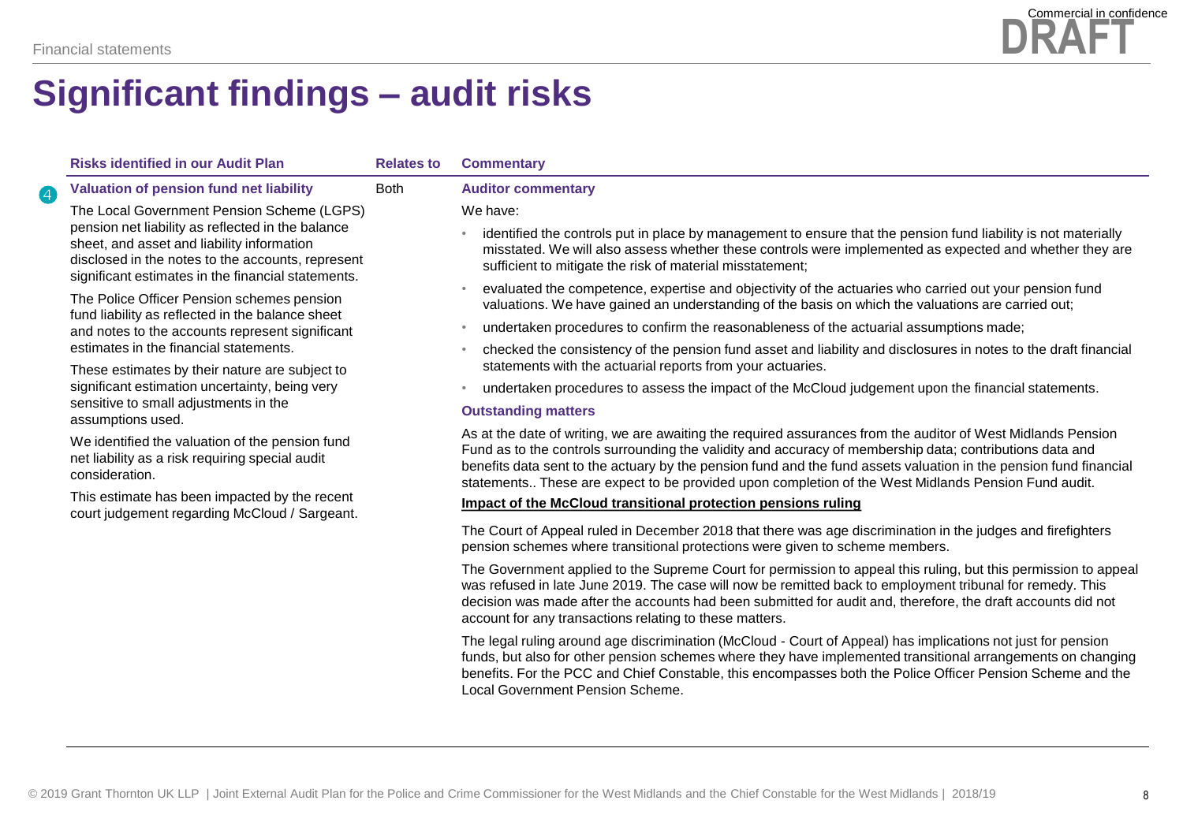# Significant findings – audit risks

| Risks identified in our Audit Plan | Relates to | Commentary |
|---|---|---|
| **4 Valuation of pension fund net liability**<br><br>The Local Government Pension Scheme (LGPS) pension net liability as reflected in the balance sheet, and asset and liability information disclosed in the notes to the accounts, represent significant estimates in the financial statements.<br><br>The Police Officer Pension schemes pension fund liability as reflected in the balance sheet and notes to the accounts represent significant estimates in the financial statements.<br><br>These estimates by their nature are subject to significant estimation uncertainty, being very sensitive to small adjustments in the assumptions used.<br><br>We identified the valuation of the pension fund net liability as a risk requiring special audit consideration.<br><br>This estimate has been impacted by the recent court judgement regarding McCloud / Sargeant. | Both | **Auditor commentary**<br><br>We have:<br><br>• identified the controls put in place by management to ensure that the pension fund liability is not materially misstated. We will also assess whether these controls were implemented as expected and whether they are sufficient to mitigate the risk of material misstatement;<br>• evaluated the competence, expertise and objectivity of the actuaries who carried out your pension fund valuations. We have gained an understanding of the basis on which the valuations are carried out;<br>• undertaken procedures to confirm the reasonableness of the actuarial assumptions made;<br>• checked the consistency of the pension fund asset and liability and disclosures in notes to the draft financial statements with the actuarial reports from your actuaries.<br>• undertaken procedures to assess the impact of the McCloud judgement upon the financial statements.<br><br>**Outstanding matters**<br><br>As at the date of writing, we are awaiting the required assurances from the auditor of West Midlands Pension Fund as to the controls surrounding the validity and accuracy of membership data; contributions data and benefits data sent to the actuary by the pension fund and the fund assets valuation in the pension fund financial statements.. These are expect to be provided upon completion of the West Midlands Pension Fund audit.<br><br>**Impact of the McCloud transitional protection pensions ruling**<br><br>The Court of Appeal ruled in December 2018 that there was age discrimination in the judges and firefighters pension schemes where transitional protections were given to scheme members.<br><br>The Government applied to the Supreme Court for permission to appeal this ruling, but this permission to appeal was refused in late June 2019. The case will now be remitted back to employment tribunal for remedy. This decision was made after the accounts had been submitted for audit and, therefore, the draft accounts did not account for any transactions relating to these matters.<br><br>The legal ruling around age discrimination (McCloud - Court of Appeal) has implications not just for pension funds, but also for other pension schemes where they have implemented transitional arrangements on changing benefits. For the PCC and Chief Constable, this encompasses both the Police Officer Pension Scheme and the Local Government Pension Scheme. |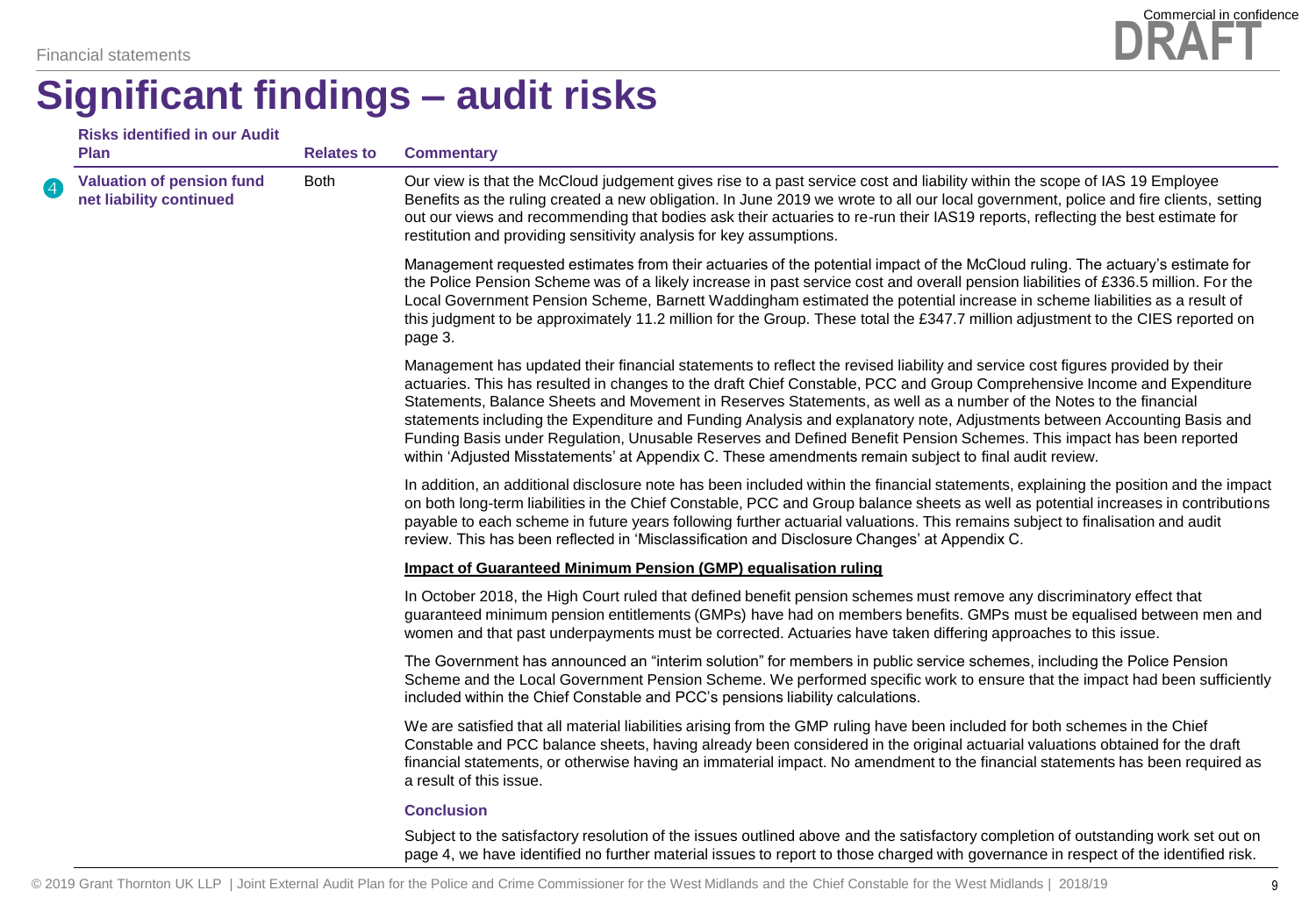# Significant findings – audit risks

| Risks identified in our Audit Plan | Relates to | Commentary |
|---|---|---|
| 4 **Valuation of pension fund net liability continued** | Both | Our view is that the McCloud judgement gives rise to a past service cost and liability within the scope of IAS 19 Employee Benefits as the ruling created a new obligation. In June 2019 we wrote to all our local government, police and fire clients, setting out our views and recommending that bodies ask their actuaries to re-run their IAS19 reports, reflecting the best estimate for restitution and providing sensitivity analysis for key assumptions.<br><br>Management requested estimates from their actuaries of the potential impact of the McCloud ruling. The actuary's estimate for the Police Pension Scheme was of a likely increase in past service cost and overall pension liabilities of £336.5 million. For the Local Government Pension Scheme, Barnett Waddingham estimated the potential increase in scheme liabilities as a result of this judgment to be approximately 11.2 million for the Group. These total the £347.7 million adjustment to the CIES reported on page 3.<br><br>Management has updated their financial statements to reflect the revised liability and service cost figures provided by their actuaries. This has resulted in changes to the draft Chief Constable, PCC and Group Comprehensive Income and Expenditure Statements, Balance Sheets and Movement in Reserves Statements, as well as a number of the Notes to the financial statements including the Expenditure and Funding Analysis and explanatory note, Adjustments between Accounting Basis and Funding Basis under Regulation, Unusable Reserves and Defined Benefit Pension Schemes. This impact has been reported within 'Adjusted Misstatements' at Appendix C. These amendments remain subject to final audit review.<br><br>In addition, an additional disclosure note has been included within the financial statements, explaining the position and the impact on both long-term liabilities in the Chief Constable, PCC and Group balance sheets as well as potential increases in contributions payable to each scheme in future years following further actuarial valuations. This remains subject to finalisation and audit review. This has been reflected in 'Misclassification and Disclosure Changes' at Appendix C.<br><br>**Impact of Guaranteed Minimum Pension (GMP) equalisation ruling**<br><br>In October 2018, the High Court ruled that defined benefit pension schemes must remove any discriminatory effect that guaranteed minimum pension entitlements (GMPs) have had on members benefits. GMPs must be equalised between men and women and that past underpayments must be corrected. Actuaries have taken differing approaches to this issue.<br><br>The Government has announced an "interim solution" for members in public service schemes, including the Police Pension Scheme and the Local Government Pension Scheme. We performed specific work to ensure that the impact had been sufficiently included within the Chief Constable and PCC's pensions liability calculations.<br><br>We are satisfied that all material liabilities arising from the GMP ruling have been included for both schemes in the Chief Constable and PCC balance sheets, having already been considered in the original actuarial valuations obtained for the draft financial statements, or otherwise having an immaterial impact. No amendment to the financial statements has been required as a result of this issue.<br><br>**Conclusion**<br><br>Subject to the satisfactory resolution of the issues outlined above and the satisfactory completion of outstanding work set out on page 4, we have identified no further material issues to report to those charged with governance in respect of the identified risk. |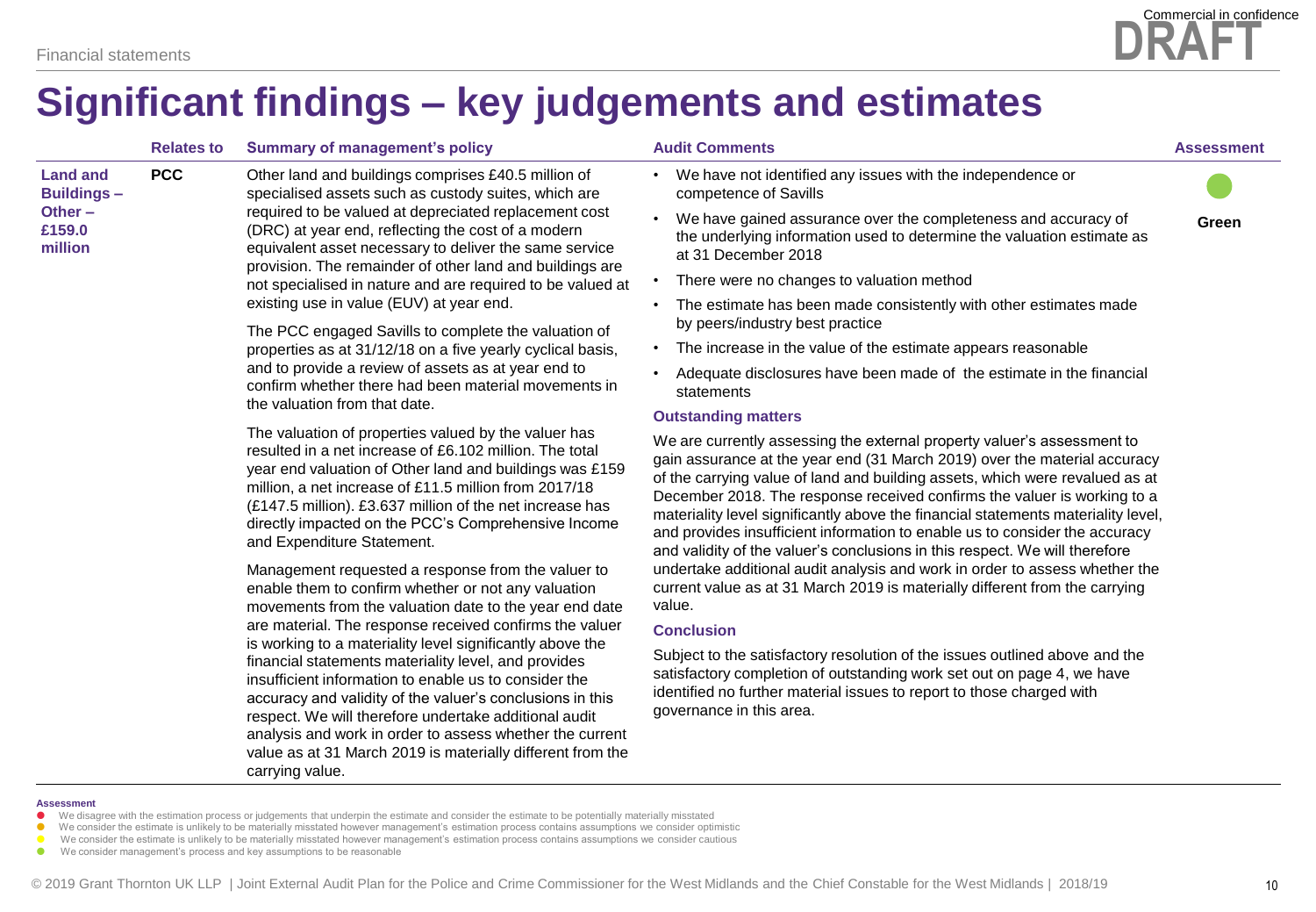Commercial in confidence
DRAFT

# Significant findings – key judgements and estimates

| | Relates to | Summary of management's policy | Audit Comments | Assessment |
|---|---|---|---|---|
| **Land and Buildings – Other – £159.0 million** | **PCC** | Other land and buildings comprises £40.5 million of specialised assets such as custody suites, which are required to be valued at depreciated replacement cost (DRC) at year end, reflecting the cost of a modern equivalent asset necessary to deliver the same service provision. The remainder of other land and buildings are not specialised in nature and are required to be valued at existing use in value (EUV) at year end.<br><br>The PCC engaged Savills to complete the valuation of properties as at 31/12/18 on a five yearly cyclical basis, and to provide a review of assets as at year end to confirm whether there had been material movements in the valuation from that date.<br><br>The valuation of properties valued by the valuer has resulted in a net increase of £6.102 million. The total year end valuation of Other land and buildings was £159 million, a net increase of £11.5 million from 2017/18 (£147.5 million). £3.637 million of the net increase has directly impacted on the PCC's Comprehensive Income and Expenditure Statement.<br><br>Management requested a response from the valuer to enable them to confirm whether or not any valuation movements from the valuation date to the year end date are material. The response received confirms the valuer is working to a materiality level significantly above the financial statements materiality level, and provides insufficient information to enable us to consider the accuracy and validity of the valuer's conclusions in this respect. We will therefore undertake additional audit analysis and work in order to assess whether the current value as at 31 March 2019 is materially different from the carrying value. | • We have not identified any issues with the independence or competence of Savills<br>• We have gained assurance over the completeness and accuracy of the underlying information used to determine the valuation estimate as at 31 December 2018<br>• There were no changes to valuation method<br>• The estimate has been made consistently with other estimates made by peers/industry best practice<br>• The increase in the value of the estimate appears reasonable<br>• Adequate disclosures have been made of the estimate in the financial statements<br><br>**Outstanding matters**<br><br>We are currently assessing the external property valuer's assessment to gain assurance at the year end (31 March 2019) over the material accuracy of the carrying value of land and building assets, which were revalued as at December 2018. The response received confirms the valuer is working to a materiality level significantly above the financial statements materiality level, and provides insufficient information to enable us to consider the accuracy and validity of the valuer's conclusions in this respect. We will therefore undertake additional audit analysis and work in order to assess whether the current value as at 31 March 2019 is materially different from the carrying value.<br><br>**Conclusion**<br><br>Subject to the satisfactory resolution of the issues outlined above and the satisfactory completion of outstanding work set out on page 4, we have identified no further material issues to report to those charged with governance in this area. | ● **Green** |

**Assessment**

- ● We disagree with the estimation process or judgements that underpin the estimate and consider the estimate to be potentially materially misstated
- ● We consider the estimate is unlikely to be materially misstated however management's estimation process contains assumptions we consider optimistic
- ● We consider the estimate is unlikely to be materially misstated however management's estimation process contains assumptions we consider cautious
- ● We consider management's process and key assumptions to be reasonable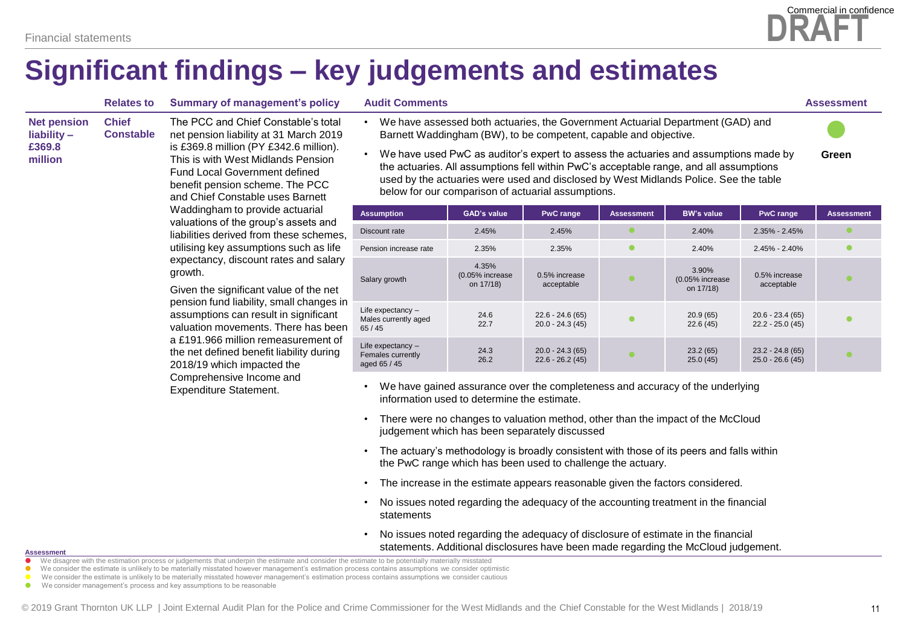# Significant findings – key judgements and estimates

| | Relates to | Summary of management's policy | Audit Comments | Assessment |
|---|---|---|---|---|
| **Net pension liability – £369.8 million** | **Chief Constable** | The PCC and Chief Constable's total net pension liability at 31 March 2019 is £369.8 million (PY £342.6 million). This is with West Midlands Pension Fund Local Government defined benefit pension scheme. The PCC and Chief Constable uses Barnett Waddingham to provide actuarial valuations of the group's assets and liabilities derived from these schemes, utilising key assumptions such as life expectancy, discount rates and salary growth.<br><br>Given the significant value of the net pension fund liability, small changes in assumptions can result in significant valuation movements. There has been a £191.966 million remeasurement of the net defined benefit liability during 2018/19 which impacted the Comprehensive Income and Expenditure Statement. | • We have assessed both actuaries, the Government Actuarial Department (GAD) and Barnett Waddingham (BW), to be competent, capable and objective.<br>• We have used PwC as auditor's expert to assess the actuaries and assumptions made by the actuaries. All assumptions fell within PwC's acceptable range, and all assumptions used by the actuaries were used and disclosed by West Midlands Police. See the table below for our comparison of actuarial assumptions. | Green |

| Assumption | GAD's value | PwC range | Assessment | BW's value | PwC range | Assessment |
|---|---|---|---|---|---|---|
| Discount rate | 2.45% | 2.45% | Green | 2.40% | 2.35% - 2.45% | Green |
| Pension increase rate | 2.35% | 2.35% | Green | 2.40% | 2.45% - 2.40% | Green |
| Salary growth | 4.35% (0.05% increase on 17/18) | 0.5% increase acceptable | Green | 3.90% (0.05% increase on 17/18) | 0.5% increase acceptable | Green |
| Life expectancy – Males currently aged 65 / 45 | 24.6<br>22.7 | 22.6 - 24.6 (65)<br>20.0 - 24.3 (45) | Green | 20.9 (65)<br>22.6 (45) | 20.6 - 23.4 (65)<br>22.2 - 25.0 (45) | Green |
| Life expectancy – Females currently aged 65 / 45 | 24.3<br>26.2 | 20.0 - 24.3 (65)<br>22.6 - 26.2 (45) | Green | 23.2 (65)<br>25.0 (45) | 23.2 - 24.8 (65)<br>25.0 - 26.6 (45) | Green |

- We have gained assurance over the completeness and accuracy of the underlying information used to determine the estimate.
- There were no changes to valuation method, other than the impact of the McCloud judgement which has been separately discussed
- The actuary's methodology is broadly consistent with those of its peers and falls within the PwC range which has been used to challenge the actuary.
- The increase in the estimate appears reasonable given the factors considered.
- No issues noted regarding the adequacy of the accounting treatment in the financial statements
- No issues noted regarding the adequacy of disclosure of estimate in the financial statements. Additional disclosures have been made regarding the McCloud judgement.

**Assessment**

- Red: We disagree with the estimation process or judgements that underpin the estimate and consider the estimate to be potentially materially misstated
- Amber: We consider the estimate is unlikely to be materially misstated however management's estimation process contains assumptions we consider optimistic
- Yellow: We consider the estimate is unlikely to be materially misstated however management's estimation process contains assumptions we consider cautious
- Green: We consider management's process and key assumptions to be reasonable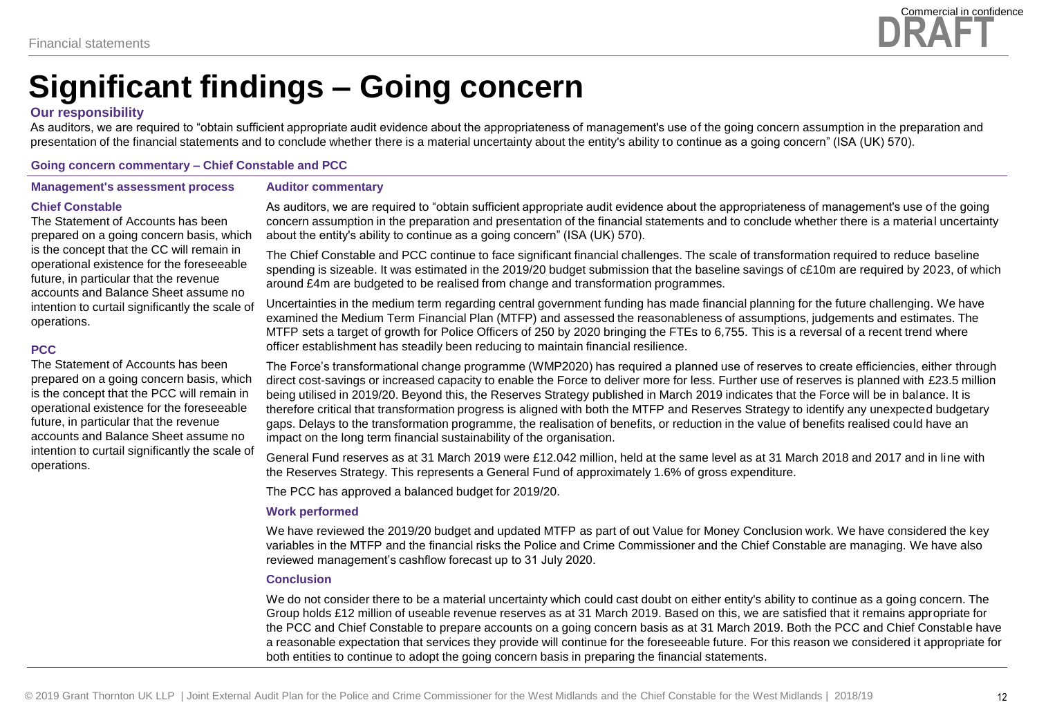# Significant findings – Going concern

### Our responsibility

As auditors, we are required to "obtain sufficient appropriate audit evidence about the appropriateness of management's use of the going concern assumption in the preparation and presentation of the financial statements and to conclude whether there is a material uncertainty about the entity's ability to continue as a going concern" (ISA (UK) 570).

### Going concern commentary – Chief Constable and PCC

| Management's assessment process | Auditor commentary |
|---|---|
| **Chief Constable**<br>The Statement of Accounts has been prepared on a going concern basis, which is the concept that the CC will remain in operational existence for the foreseeable future, in particular that the revenue accounts and Balance Sheet assume no intention to curtail significantly the scale of operations.<br><br>**PCC**<br>The Statement of Accounts has been prepared on a going concern basis, which is the concept that the PCC will remain in operational existence for the foreseeable future, in particular that the revenue accounts and Balance Sheet assume no intention to curtail significantly the scale of operations. | As auditors, we are required to "obtain sufficient appropriate audit evidence about the appropriateness of management's use of the going concern assumption in the preparation and presentation of the financial statements and to conclude whether there is a material uncertainty about the entity's ability to continue as a going concern" (ISA (UK) 570).<br><br>The Chief Constable and PCC continue to face significant financial challenges. The scale of transformation required to reduce baseline spending is sizeable. It was estimated in the 2019/20 budget submission that the baseline savings of c£10m are required by 2023, of which around £4m are budgeted to be realised from change and transformation programmes.<br><br>Uncertainties in the medium term regarding central government funding has made financial planning for the future challenging. We have examined the Medium Term Financial Plan (MTFP) and assessed the reasonableness of assumptions, judgements and estimates. The MTFP sets a target of growth for Police Officers of 250 by 2020 bringing the FTEs to 6,755. This is a reversal of a recent trend where officer establishment has steadily been reducing to maintain financial resilience.<br><br>The Force's transformational change programme (WMP2020) has required a planned use of reserves to create efficiencies, either through direct cost-savings or increased capacity to enable the Force to deliver more for less. Further use of reserves is planned with £23.5 million being utilised in 2019/20. Beyond this, the Reserves Strategy published in March 2019 indicates that the Force will be in balance. It is therefore critical that transformation progress is aligned with both the MTFP and Reserves Strategy to identify any unexpected budgetary gaps. Delays to the transformation programme, the realisation of benefits, or reduction in the value of benefits realised could have an impact on the long term financial sustainability of the organisation.<br><br>General Fund reserves as at 31 March 2019 were £12.042 million, held at the same level as at 31 March 2018 and 2017 and in line with the Reserves Strategy. This represents a General Fund of approximately 1.6% of gross expenditure.<br><br>The PCC has approved a balanced budget for 2019/20.<br><br>**Work performed**<br><br>We have reviewed the 2019/20 budget and updated MTFP as part of out Value for Money Conclusion work. We have considered the key variables in the MTFP and the financial risks the Police and Crime Commissioner and the Chief Constable are managing. We have also reviewed management's cashflow forecast up to 31 July 2020.<br><br>**Conclusion**<br><br>We do not consider there to be a material uncertainty which could cast doubt on either entity's ability to continue as a going concern. The Group holds £12 million of useable revenue reserves as at 31 March 2019. Based on this, we are satisfied that it remains appropriate for the PCC and Chief Constable to prepare accounts on a going concern basis as at 31 March 2019. Both the PCC and Chief Constable have a reasonable expectation that services they provide will continue for the foreseeable future. For this reason we considered it appropriate for both entities to continue to adopt the going concern basis in preparing the financial statements. |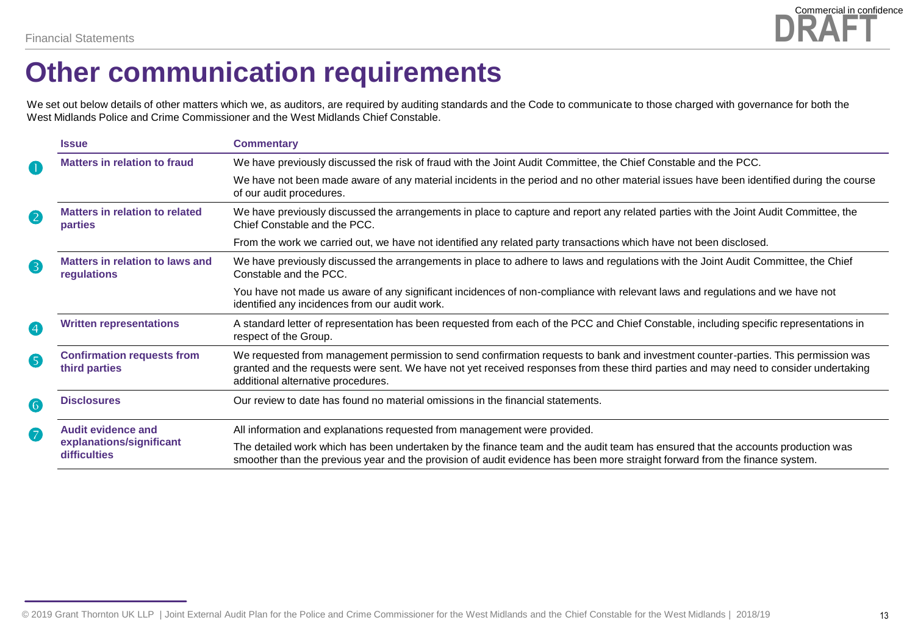# Other communication requirements

We set out below details of other matters which we, as auditors, are required by auditing standards and the Code to communicate to those charged with governance for both the West Midlands Police and Crime Commissioner and the West Midlands Chief Constable.

| | Issue | Commentary |
|---|---|---|
| 1 | **Matters in relation to fraud** | We have previously discussed the risk of fraud with the Joint Audit Committee, the Chief Constable and the PCC.<br><br>We have not been made aware of any material incidents in the period and no other material issues have been identified during the course of our audit procedures. |
| 2 | **Matters in relation to related parties** | We have previously discussed the arrangements in place to capture and report any related parties with the Joint Audit Committee, the Chief Constable and the PCC.<br><br>From the work we carried out, we have not identified any related party transactions which have not been disclosed. |
| 3 | **Matters in relation to laws and regulations** | We have previously discussed the arrangements in place to adhere to laws and regulations with the Joint Audit Committee, the Chief Constable and the PCC.<br><br>You have not made us aware of any significant incidences of non-compliance with relevant laws and regulations and we have not identified any incidences from our audit work. |
| 4 | **Written representations** | A standard letter of representation has been requested from each of the PCC and Chief Constable, including specific representations in respect of the Group. |
| 5 | **Confirmation requests from third parties** | We requested from management permission to send confirmation requests to bank and investment counter-parties. This permission was granted and the requests were sent. We have not yet received responses from these third parties and may need to consider undertaking additional alternative procedures. |
| 6 | **Disclosures** | Our review to date has found no material omissions in the financial statements. |
| 7 | **Audit evidence and explanations/significant difficulties** | All information and explanations requested from management were provided.<br><br>The detailed work which has been undertaken by the finance team and the audit team has ensured that the accounts production was smoother than the previous year and the provision of audit evidence has been more straight forward from the finance system. |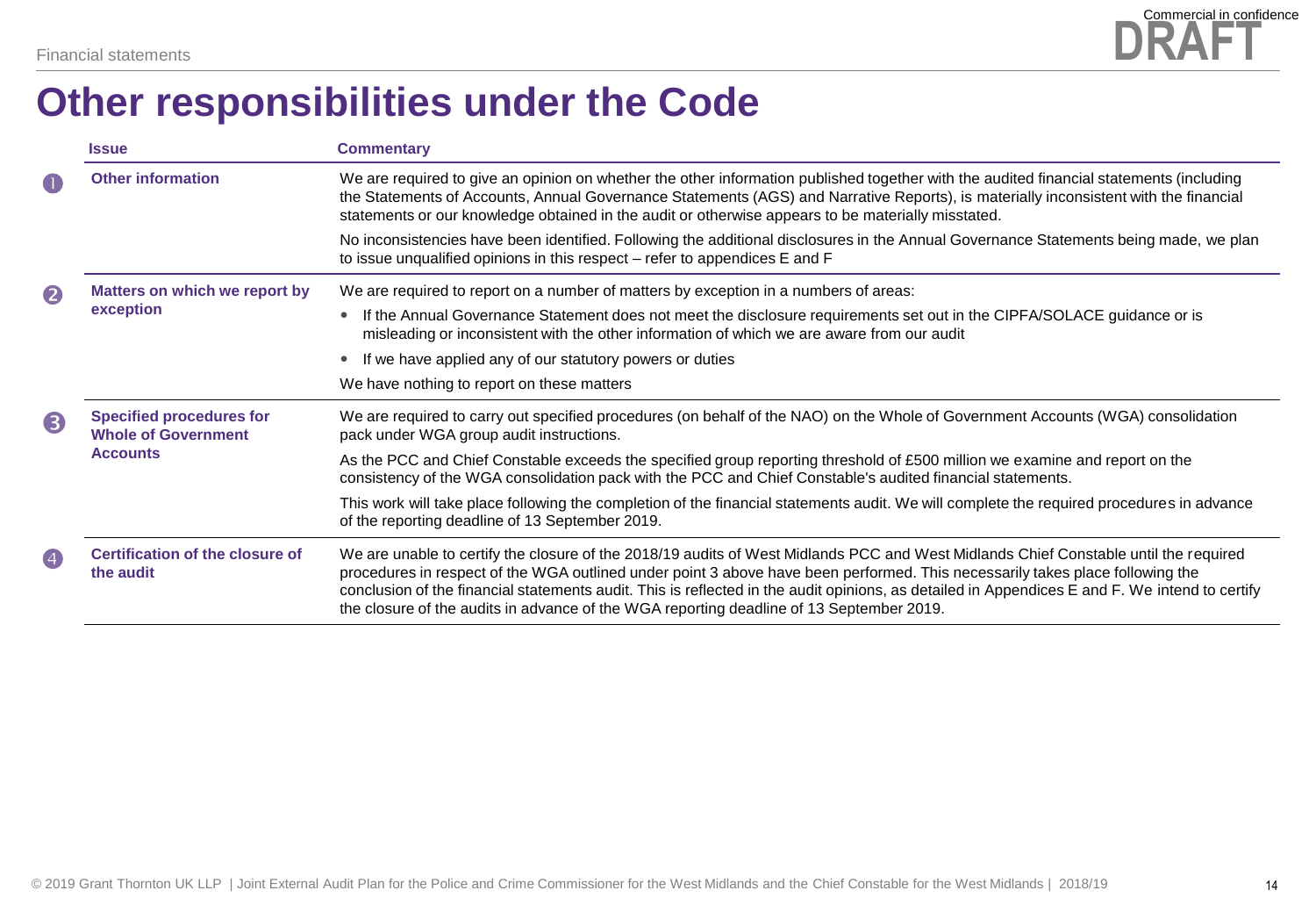# Other responsibilities under the Code

| | Issue | Commentary |
|---|---|---|
| 1 | **Other information** | We are required to give an opinion on whether the other information published together with the audited financial statements (including the Statements of Accounts, Annual Governance Statements (AGS) and Narrative Reports), is materially inconsistent with the financial statements or our knowledge obtained in the audit or otherwise appears to be materially misstated.<br><br>No inconsistencies have been identified. Following the additional disclosures in the Annual Governance Statements being made, we plan to issue unqualified opinions in this respect – refer to appendices E and F |
| 2 | **Matters on which we report by exception** | We are required to report on a number of matters by exception in a numbers of areas:<br>• If the Annual Governance Statement does not meet the disclosure requirements set out in the CIPFA/SOLACE guidance or is misleading or inconsistent with the other information of which we are aware from our audit<br>• If we have applied any of our statutory powers or duties<br><br>We have nothing to report on these matters |
| 3 | **Specified procedures for Whole of Government Accounts** | We are required to carry out specified procedures (on behalf of the NAO) on the Whole of Government Accounts (WGA) consolidation pack under WGA group audit instructions.<br><br>As the PCC and Chief Constable exceeds the specified group reporting threshold of £500 million we examine and report on the consistency of the WGA consolidation pack with the PCC and Chief Constable's audited financial statements.<br><br>This work will take place following the completion of the financial statements audit. We will complete the required procedures in advance of the reporting deadline of 13 September 2019. |
| 4 | **Certification of the closure of the audit** | We are unable to certify the closure of the 2018/19 audits of West Midlands PCC and West Midlands Chief Constable until the required procedures in respect of the WGA outlined under point 3 above have been performed. This necessarily takes place following the conclusion of the financial statements audit. This is reflected in the audit opinions, as detailed in Appendices E and F. We intend to certify the closure of the audits in advance of the WGA reporting deadline of 13 September 2019. |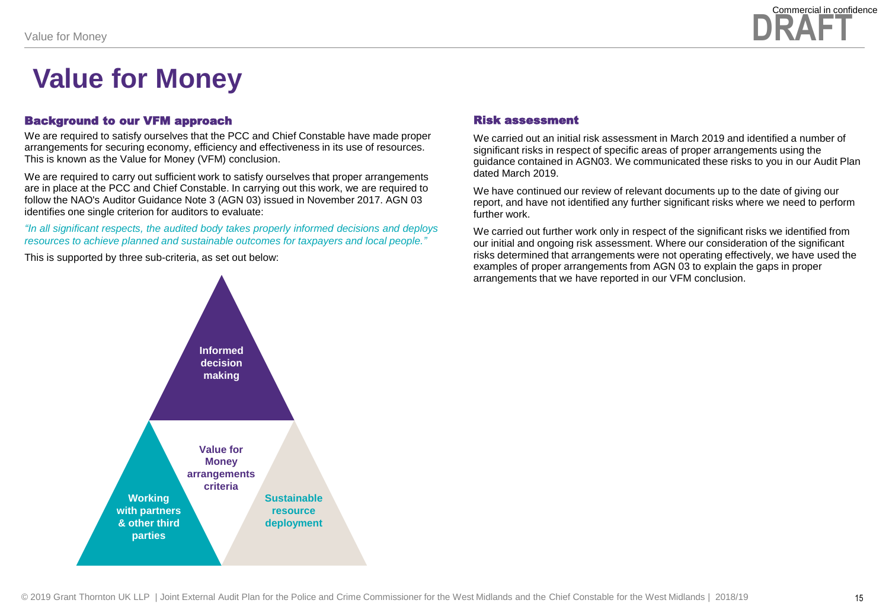# Value for Money

### Background to our VFM approach

We are required to satisfy ourselves that the PCC and Chief Constable have made proper arrangements for securing economy, efficiency and effectiveness in its use of resources. This is known as the Value for Money (VFM) conclusion.

We are required to carry out sufficient work to satisfy ourselves that proper arrangements are in place at the PCC and Chief Constable. In carrying out this work, we are required to follow the NAO's Auditor Guidance Note 3 (AGN 03) issued in November 2017. AGN 03 identifies one single criterion for auditors to evaluate:

*"In all significant respects, the audited body takes properly informed decisions and deploys resources to achieve planned and sustainable outcomes for taxpayers and local people."*

This is supported by three sub-criteria, as set out below:

**Value for Money arrangements criteria**

- **Informed decision making**
- **Working with partners & other third parties**
- **Sustainable resource deployment**

### Risk assessment

We carried out an initial risk assessment in March 2019 and identified a number of significant risks in respect of specific areas of proper arrangements using the guidance contained in AGN03. We communicated these risks to you in our Audit Plan dated March 2019.

We have continued our review of relevant documents up to the date of giving our report, and have not identified any further significant risks where we need to perform further work.

We carried out further work only in respect of the significant risks we identified from our initial and ongoing risk assessment. Where our consideration of the significant risks determined that arrangements were not operating effectively, we have used the examples of proper arrangements from AGN 03 to explain the gaps in proper arrangements that we have reported in our VFM conclusion.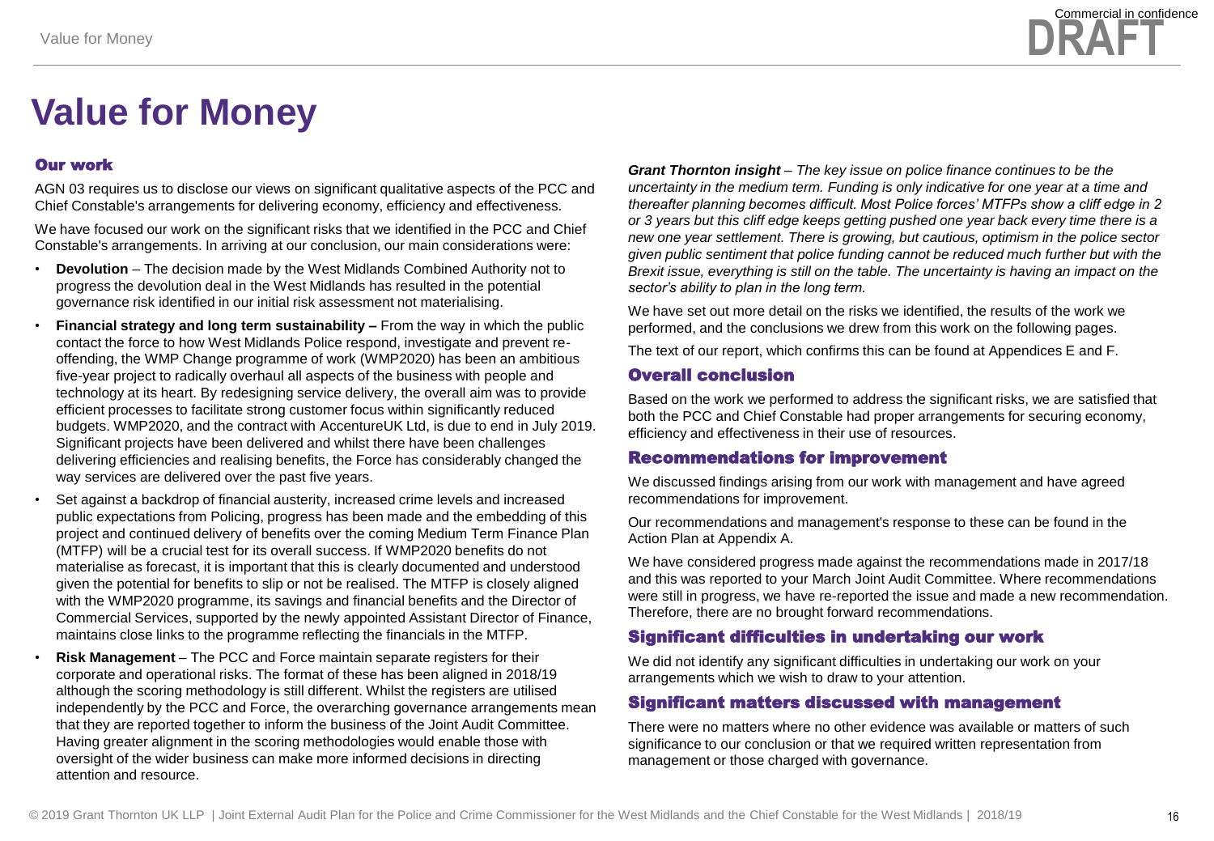# Value for Money

### Our work

AGN 03 requires us to disclose our views on significant qualitative aspects of the PCC and Chief Constable's arrangements for delivering economy, efficiency and effectiveness.

We have focused our work on the significant risks that we identified in the PCC and Chief Constable's arrangements. In arriving at our conclusion, our main considerations were:

- **Devolution** – The decision made by the West Midlands Combined Authority not to progress the devolution deal in the West Midlands has resulted in the potential governance risk identified in our initial risk assessment not materialising.
- **Financial strategy and long term sustainability –** From the way in which the public contact the force to how West Midlands Police respond, investigate and prevent re-offending, the WMP Change programme of work (WMP2020) has been an ambitious five-year project to radically overhaul all aspects of the business with people and technology at its heart. By redesigning service delivery, the overall aim was to provide efficient processes to facilitate strong customer focus within significantly reduced budgets. WMP2020, and the contract with AccentureUK Ltd, is due to end in July 2019. Significant projects have been delivered and whilst there have been challenges delivering efficiencies and realising benefits, the Force has considerably changed the way services are delivered over the past five years.
- Set against a backdrop of financial austerity, increased crime levels and increased public expectations from Policing, progress has been made and the embedding of this project and continued delivery of benefits over the coming Medium Term Finance Plan (MTFP) will be a crucial test for its overall success. If WMP2020 benefits do not materialise as forecast, it is important that this is clearly documented and understood given the potential for benefits to slip or not be realised. The MTFP is closely aligned with the WMP2020 programme, its savings and financial benefits and the Director of Commercial Services, supported by the newly appointed Assistant Director of Finance, maintains close links to the programme reflecting the financials in the MTFP.
- **Risk Management** – The PCC and Force maintain separate registers for their corporate and operational risks. The format of these has been aligned in 2018/19 although the scoring methodology is still different. Whilst the registers are utilised independently by the PCC and Force, the overarching governance arrangements mean that they are reported together to inform the business of the Joint Audit Committee. Having greater alignment in the scoring methodologies would enable those with oversight of the wider business can make more informed decisions in directing attention and resource.

***Grant Thornton insight** – The key issue on police finance continues to be the uncertainty in the medium term. Funding is only indicative for one year at a time and thereafter planning becomes difficult. Most Police forces' MTFPs show a cliff edge in 2 or 3 years but this cliff edge keeps getting pushed one year back every time there is a new one year settlement. There is growing, but cautious, optimism in the police sector given public sentiment that police funding cannot be reduced much further but with the Brexit issue, everything is still on the table. The uncertainty is having an impact on the sector's ability to plan in the long term.*

We have set out more detail on the risks we identified, the results of the work we performed, and the conclusions we drew from this work on the following pages.

The text of our report, which confirms this can be found at Appendices E and F.

### Overall conclusion

Based on the work we performed to address the significant risks, we are satisfied that both the PCC and Chief Constable had proper arrangements for securing economy, efficiency and effectiveness in their use of resources.

### Recommendations for improvement

We discussed findings arising from our work with management and have agreed recommendations for improvement.

Our recommendations and management's response to these can be found in the Action Plan at Appendix A.

We have considered progress made against the recommendations made in 2017/18 and this was reported to your March Joint Audit Committee. Where recommendations were still in progress, we have re-reported the issue and made a new recommendation. Therefore, there are no brought forward recommendations.

### Significant difficulties in undertaking our work

We did not identify any significant difficulties in undertaking our work on your arrangements which we wish to draw to your attention.

### Significant matters discussed with management

There were no matters where no other evidence was available or matters of such significance to our conclusion or that we required written representation from management or those charged with governance.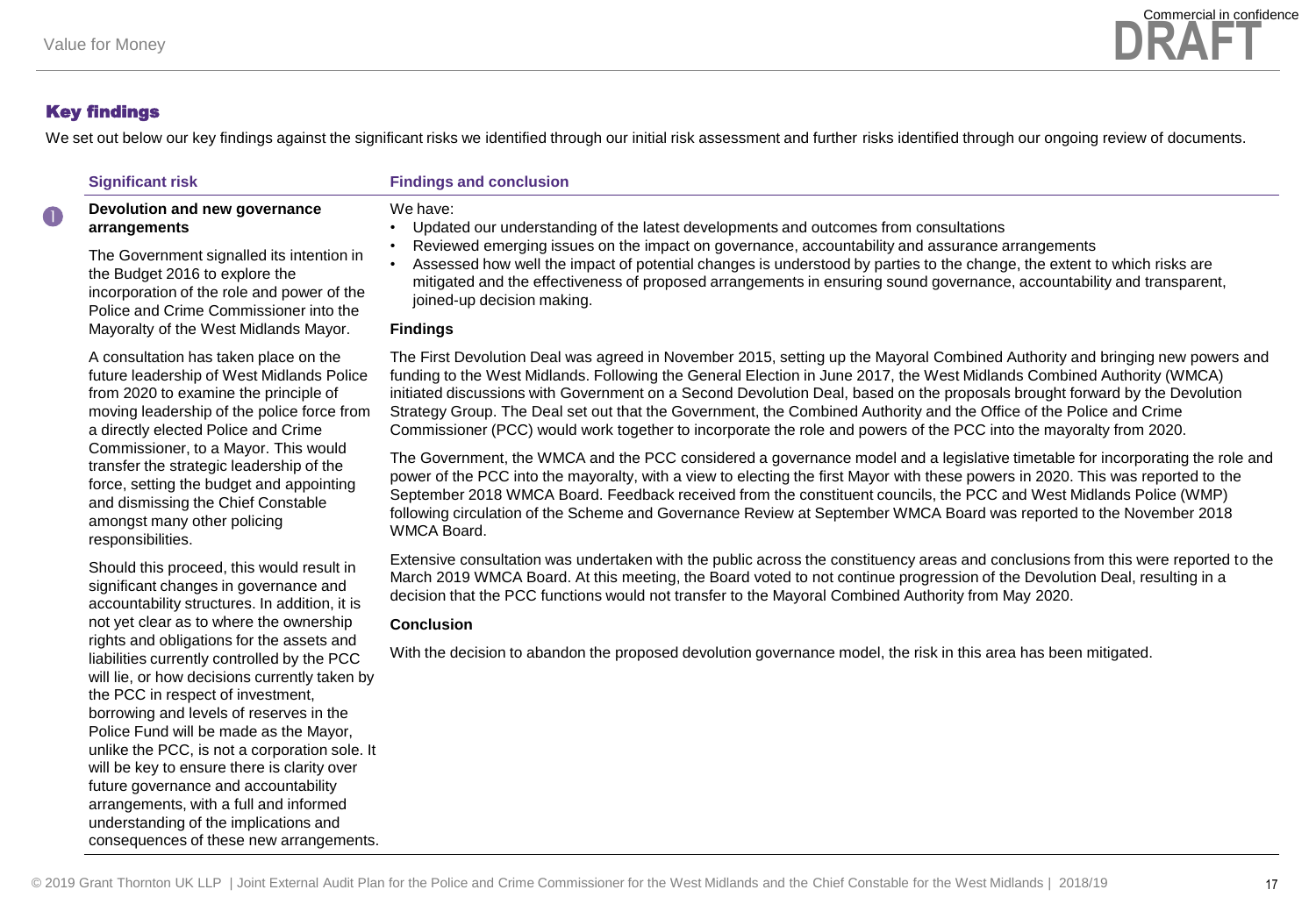## Key findings

We set out below our key findings against the significant risks we identified through our initial risk assessment and further risks identified through our ongoing review of documents.

| Significant risk | Findings and conclusion |
|---|---|
| **1 Devolution and new governance arrangements**<br><br>The Government signalled its intention in the Budget 2016 to explore the incorporation of the role and power of the Police and Crime Commissioner into the Mayoralty of the West Midlands Mayor.<br><br>A consultation has taken place on the future leadership of West Midlands Police from 2020 to examine the principle of moving leadership of the police force from a directly elected Police and Crime Commissioner, to a Mayor. This would transfer the strategic leadership of the force, setting the budget and appointing and dismissing the Chief Constable amongst many other policing responsibilities.<br><br>Should this proceed, this would result in significant changes in governance and accountability structures. In addition, it is not yet clear as to where the ownership rights and obligations for the assets and liabilities currently controlled by the PCC will lie, or how decisions currently taken by the PCC in respect of investment, borrowing and levels of reserves in the Police Fund will be made as the Mayor, unlike the PCC, is not a corporation sole. It will be key to ensure there is clarity over future governance and accountability arrangements, with a full and informed understanding of the implications and consequences of these new arrangements. | We have:<br>• Updated our understanding of the latest developments and outcomes from consultations<br>• Reviewed emerging issues on the impact on governance, accountability and assurance arrangements<br>• Assessed how well the impact of potential changes is understood by parties to the change, the extent to which risks are mitigated and the effectiveness of proposed arrangements in ensuring sound governance, accountability and transparent, joined-up decision making.<br><br>**Findings**<br><br>The First Devolution Deal was agreed in November 2015, setting up the Mayoral Combined Authority and bringing new powers and funding to the West Midlands. Following the General Election in June 2017, the West Midlands Combined Authority (WMCA) initiated discussions with Government on a Second Devolution Deal, based on the proposals brought forward by the Devolution Strategy Group. The Deal set out that the Government, the Combined Authority and the Office of the Police and Crime Commissioner (PCC) would work together to incorporate the role and powers of the PCC into the mayoralty from 2020.<br><br>The Government, the WMCA and the PCC considered a governance model and a legislative timetable for incorporating the role and power of the PCC into the mayoralty, with a view to electing the first Mayor with these powers in 2020. This was reported to the September 2018 WMCA Board. Feedback received from the constituent councils, the PCC and West Midlands Police (WMP) following circulation of the Scheme and Governance Review at September WMCA Board was reported to the November 2018 WMCA Board.<br><br>Extensive consultation was undertaken with the public across the constituency areas and conclusions from this were reported to the March 2019 WMCA Board. At this meeting, the Board voted to not continue progression of the Devolution Deal, resulting in a decision that the PCC functions would not transfer to the Mayoral Combined Authority from May 2020.<br><br>**Conclusion**<br><br>With the decision to abandon the proposed devolution governance model, the risk in this area has been mitigated. |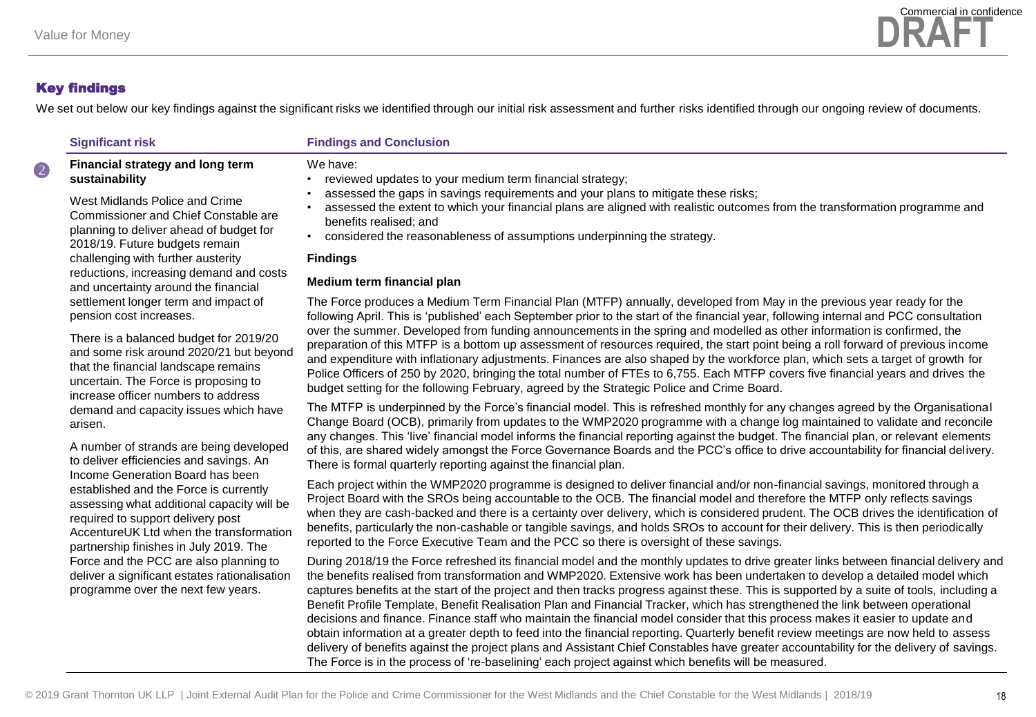## Key findings

We set out below our key findings against the significant risks we identified through our initial risk assessment and further risks identified through our ongoing review of documents.

| Significant risk | Findings and Conclusion |
|---|---|
| **2** **Financial strategy and long term sustainability**<br><br>West Midlands Police and Crime Commissioner and Chief Constable are planning to deliver ahead of budget for 2018/19. Future budgets remain challenging with further austerity reductions, increasing demand and costs and uncertainty around the financial settlement longer term and impact of pension cost increases.<br><br>There is a balanced budget for 2019/20 and some risk around 2020/21 but beyond that the financial landscape remains uncertain. The Force is proposing to increase officer numbers to address demand and capacity issues which have arisen.<br><br>A number of strands are being developed to deliver efficiencies and savings. An Income Generation Board has been established and the Force is currently assessing what additional capacity will be required to support delivery post AccentureUK Ltd when the transformation partnership finishes in July 2019. The Force and the PCC are also planning to deliver a significant estates rationalisation programme over the next few years. | We have:<br>• reviewed updates to your medium term financial strategy;<br>• assessed the gaps in savings requirements and your plans to mitigate these risks;<br>• assessed the extent to which your financial plans are aligned with realistic outcomes from the transformation programme and benefits realised; and<br>• considered the reasonableness of assumptions underpinning the strategy.<br><br>**Findings**<br><br>**Medium term financial plan**<br><br>The Force produces a Medium Term Financial Plan (MTFP) annually, developed from May in the previous year ready for the following April. This is 'published' each September prior to the start of the financial year, following internal and PCC consultation over the summer. Developed from funding announcements in the spring and modelled as other information is confirmed, the preparation of this MTFP is a bottom up assessment of resources required, the start point being a roll forward of previous income and expenditure with inflationary adjustments. Finances are also shaped by the workforce plan, which sets a target of growth for Police Officers of 250 by 2020, bringing the total number of FTEs to 6,755. Each MTFP covers five financial years and drives the budget setting for the following February, agreed by the Strategic Police and Crime Board.<br><br>The MTFP is underpinned by the Force's financial model. This is refreshed monthly for any changes agreed by the Organisational Change Board (OCB), primarily from updates to the WMP2020 programme with a change log maintained to validate and reconcile any changes. This 'live' financial model informs the financial reporting against the budget. The financial plan, or relevant elements of this, are shared widely amongst the Force Governance Boards and the PCC's office to drive accountability for financial delivery. There is formal quarterly reporting against the financial plan.<br><br>Each project within the WMP2020 programme is designed to deliver financial and/or non-financial savings, monitored through a Project Board with the SROs being accountable to the OCB. The financial model and therefore the MTFP only reflects savings when they are cash-backed and there is a certainty over delivery, which is considered prudent. The OCB drives the identification of benefits, particularly the non-cashable or tangible savings, and holds SROs to account for their delivery. This is then periodically reported to the Force Executive Team and the PCC so there is oversight of these savings.<br><br>During 2018/19 the Force refreshed its financial model and the monthly updates to drive greater links between financial delivery and the benefits realised from transformation and WMP2020. Extensive work has been undertaken to develop a detailed model which captures benefits at the start of the project and then tracks progress against these. This is supported by a suite of tools, including a Benefit Profile Template, Benefit Realisation Plan and Financial Tracker, which has strengthened the link between operational decisions and finance. Finance staff who maintain the financial model consider that this process makes it easier to update and obtain information at a greater depth to feed into the financial reporting. Quarterly benefit review meetings are now held to assess delivery of benefits against the project plans and Assistant Chief Constables have greater accountability for the delivery of savings. The Force is in the process of 're-baselining' each project against which benefits will be measured. |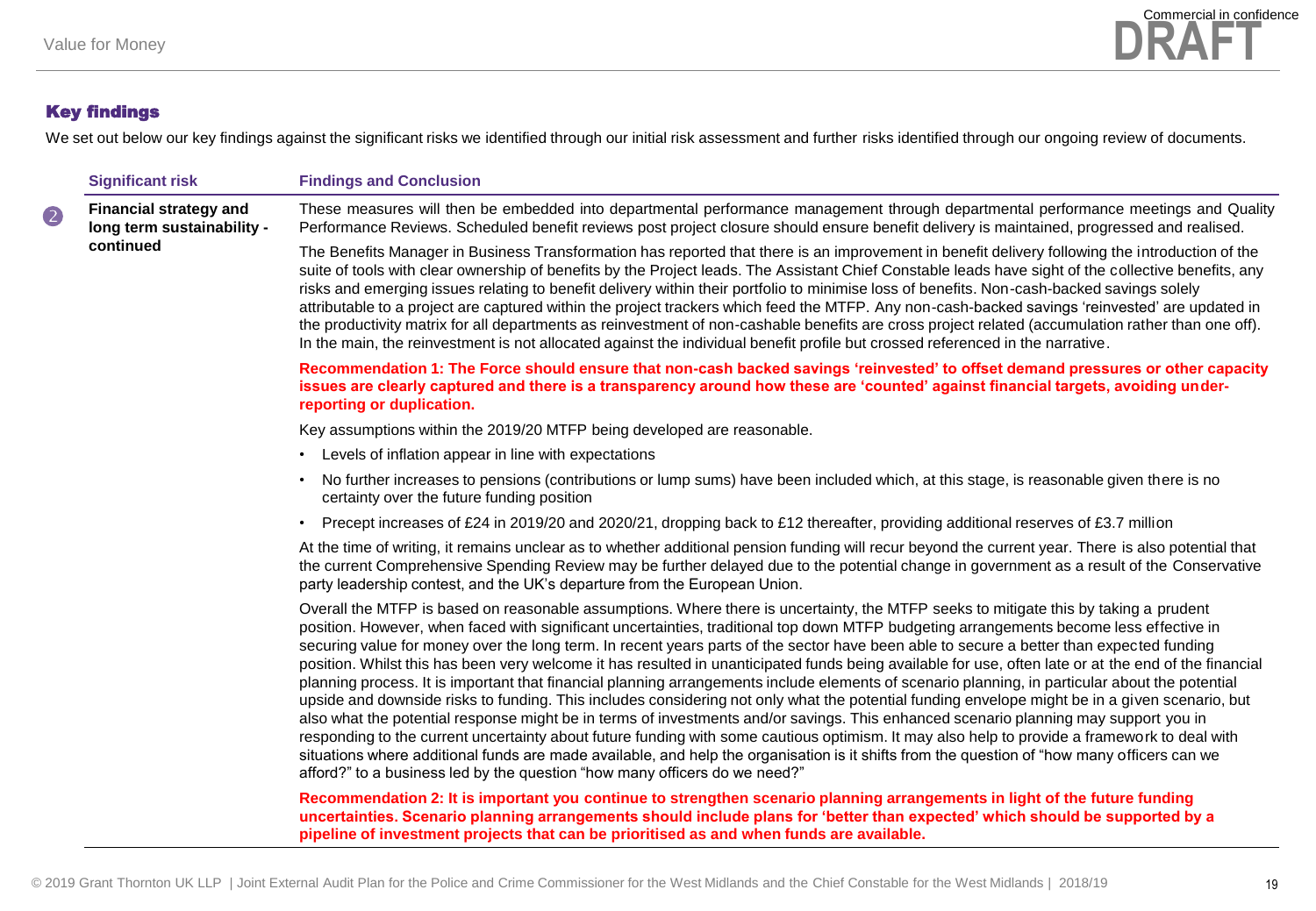## Key findings

We set out below our key findings against the significant risks we identified through our initial risk assessment and further risks identified through our ongoing review of documents.

| Significant risk | Findings and Conclusion |
|---|---|
| 2 **Financial strategy and long term sustainability - continued** | These measures will then be embedded into departmental performance management through departmental performance meetings and Quality Performance Reviews. Scheduled benefit reviews post project closure should ensure benefit delivery is maintained, progressed and realised.<br><br>The Benefits Manager in Business Transformation has reported that there is an improvement in benefit delivery following the introduction of the suite of tools with clear ownership of benefits by the Project leads. The Assistant Chief Constable leads have sight of the collective benefits, any risks and emerging issues relating to benefit delivery within their portfolio to minimise loss of benefits. Non-cash-backed savings solely attributable to a project are captured within the project trackers which feed the MTFP. Any non-cash-backed savings 'reinvested' are updated in the productivity matrix for all departments as reinvestment of non-cashable benefits are cross project related (accumulation rather than one off). In the main, the reinvestment is not allocated against the individual benefit profile but crossed referenced in the narrative.<br><br>**Recommendation 1: The Force should ensure that non-cash backed savings 'reinvested' to offset demand pressures or other capacity issues are clearly captured and there is a transparency around how these are 'counted' against financial targets, avoiding under-reporting or duplication.**<br><br>Key assumptions within the 2019/20 MTFP being developed are reasonable.<br>• Levels of inflation appear in line with expectations<br>• No further increases to pensions (contributions or lump sums) have been included which, at this stage, is reasonable given there is no certainty over the future funding position<br>• Precept increases of £24 in 2019/20 and 2020/21, dropping back to £12 thereafter, providing additional reserves of £3.7 million<br><br>At the time of writing, it remains unclear as to whether additional pension funding will recur beyond the current year. There is also potential that the current Comprehensive Spending Review may be further delayed due to the potential change in government as a result of the Conservative party leadership contest, and the UK's departure from the European Union.<br><br>Overall the MTFP is based on reasonable assumptions. Where there is uncertainty, the MTFP seeks to mitigate this by taking a prudent position. However, when faced with significant uncertainties, traditional top down MTFP budgeting arrangements become less effective in securing value for money over the long term. In recent years parts of the sector have been able to secure a better than expected funding position. Whilst this has been very welcome it has resulted in unanticipated funds being available for use, often late or at the end of the financial planning process. It is important that financial planning arrangements include elements of scenario planning, in particular about the potential upside and downside risks to funding. This includes considering not only what the potential funding envelope might be in a given scenario, but also what the potential response might be in terms of investments and/or savings. This enhanced scenario planning may support you in responding to the current uncertainty about future funding with some cautious optimism. It may also help to provide a framework to deal with situations where additional funds are made available, and help the organisation is it shifts from the question of "how many officers can we afford?" to a business led by the question "how many officers do we need?"<br><br>**Recommendation 2: It is important you continue to strengthen scenario planning arrangements in light of the future funding uncertainties. Scenario planning arrangements should include plans for 'better than expected' which should be supported by a pipeline of investment projects that can be prioritised as and when funds are available.** |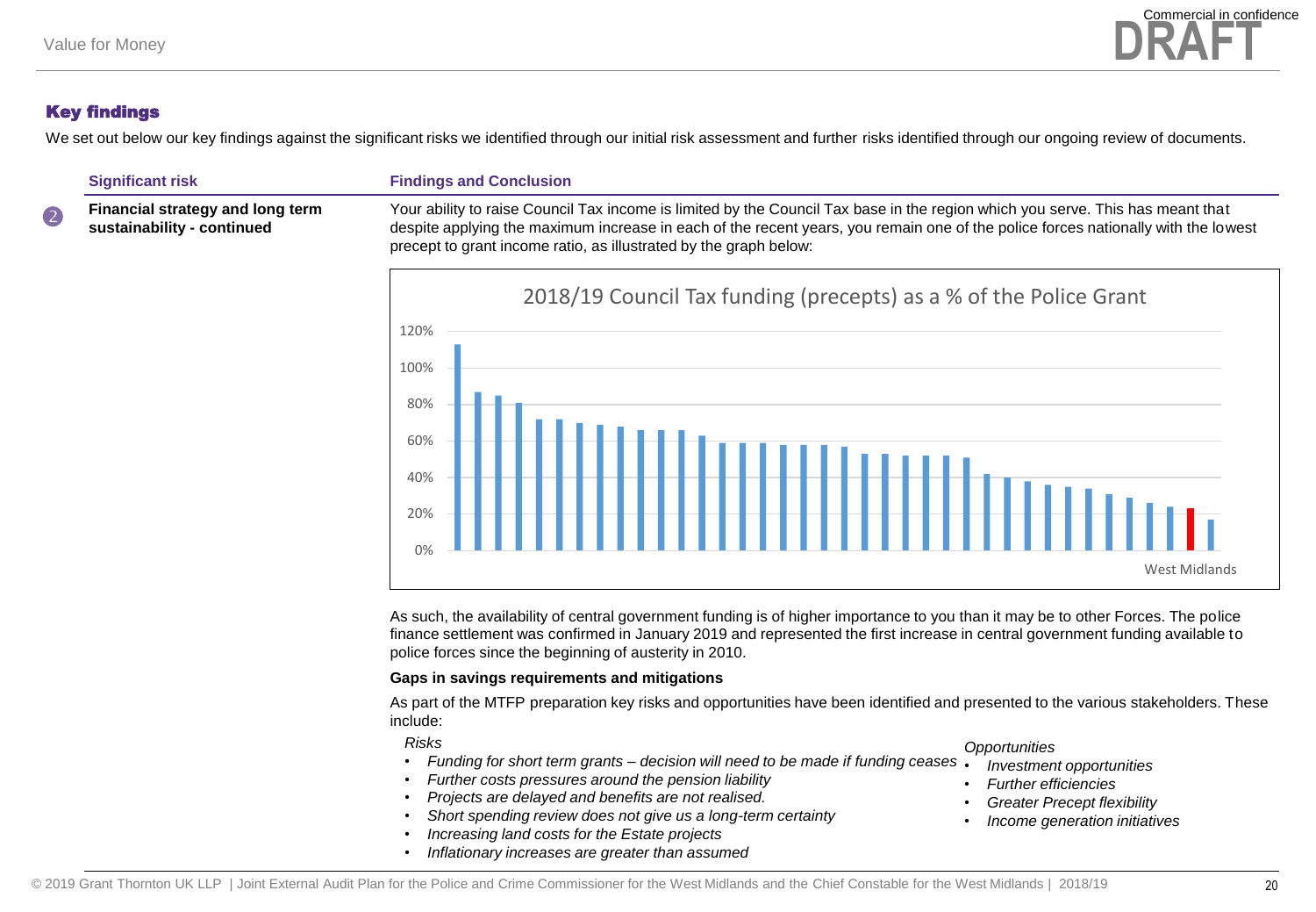## Key findings

We set out below our key findings against the significant risks we identified through our initial risk assessment and further risks identified through our ongoing review of documents.

| Significant risk | Findings and Conclusion |
| --- | --- |
| 2 **Financial strategy and long term sustainability - continued** | Your ability to raise Council Tax income is limited by the Council Tax base in the region which you serve. This has meant that despite applying the maximum increase in each of the recent years, you remain one of the police forces nationally with the lowest precept to grant income ratio, as illustrated by the graph below: |

**2018/19 Council Tax funding (precepts) as a % of the Police Grant**

West Midlands

As such, the availability of central government funding is of higher importance to you than it may be to other Forces. The police finance settlement was confirmed in January 2019 and represented the first increase in central government funding available to police forces since the beginning of austerity in 2010.

**Gaps in savings requirements and mitigations**

As part of the MTFP preparation key risks and opportunities have been identified and presented to the various stakeholders. These include:

*Risks*

- *Funding for short term grants – decision will need to be made if funding ceases*
- *Further costs pressures around the pension liability*
- *Projects are delayed and benefits are not realised.*
- *Short spending review does not give us a long-term certainty*
- *Increasing land costs for the Estate projects*
- *Inflationary increases are greater than assumed*

*Opportunities*

- *Investment opportunities*
- *Further efficiencies*
- *Greater Precept flexibility*
- *Income generation initiatives*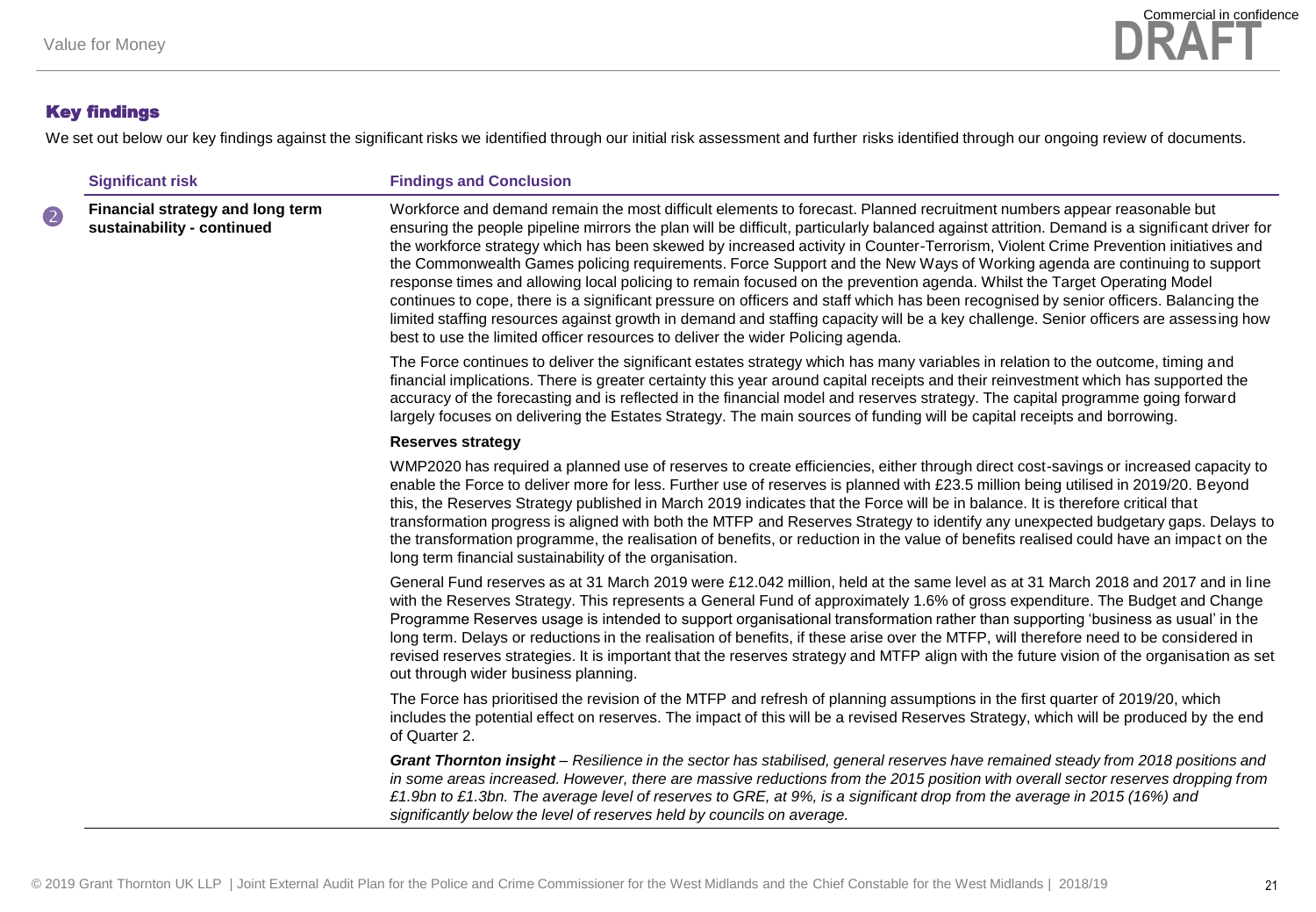## Key findings

We set out below our key findings against the significant risks we identified through our initial risk assessment and further risks identified through our ongoing review of documents.

| | Significant risk | Findings and Conclusion |
|---|---|---|
| 2 | **Financial strategy and long term sustainability - continued** | Workforce and demand remain the most difficult elements to forecast. Planned recruitment numbers appear reasonable but ensuring the people pipeline mirrors the plan will be difficult, particularly balanced against attrition. Demand is a significant driver for the workforce strategy which has been skewed by increased activity in Counter-Terrorism, Violent Crime Prevention initiatives and the Commonwealth Games policing requirements. Force Support and the New Ways of Working agenda are continuing to support response times and allowing local policing to remain focused on the prevention agenda. Whilst the Target Operating Model continues to cope, there is a significant pressure on officers and staff which has been recognised by senior officers. Balancing the limited staffing resources against growth in demand and staffing capacity will be a key challenge. Senior officers are assessing how best to use the limited officer resources to deliver the wider Policing agenda.<br><br>The Force continues to deliver the significant estates strategy which has many variables in relation to the outcome, timing and financial implications. There is greater certainty this year around capital receipts and their reinvestment which has supported the accuracy of the forecasting and is reflected in the financial model and reserves strategy. The capital programme going forward largely focuses on delivering the Estates Strategy. The main sources of funding will be capital receipts and borrowing.<br><br>**Reserves strategy**<br><br>WMP2020 has required a planned use of reserves to create efficiencies, either through direct cost-savings or increased capacity to enable the Force to deliver more for less. Further use of reserves is planned with £23.5 million being utilised in 2019/20. Beyond this, the Reserves Strategy published in March 2019 indicates that the Force will be in balance. It is therefore critical that transformation progress is aligned with both the MTFP and Reserves Strategy to identify any unexpected budgetary gaps. Delays to the transformation programme, the realisation of benefits, or reduction in the value of benefits realised could have an impact on the long term financial sustainability of the organisation.<br><br>General Fund reserves as at 31 March 2019 were £12.042 million, held at the same level as at 31 March 2018 and 2017 and in line with the Reserves Strategy. This represents a General Fund of approximately 1.6% of gross expenditure. The Budget and Change Programme Reserves usage is intended to support organisational transformation rather than supporting 'business as usual' in the long term. Delays or reductions in the realisation of benefits, if these arise over the MTFP, will therefore need to be considered in revised reserves strategies. It is important that the reserves strategy and MTFP align with the future vision of the organisation as set out through wider business planning.<br><br>The Force has prioritised the revision of the MTFP and refresh of planning assumptions in the first quarter of 2019/20, which includes the potential effect on reserves. The impact of this will be a revised Reserves Strategy, which will be produced by the end of Quarter 2.<br><br>***Grant Thornton insight*** *– Resilience in the sector has stabilised, general reserves have remained steady from 2018 positions and in some areas increased. However, there are massive reductions from the 2015 position with overall sector reserves dropping from £1.9bn to £1.3bn. The average level of reserves to GRE, at 9%, is a significant drop from the average in 2015 (16%) and significantly below the level of reserves held by councils on average.* |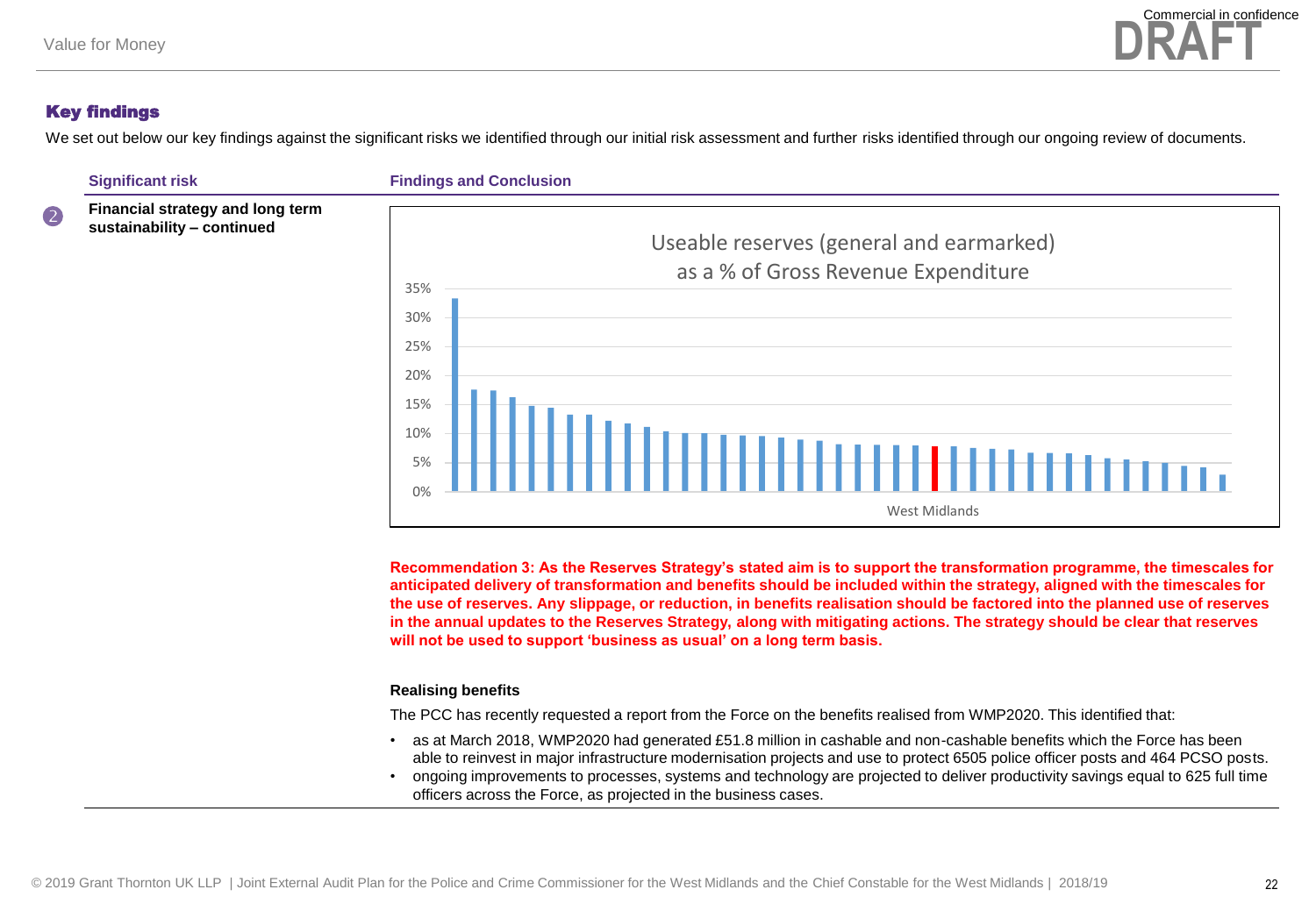## Key findings

We set out below our key findings against the significant risks we identified through our initial risk assessment and further risks identified through our ongoing review of documents.

| Significant risk | Findings and Conclusion |
| --- | --- |
| 2 **Financial strategy and long term sustainability – continued** | |

Useable reserves (general and earmarked) as a % of Gross Revenue Expenditure

West Midlands

**Recommendation 3: As the Reserves Strategy's stated aim is to support the transformation programme, the timescales for anticipated delivery of transformation and benefits should be included within the strategy, aligned with the timescales for the use of reserves. Any slippage, or reduction, in benefits realisation should be factored into the planned use of reserves in the annual updates to the Reserves Strategy, along with mitigating actions. The strategy should be clear that reserves will not be used to support 'business as usual' on a long term basis.**

**Realising benefits**

The PCC has recently requested a report from the Force on the benefits realised from WMP2020. This identified that:

- as at March 2018, WMP2020 had generated £51.8 million in cashable and non-cashable benefits which the Force has been able to reinvest in major infrastructure modernisation projects and use to protect 6505 police officer posts and 464 PCSO posts.
- ongoing improvements to processes, systems and technology are projected to deliver productivity savings equal to 625 full time officers across the Force, as projected in the business cases.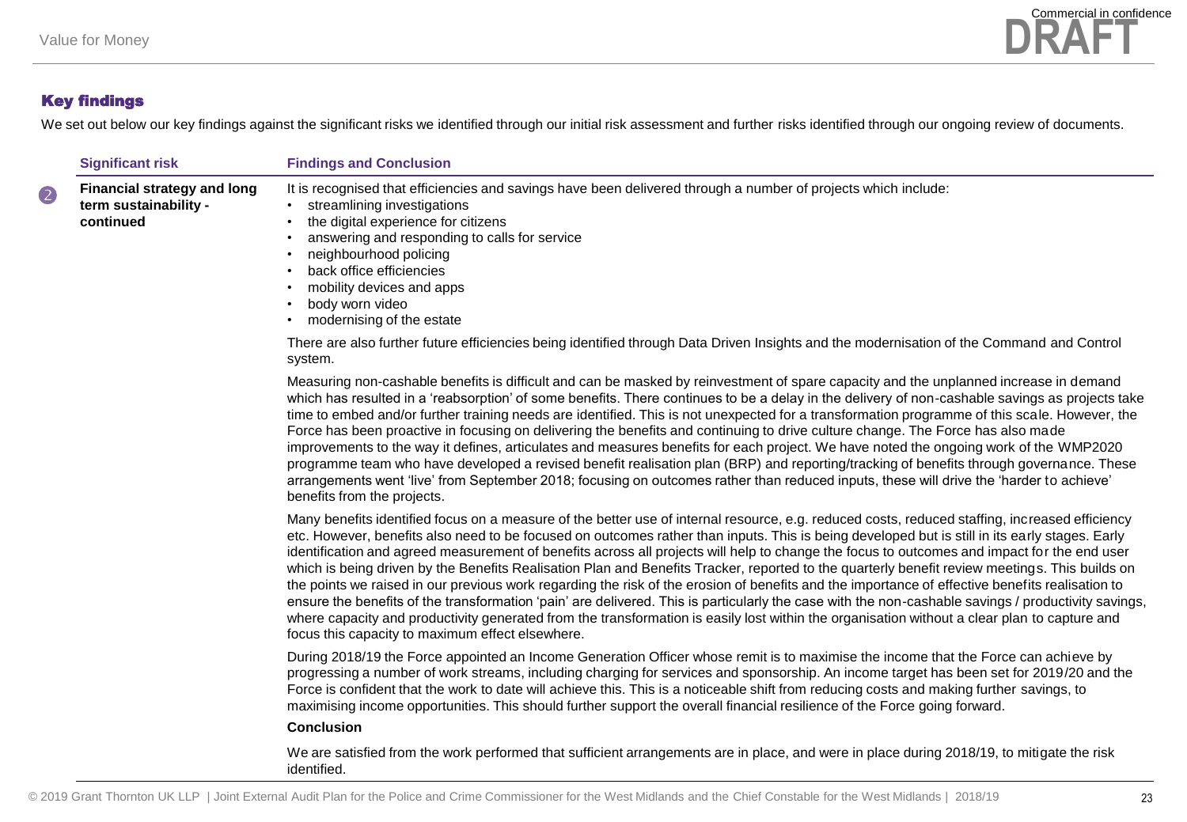## Key findings

We set out below our key findings against the significant risks we identified through our initial risk assessment and further risks identified through our ongoing review of documents.

| | Significant risk | Findings and Conclusion |
|---|---|---|
| 2 | **Financial strategy and long term sustainability - continued** | It is recognised that efficiencies and savings have been delivered through a number of projects which include:<br>• streamlining investigations<br>• the digital experience for citizens<br>• answering and responding to calls for service<br>• neighbourhood policing<br>• back office efficiencies<br>• mobility devices and apps<br>• body worn video<br>• modernising of the estate<br><br>There are also further future efficiencies being identified through Data Driven Insights and the modernisation of the Command and Control system.<br><br>Measuring non-cashable benefits is difficult and can be masked by reinvestment of spare capacity and the unplanned increase in demand which has resulted in a 'reabsorption' of some benefits. There continues to be a delay in the delivery of non-cashable savings as projects take time to embed and/or further training needs are identified. This is not unexpected for a transformation programme of this scale. However, the Force has been proactive in focusing on delivering the benefits and continuing to drive culture change. The Force has also made improvements to the way it defines, articulates and measures benefits for each project. We have noted the ongoing work of the WMP2020 programme team who have developed a revised benefit realisation plan (BRP) and reporting/tracking of benefits through governance. These arrangements went 'live' from September 2018; focusing on outcomes rather than reduced inputs, these will drive the 'harder to achieve' benefits from the projects.<br><br>Many benefits identified focus on a measure of the better use of internal resource, e.g. reduced costs, reduced staffing, increased efficiency etc. However, benefits also need to be focused on outcomes rather than inputs. This is being developed but is still in its early stages. Early identification and agreed measurement of benefits across all projects will help to change the focus to outcomes and impact for the end user which is being driven by the Benefits Realisation Plan and Benefits Tracker, reported to the quarterly benefit review meetings. This builds on the points we raised in our previous work regarding the risk of the erosion of benefits and the importance of effective benefits realisation to ensure the benefits of the transformation 'pain' are delivered. This is particularly the case with the non-cashable savings / productivity savings, where capacity and productivity generated from the transformation is easily lost within the organisation without a clear plan to capture and focus this capacity to maximum effect elsewhere.<br><br>During 2018/19 the Force appointed an Income Generation Officer whose remit is to maximise the income that the Force can achieve by progressing a number of work streams, including charging for services and sponsorship. An income target has been set for 2019/20 and the Force is confident that the work to date will achieve this. This is a noticeable shift from reducing costs and making further savings, to maximising income opportunities. This should further support the overall financial resilience of the Force going forward.<br><br>**Conclusion**<br><br>We are satisfied from the work performed that sufficient arrangements are in place, and were in place during 2018/19, to mitigate the risk identified. |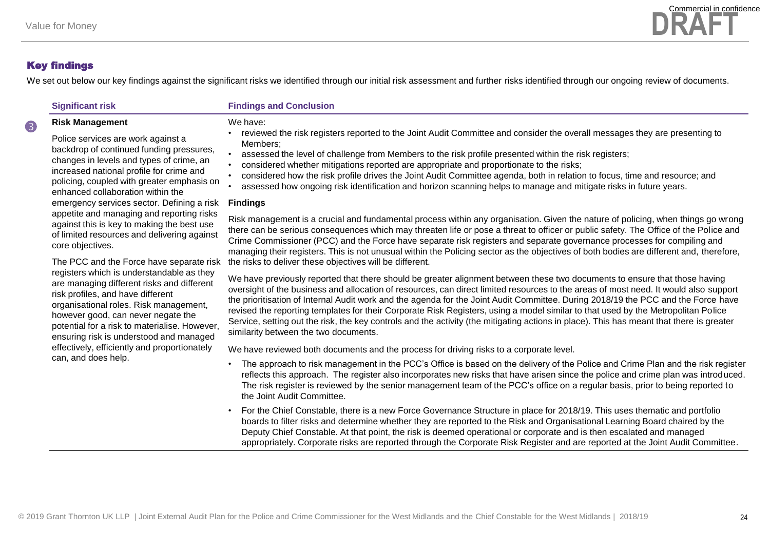## Key findings

We set out below our key findings against the significant risks we identified through our initial risk assessment and further risks identified through our ongoing review of documents.

| Significant risk | Findings and Conclusion |
| --- | --- |
| 3 **Risk Management**<br><br>Police services are work against a backdrop of continued funding pressures, changes in levels and types of crime, an increased national profile for crime and policing, coupled with greater emphasis on enhanced collaboration within the emergency services sector. Defining a risk appetite and managing and reporting risks against this is key to making the best use of limited resources and delivering against core objectives.<br><br>The PCC and the Force have separate risk registers which is understandable as they are managing different risks and different risk profiles, and have different organisational roles. Risk management, however good, can never negate the potential for a risk to materialise. However, ensuring risk is understood and managed effectively, efficiently and proportionately can, and does help. | We have:<br>• reviewed the risk registers reported to the Joint Audit Committee and consider the overall messages they are presenting to Members;<br>• assessed the level of challenge from Members to the risk profile presented within the risk registers;<br>• considered whether mitigations reported are appropriate and proportionate to the risks;<br>• considered how the risk profile drives the Joint Audit Committee agenda, both in relation to focus, time and resource; and<br>• assessed how ongoing risk identification and horizon scanning helps to manage and mitigate risks in future years.<br><br>**Findings**<br><br>Risk management is a crucial and fundamental process within any organisation. Given the nature of policing, when things go wrong there can be serious consequences which may threaten life or pose a threat to officer or public safety. The Office of the Police and Crime Commissioner (PCC) and the Force have separate risk registers and separate governance processes for compiling and managing their registers. This is not unusual within the Policing sector as the objectives of both bodies are different and, therefore, the risks to deliver these objectives will be different.<br><br>We have previously reported that there should be greater alignment between these two documents to ensure that those having oversight of the business and allocation of resources, can direct limited resources to the areas of most need. It would also support the prioritisation of Internal Audit work and the agenda for the Joint Audit Committee. During 2018/19 the PCC and the Force have revised the reporting templates for their Corporate Risk Registers, using a model similar to that used by the Metropolitan Police Service, setting out the risk, the key controls and the activity (the mitigating actions in place). This has meant that there is greater similarity between the two documents.<br><br>We have reviewed both documents and the process for driving risks to a corporate level.<br><br>• The approach to risk management in the PCC's Office is based on the delivery of the Police and Crime Plan and the risk register reflects this approach. The register also incorporates new risks that have arisen since the police and crime plan was introduced. The risk register is reviewed by the senior management team of the PCC's office on a regular basis, prior to being reported to the Joint Audit Committee.<br><br>• For the Chief Constable, there is a new Force Governance Structure in place for 2018/19. This uses thematic and portfolio boards to filter risks and determine whether they are reported to the Risk and Organisational Learning Board chaired by the Deputy Chief Constable. At that point, the risk is deemed operational or corporate and is then escalated and managed appropriately. Corporate risks are reported through the Corporate Risk Register and are reported at the Joint Audit Committee. |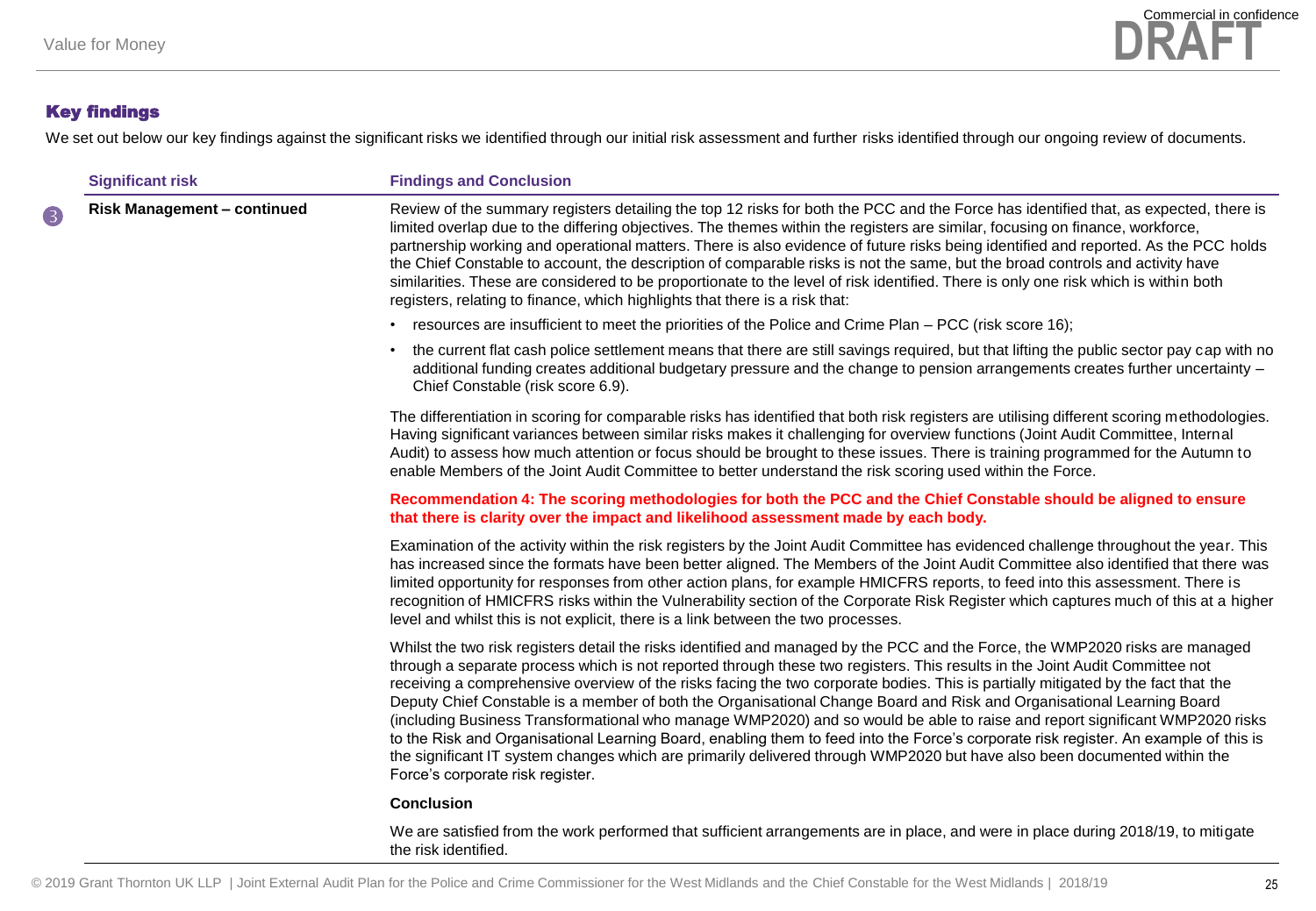## Key findings

We set out below our key findings against the significant risks we identified through our initial risk assessment and further risks identified through our ongoing review of documents.

| Significant risk | Findings and Conclusion |
| --- | --- |
| 3 **Risk Management – continued** | Review of the summary registers detailing the top 12 risks for both the PCC and the Force has identified that, as expected, there is limited overlap due to the differing objectives. The themes within the registers are similar, focusing on finance, workforce, partnership working and operational matters. There is also evidence of future risks being identified and reported. As the PCC holds the Chief Constable to account, the description of comparable risks is not the same, but the broad controls and activity have similarities. These are considered to be proportionate to the level of risk identified. There is only one risk which is within both registers, relating to finance, which highlights that there is a risk that:<br>• resources are insufficient to meet the priorities of the Police and Crime Plan – PCC (risk score 16);<br>• the current flat cash police settlement means that there are still savings required, but that lifting the public sector pay cap with no additional funding creates additional budgetary pressure and the change to pension arrangements creates further uncertainty – Chief Constable (risk score 6.9).<br><br>The differentiation in scoring for comparable risks has identified that both risk registers are utilising different scoring methodologies. Having significant variances between similar risks makes it challenging for overview functions (Joint Audit Committee, Internal Audit) to assess how much attention or focus should be brought to these issues. There is training programmed for the Autumn to enable Members of the Joint Audit Committee to better understand the risk scoring used within the Force.<br><br>**Recommendation 4: The scoring methodologies for both the PCC and the Chief Constable should be aligned to ensure that there is clarity over the impact and likelihood assessment made by each body.**<br><br>Examination of the activity within the risk registers by the Joint Audit Committee has evidenced challenge throughout the year. This has increased since the formats have been better aligned. The Members of the Joint Audit Committee also identified that there was limited opportunity for responses from other action plans, for example HMICFRS reports, to feed into this assessment. There is recognition of HMICFRS risks within the Vulnerability section of the Corporate Risk Register which captures much of this at a higher level and whilst this is not explicit, there is a link between the two processes.<br><br>Whilst the two risk registers detail the risks identified and managed by the PCC and the Force, the WMP2020 risks are managed through a separate process which is not reported through these two registers. This results in the Joint Audit Committee not receiving a comprehensive overview of the risks facing the two corporate bodies. This is partially mitigated by the fact that the Deputy Chief Constable is a member of both the Organisational Change Board and Risk and Organisational Learning Board (including Business Transformational who manage WMP2020) and so would be able to raise and report significant WMP2020 risks to the Risk and Organisational Learning Board, enabling them to feed into the Force's corporate risk register. An example of this is the significant IT system changes which are primarily delivered through WMP2020 but have also been documented within the Force's corporate risk register.<br><br>**Conclusion**<br><br>We are satisfied from the work performed that sufficient arrangements are in place, and were in place during 2018/19, to mitigate the risk identified. |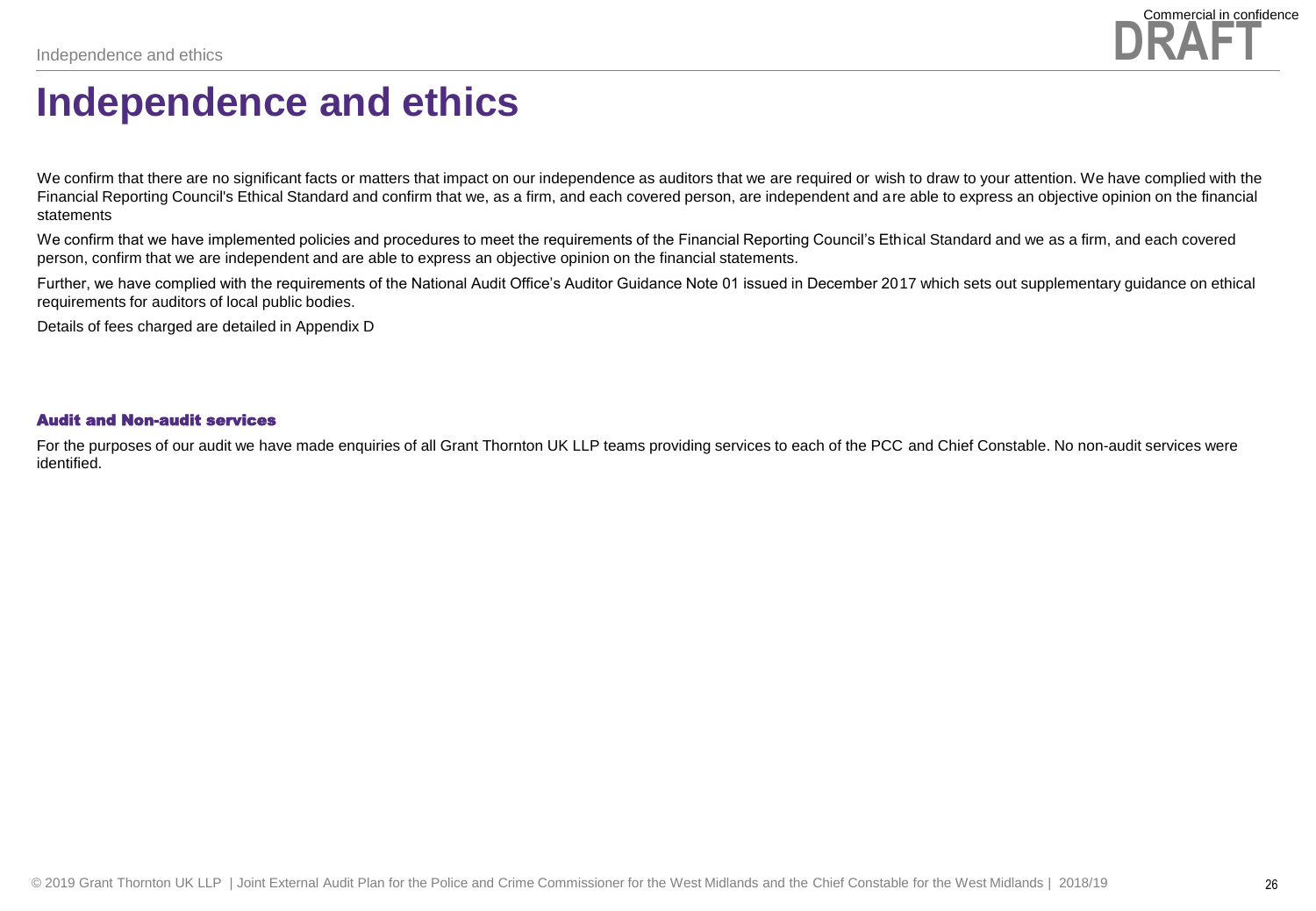# Independence and ethics

We confirm that there are no significant facts or matters that impact on our independence as auditors that we are required or wish to draw to your attention. We have complied with the Financial Reporting Council's Ethical Standard and confirm that we, as a firm, and each covered person, are independent and are able to express an objective opinion on the financial statements

We confirm that we have implemented policies and procedures to meet the requirements of the Financial Reporting Council's Ethical Standard and we as a firm, and each covered person, confirm that we are independent and are able to express an objective opinion on the financial statements.

Further, we have complied with the requirements of the National Audit Office's Auditor Guidance Note 01 issued in December 2017 which sets out supplementary guidance on ethical requirements for auditors of local public bodies.

Details of fees charged are detailed in Appendix D

### Audit and Non-audit services

For the purposes of our audit we have made enquiries of all Grant Thornton UK LLP teams providing services to each of the PCC and Chief Constable. No non-audit services were identified.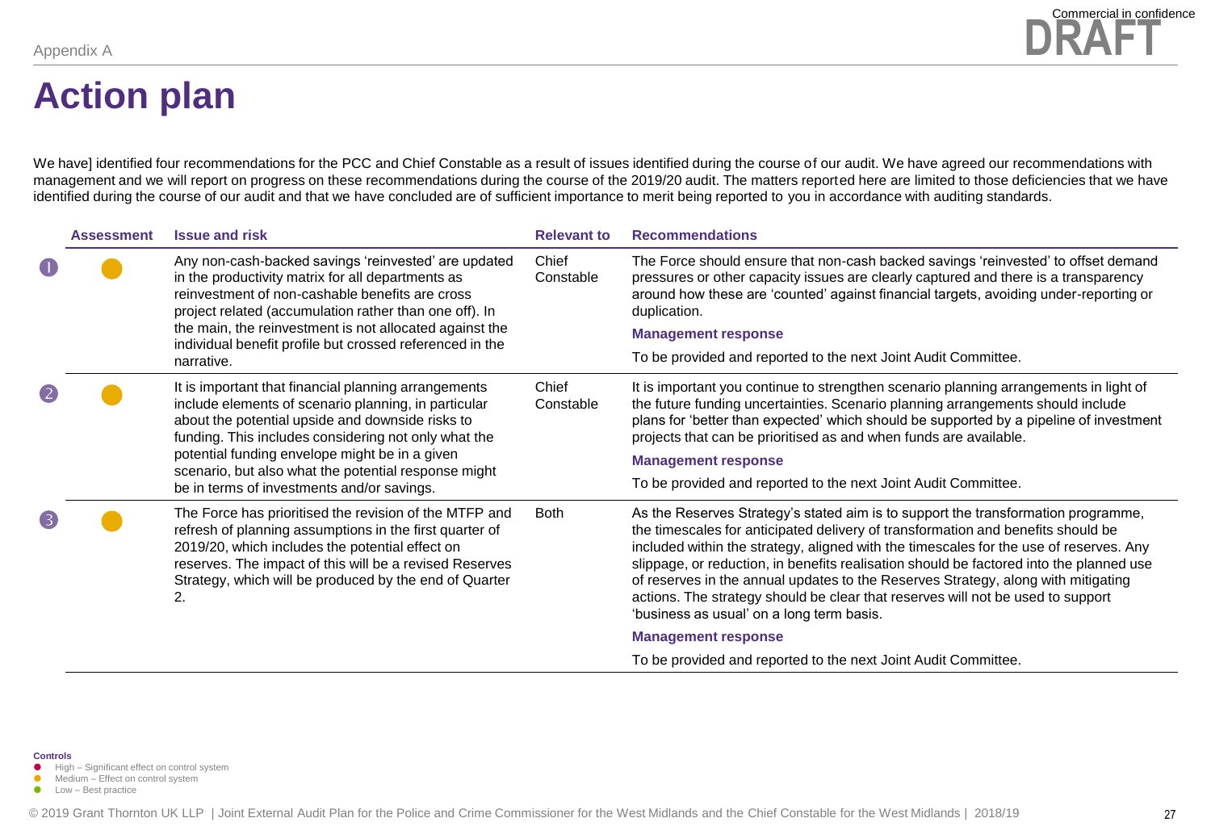Appendix A

Commercial in confidence

DRAFT

# Action plan

We have] identified four recommendations for the PCC and Chief Constable as a result of issues identified during the course of our audit. We have agreed our recommendations with management and we will report on progress on these recommendations during the course of the 2019/20 audit. The matters reported here are limited to those deficiencies that we have identified during the course of our audit and that we have concluded are of sufficient importance to merit being reported to you in accordance with auditing standards.

| | Assessment | Issue and risk | Relevant to | Recommendations |
|---|---|---|---|---|
| 1 | Medium | Any non-cash-backed savings 'reinvested' are updated in the productivity matrix for all departments as reinvestment of non-cashable benefits are cross project related (accumulation rather than one off). In the main, the reinvestment is not allocated against the individual benefit profile but crossed referenced in the narrative. | Chief Constable | The Force should ensure that non-cash backed savings 'reinvested' to offset demand pressures or other capacity issues are clearly captured and there is a transparency around how these are 'counted' against financial targets, avoiding under-reporting or duplication.<br><br>**Management response**<br><br>To be provided and reported to the next Joint Audit Committee. |
| 2 | Medium | It is important that financial planning arrangements include elements of scenario planning, in particular about the potential upside and downside risks to funding. This includes considering not only what the potential funding envelope might be in a given scenario, but also what the potential response might be in terms of investments and/or savings. | Chief Constable | It is important you continue to strengthen scenario planning arrangements in light of the future funding uncertainties. Scenario planning arrangements should include plans for 'better than expected' which should be supported by a pipeline of investment projects that can be prioritised as and when funds are available.<br><br>**Management response**<br><br>To be provided and reported to the next Joint Audit Committee. |
| 3 | Medium | The Force has prioritised the revision of the MTFP and refresh of planning assumptions in the first quarter of 2019/20, which includes the potential effect on reserves. The impact of this will be a revised Reserves Strategy, which will be produced by the end of Quarter 2. | Both | As the Reserves Strategy's stated aim is to support the transformation programme, the timescales for anticipated delivery of transformation and benefits should be included within the strategy, aligned with the timescales for the use of reserves. Any slippage, or reduction, in benefits realisation should be factored into the planned use of reserves in the annual updates to the Reserves Strategy, along with mitigating actions. The strategy should be clear that reserves will not be used to support 'business as usual' on a long term basis.<br><br>**Management response**<br><br>To be provided and reported to the next Joint Audit Committee. |

**Controls**

- High – Significant effect on control system
- Medium – Effect on control system
- Low – Best practice

© 2019 Grant Thornton UK LLP | Joint External Audit Plan for the Police and Crime Commissioner for the West Midlands and the Chief Constable for the West Midlands | 2018/19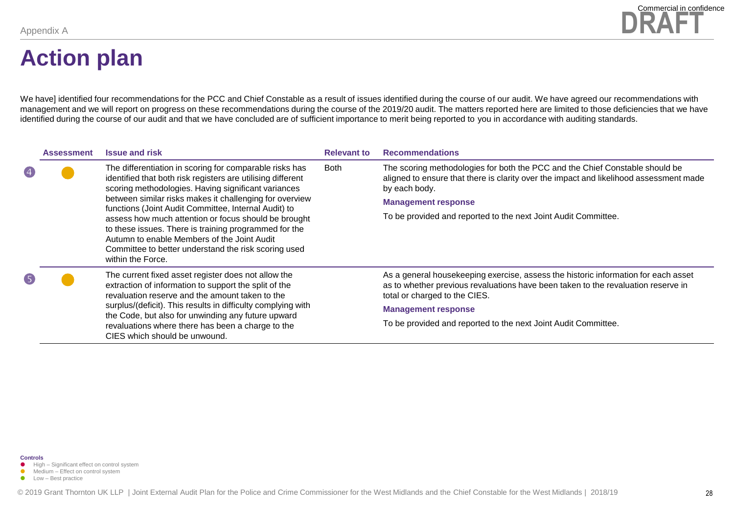Appendix A

Commercial in confidence

DRAFT

# Action plan

We have] identified four recommendations for the PCC and Chief Constable as a result of issues identified during the course of our audit. We have agreed our recommendations with management and we will report on progress on these recommendations during the course of the 2019/20 audit. The matters reported here are limited to those deficiencies that we have identified during the course of our audit and that we have concluded are of sufficient importance to merit being reported to you in accordance with auditing standards.

| | Assessment | Issue and risk | Relevant to | Recommendations |
|---|---|---|---|---|
| 4 | Medium | The differentiation in scoring for comparable risks has identified that both risk registers are utilising different scoring methodologies. Having significant variances between similar risks makes it challenging for overview functions (Joint Audit Committee, Internal Audit) to assess how much attention or focus should be brought to these issues. There is training programmed for the Autumn to enable Members of the Joint Audit Committee to better understand the risk scoring used within the Force. | Both | The scoring methodologies for both the PCC and the Chief Constable should be aligned to ensure that there is clarity over the impact and likelihood assessment made by each body.<br>**Management response**<br>To be provided and reported to the next Joint Audit Committee. |
| 5 | Medium | The current fixed asset register does not allow the extraction of information to support the split of the revaluation reserve and the amount taken to the surplus/(deficit). This results in difficulty complying with the Code, but also for unwinding any future upward revaluations where there has been a charge to the CIES which should be unwound. | | As a general housekeeping exercise, assess the historic information for each asset as to whether previous revaluations have been taken to the revaluation reserve in total or charged to the CIES.<br>**Management response**<br>To be provided and reported to the next Joint Audit Committee. |

**Controls**

- High – Significant effect on control system
- Medium – Effect on control system
- Low – Best practice

© 2019 Grant Thornton UK LLP | Joint External Audit Plan for the Police and Crime Commissioner for the West Midlands and the Chief Constable for the West Midlands | 2018/19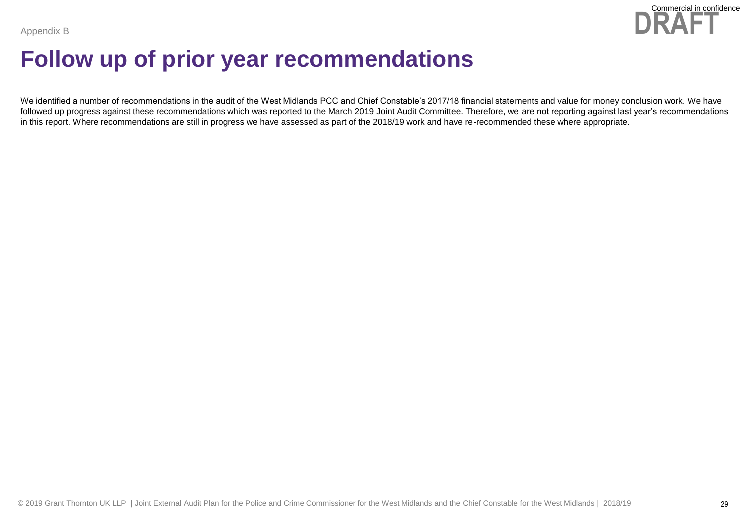Appendix B

# Follow up of prior year recommendations

We identified a number of recommendations in the audit of the West Midlands PCC and Chief Constable's 2017/18 financial statements and value for money conclusion work. We have followed up progress against these recommendations which was reported to the March 2019 Joint Audit Committee. Therefore, we are not reporting against last year's recommendations in this report. Where recommendations are still in progress we have assessed as part of the 2018/19 work and have re-recommended these where appropriate.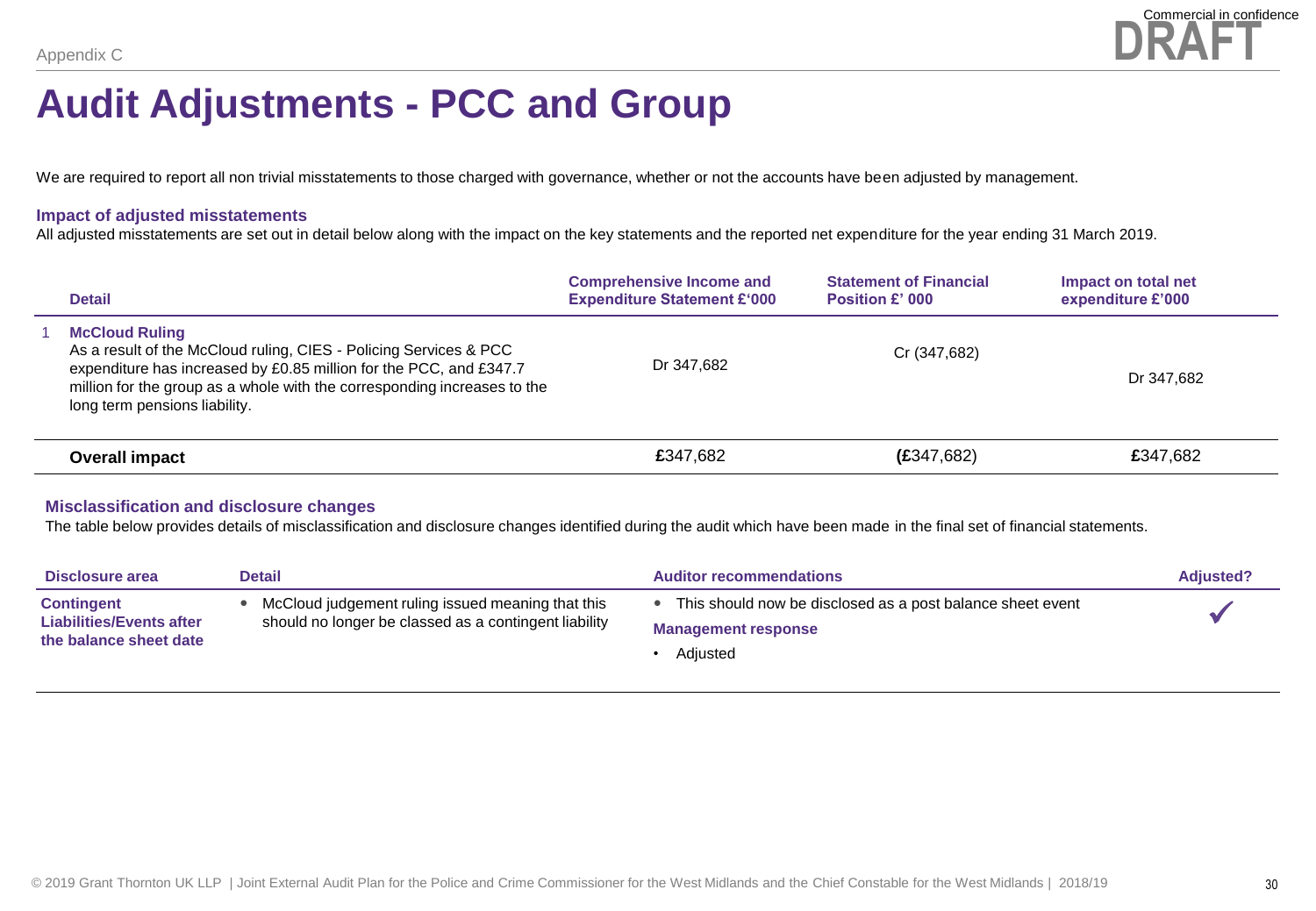# Audit Adjustments - PCC and Group

We are required to report all non trivial misstatements to those charged with governance, whether or not the accounts have been adjusted by management.

### Impact of adjusted misstatements

All adjusted misstatements are set out in detail below along with the impact on the key statements and the reported net expenditure for the year ending 31 March 2019.

| | Detail | Comprehensive Income and Expenditure Statement £'000 | Statement of Financial Position £' 000 | Impact on total net expenditure £'000 |
|---|---|---|---|---|
| 1 | **McCloud Ruling** As a result of the McCloud ruling, CIES - Policing Services & PCC expenditure has increased by £0.85 million for the PCC, and £347.7 million for the group as a whole with the corresponding increases to the long term pensions liability. | Dr 347,682 | Cr (347,682) | Dr 347,682 |
| | **Overall impact** | **£**347,682 | (**£**347,682) | **£**347,682 |

### Misclassification and disclosure changes

The table below provides details of misclassification and disclosure changes identified during the audit which have been made in the final set of financial statements.

| Disclosure area | Detail | Auditor recommendations | Adjusted? |
|---|---|---|---|
| **Contingent Liabilities/Events after the balance sheet date** | • McCloud judgement ruling issued meaning that this should no longer be classed as a contingent liability | • This should now be disclosed as a post balance sheet event<br>**Management response**<br>• Adjusted | ✓ |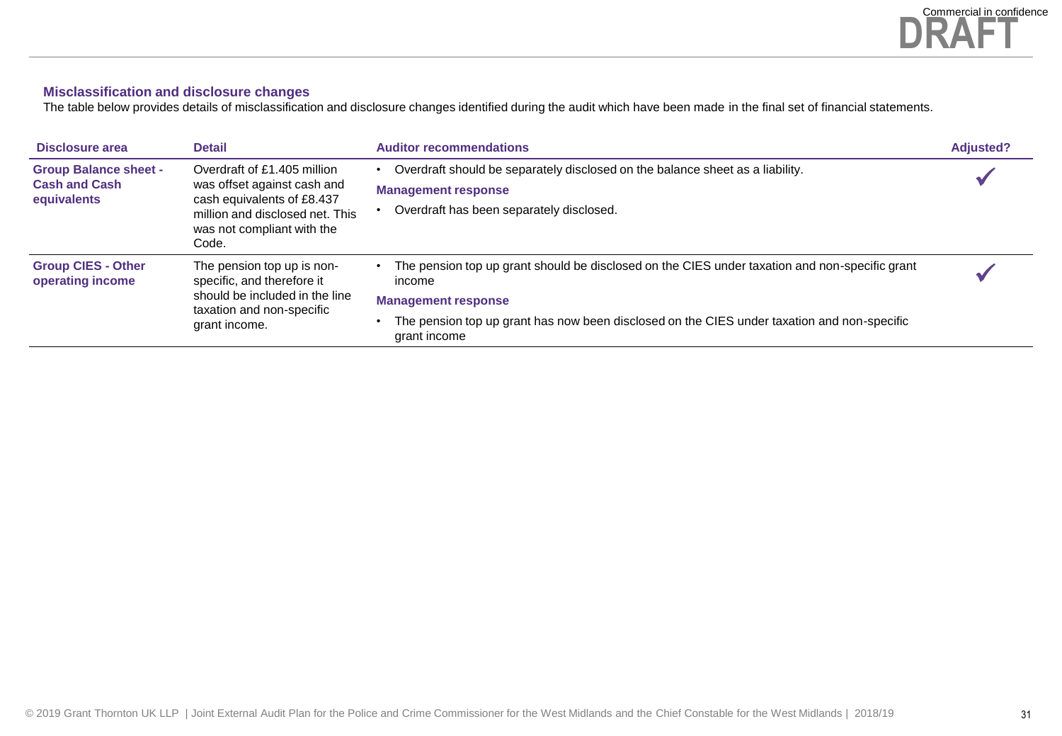### Misclassification and disclosure changes

The table below provides details of misclassification and disclosure changes identified during the audit which have been made in the final set of financial statements.

| Disclosure area | Detail | Auditor recommendations | Adjusted? |
|---|---|---|---|
| **Group Balance sheet - Cash and Cash equivalents** | Overdraft of £1.405 million was offset against cash and cash equivalents of £8.437 million and disclosed net. This was not compliant with the Code. | • Overdraft should be separately disclosed on the balance sheet as a liability.<br>**Management response**<br>• Overdraft has been separately disclosed. | ✓ |
| **Group CIES - Other operating income** | The pension top up is non-specific, and therefore it should be included in the line taxation and non-specific grant income. | • The pension top up grant should be disclosed on the CIES under taxation and non-specific grant income<br>**Management response**<br>• The pension top up grant has now been disclosed on the CIES under taxation and non-specific grant income | ✓ |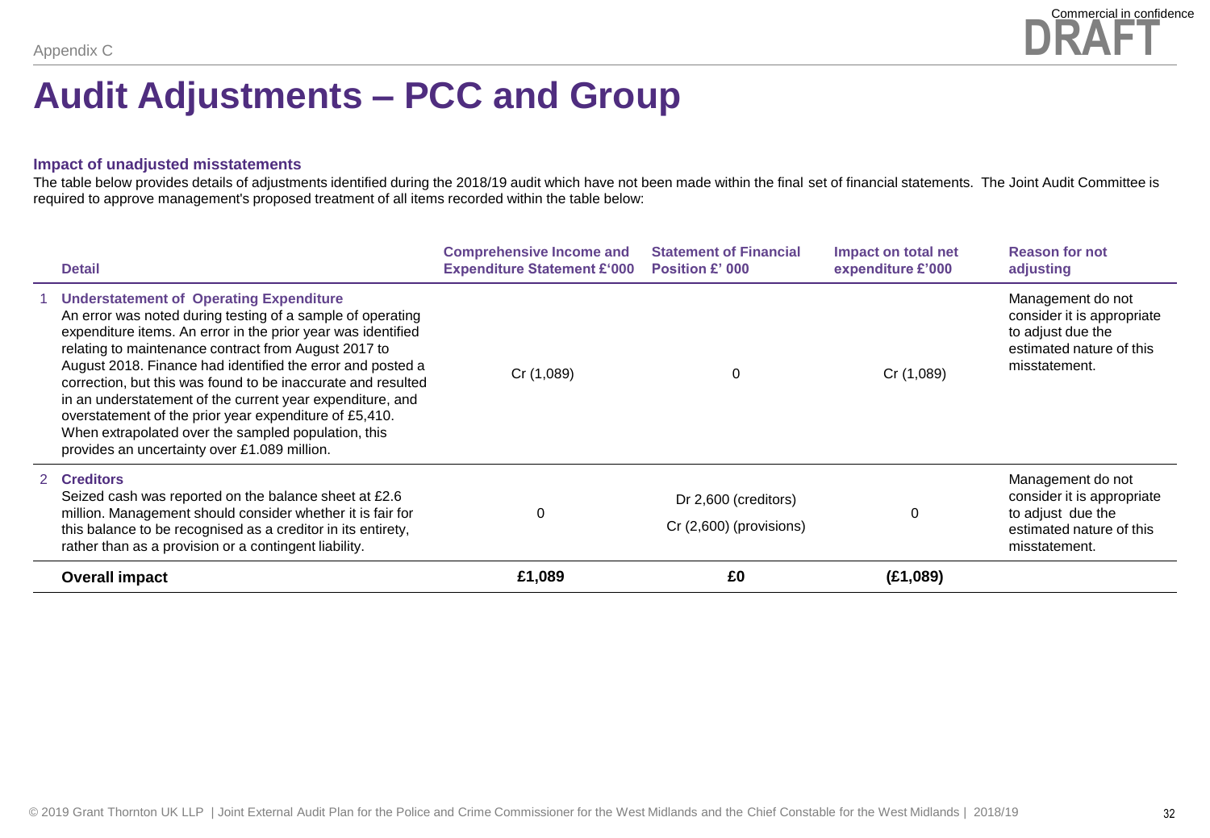# Audit Adjustments – PCC and Group

### Impact of unadjusted misstatements

The table below provides details of adjustments identified during the 2018/19 audit which have not been made within the final set of financial statements. The Joint Audit Committee is required to approve management's proposed treatment of all items recorded within the table below:

| | Detail | Comprehensive Income and Expenditure Statement £'000 | Statement of Financial Position £' 000 | Impact on total net expenditure £'000 | Reason for not adjusting |
|---|---|---|---|---|---|
| 1 | **Understatement of Operating Expenditure** An error was noted during testing of a sample of operating expenditure items. An error in the prior year was identified relating to maintenance contract from August 2017 to August 2018. Finance had identified the error and posted a correction, but this was found to be inaccurate and resulted in an understatement of the current year expenditure, and overstatement of the prior year expenditure of £5,410. When extrapolated over the sampled population, this provides an uncertainty over £1.089 million. | Cr (1,089) | 0 | Cr (1,089) | Management do not consider it is appropriate to adjust due the estimated nature of this misstatement. |
| 2 | **Creditors** Seized cash was reported on the balance sheet at £2.6 million. Management should consider whether it is fair for this balance to be recognised as a creditor in its entirety, rather than as a provision or a contingent liability. | 0 | Dr 2,600 (creditors) Cr (2,600) (provisions) | 0 | Management do not consider it is appropriate to adjust due the estimated nature of this misstatement. |
| | **Overall impact** | **£1,089** | **£0** | **(£1,089)** | |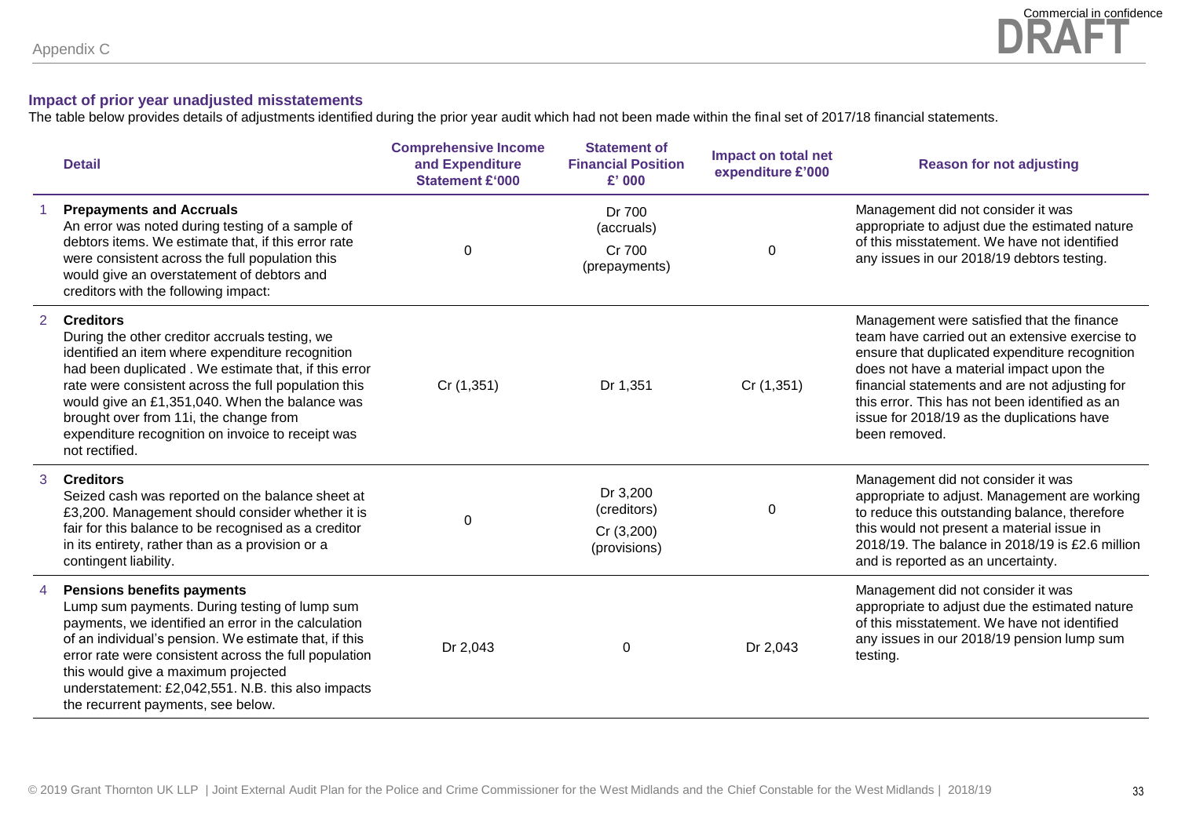Appendix C

### Impact of prior year unadjusted misstatements

The table below provides details of adjustments identified during the prior year audit which had not been made within the final set of 2017/18 financial statements.

| | Detail | Comprehensive Income and Expenditure Statement £'000 | Statement of Financial Position £' 000 | Impact on total net expenditure £'000 | Reason for not adjusting |
|---|---|---|---|---|---|
| 1 | **Prepayments and Accruals** An error was noted during testing of a sample of debtors items. We estimate that, if this error rate were consistent across the full population this would give an overstatement of debtors and creditors with the following impact: | 0 | Dr 700 (accruals) Cr 700 (prepayments) | 0 | Management did not consider it was appropriate to adjust due the estimated nature of this misstatement. We have not identified any issues in our 2018/19 debtors testing. |
| 2 | **Creditors** During the other creditor accruals testing, we identified an item where expenditure recognition had been duplicated . We estimate that, if this error rate were consistent across the full population this would give an £1,351,040. When the balance was brought over from 11i, the change from expenditure recognition on invoice to receipt was not rectified. | Cr (1,351) | Dr 1,351 | Cr (1,351) | Management were satisfied that the finance team have carried out an extensive exercise to ensure that duplicated expenditure recognition does not have a material impact upon the financial statements and are not adjusting for this error. This has not been identified as an issue for 2018/19 as the duplications have been removed. |
| 3 | **Creditors** Seized cash was reported on the balance sheet at £3,200. Management should consider whether it is fair for this balance to be recognised as a creditor in its entirety, rather than as a provision or a contingent liability. | 0 | Dr 3,200 (creditors) Cr (3,200) (provisions) | 0 | Management did not consider it was appropriate to adjust. Management are working to reduce this outstanding balance, therefore this would not present a material issue in 2018/19. The balance in 2018/19 is £2.6 million and is reported as an uncertainty. |
| 4 | **Pensions benefits payments** Lump sum payments. During testing of lump sum payments, we identified an error in the calculation of an individual's pension. We estimate that, if this error rate were consistent across the full population this would give a maximum projected understatement: £2,042,551. N.B. this also impacts the recurrent payments, see below. | Dr 2,043 | 0 | Dr 2,043 | Management did not consider it was appropriate to adjust due the estimated nature of this misstatement. We have not identified any issues in our 2018/19 pension lump sum testing. |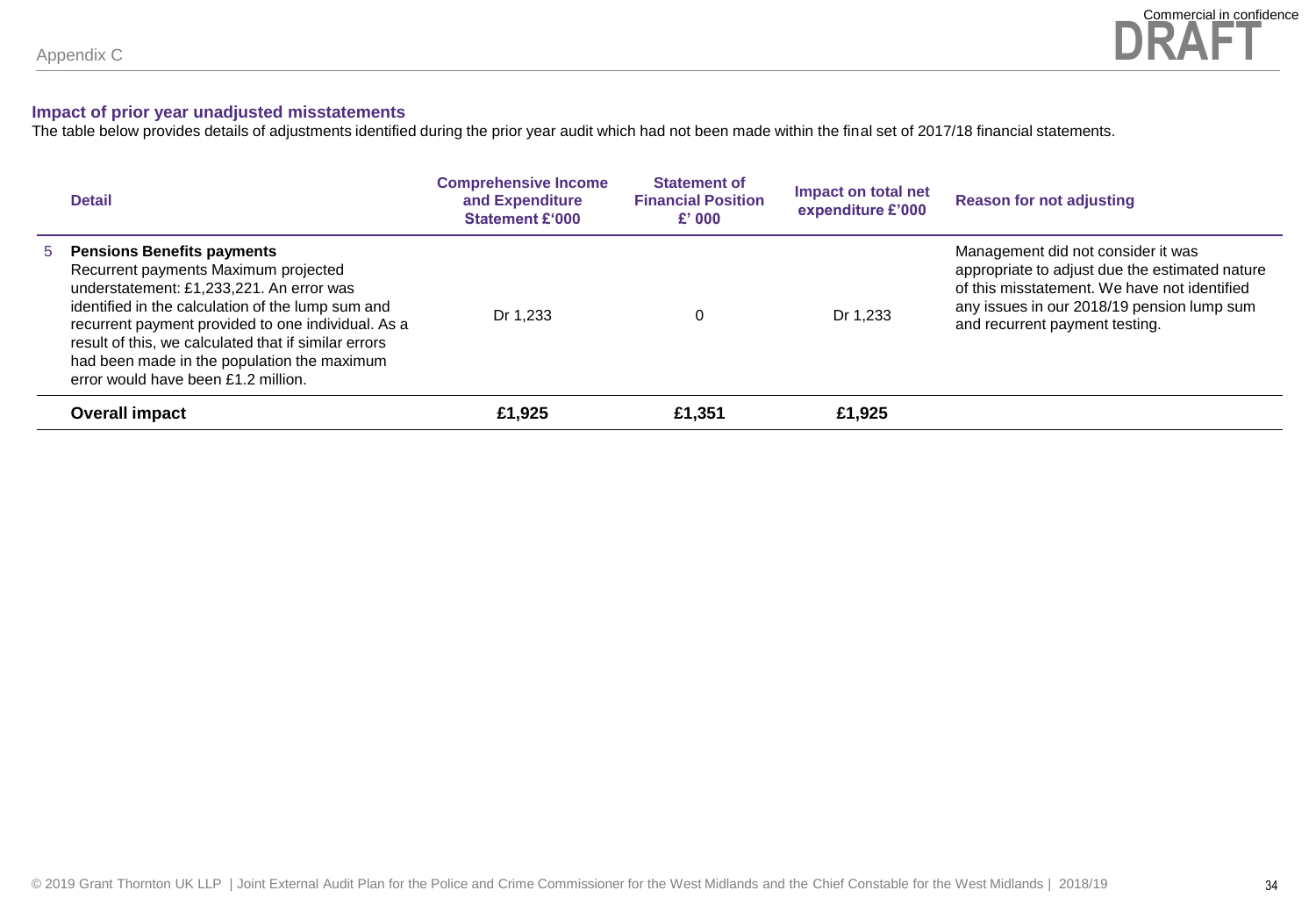### Impact of prior year unadjusted misstatements

The table below provides details of adjustments identified during the prior year audit which had not been made within the final set of 2017/18 financial statements.

| | Detail | Comprehensive Income and Expenditure Statement £'000 | Statement of Financial Position £' 000 | Impact on total net expenditure £'000 | Reason for not adjusting |
|---|---|---|---|---|---|
| 5 | **Pensions Benefits payments** Recurrent payments Maximum projected understatement: £1,233,221. An error was identified in the calculation of the lump sum and recurrent payment provided to one individual. As a result of this, we calculated that if similar errors had been made in the population the maximum error would have been £1.2 million. | Dr 1,233 | 0 | Dr 1,233 | Management did not consider it was appropriate to adjust due the estimated nature of this misstatement. We have not identified any issues in our 2018/19 pension lump sum and recurrent payment testing. |
| | **Overall impact** | **£1,925** | **£1,351** | **£1,925** | |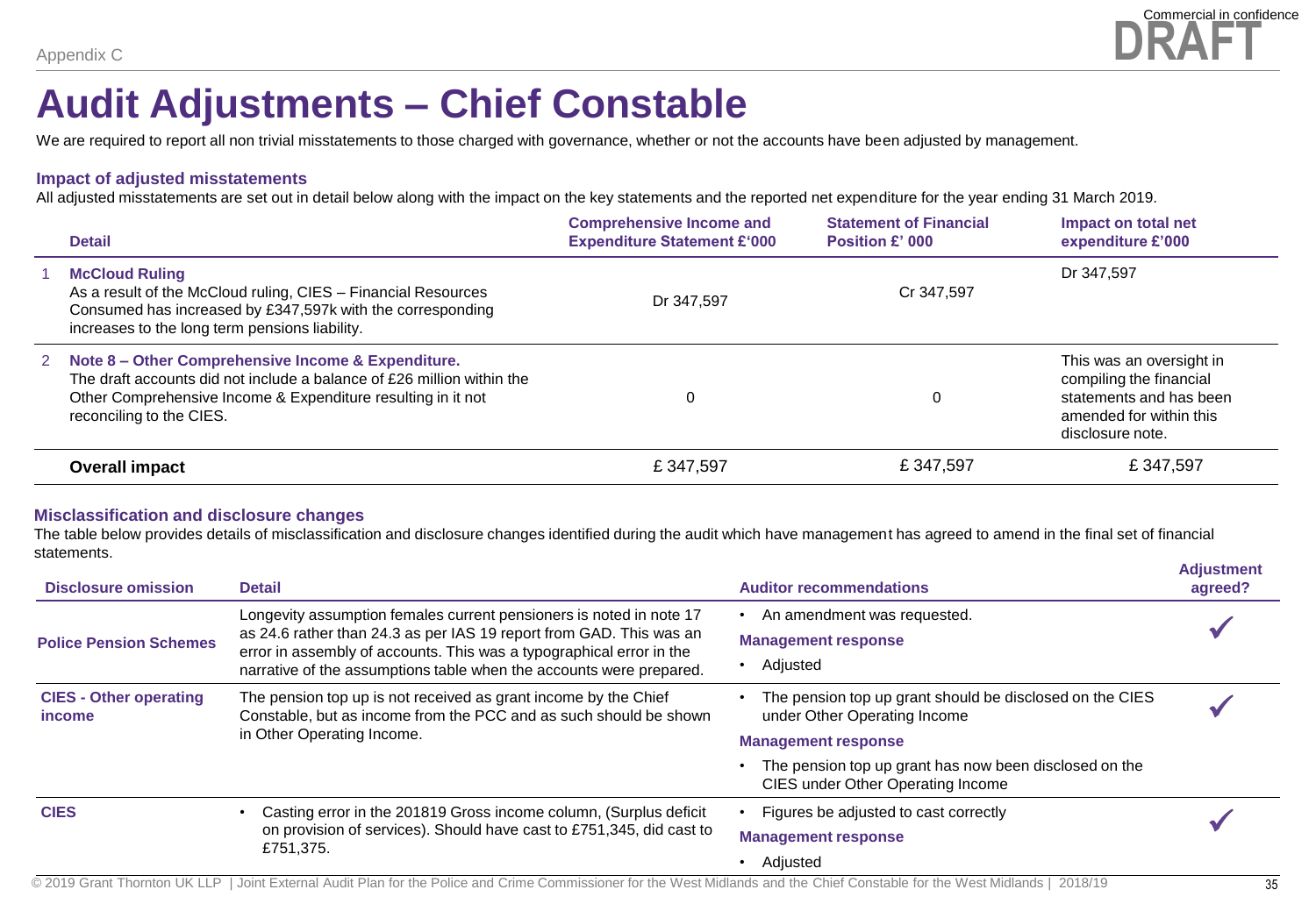Appendix C

Commercial in confidence

DRAFT

# Audit Adjustments – Chief Constable

We are required to report all non trivial misstatements to those charged with governance, whether or not the accounts have been adjusted by management.

### Impact of adjusted misstatements

All adjusted misstatements are set out in detail below along with the impact on the key statements and the reported net expenditure for the year ending 31 March 2019.

| | Detail | Comprehensive Income and Expenditure Statement £'000 | Statement of Financial Position £' 000 | Impact on total net expenditure £'000 |
|---|---|---|---|---|
| 1 | **McCloud Ruling** As a result of the McCloud ruling, CIES – Financial Resources Consumed has increased by £347,597k with the corresponding increases to the long term pensions liability. | Dr 347,597 | Cr 347,597 | Dr 347,597 |
| 2 | **Note 8 – Other Comprehensive Income & Expenditure.** The draft accounts did not include a balance of £26 million within the Other Comprehensive Income & Expenditure resulting in it not reconciling to the CIES. | 0 | 0 | This was an oversight in compiling the financial statements and has been amended for within this disclosure note. |
| | **Overall impact** | £ 347,597 | £ 347,597 | £ 347,597 |

### Misclassification and disclosure changes

The table below provides details of misclassification and disclosure changes identified during the audit which have management has agreed to amend in the final set of financial statements.

| Disclosure omission | Detail | Auditor recommendations | Adjustment agreed? |
|---|---|---|---|
| **Police Pension Schemes** | Longevity assumption females current pensioners is noted in note 17 as 24.6 rather than 24.3 as per IAS 19 report from GAD. This was an error in assembly of accounts. This was a typographical error in the narrative of the assumptions table when the accounts were prepared. | • An amendment was requested. **Management response** • Adjusted | ✓ |
| **CIES - Other operating income** | The pension top up is not received as grant income by the Chief Constable, but as income from the PCC and as such should be shown in Other Operating Income. | • The pension top up grant should be disclosed on the CIES under Other Operating Income **Management response** • The pension top up grant has now been disclosed on the CIES under Other Operating Income | ✓ |
| **CIES** | • Casting error in the 201819 Gross income column, (Surplus deficit on provision of services). Should have cast to £751,345, did cast to £751,375. | • Figures be adjusted to cast correctly **Management response** • Adjusted | ✓ |

© 2019 Grant Thornton UK LLP | Joint External Audit Plan for the Police and Crime Commissioner for the West Midlands and the Chief Constable for the West Midlands | 2018/19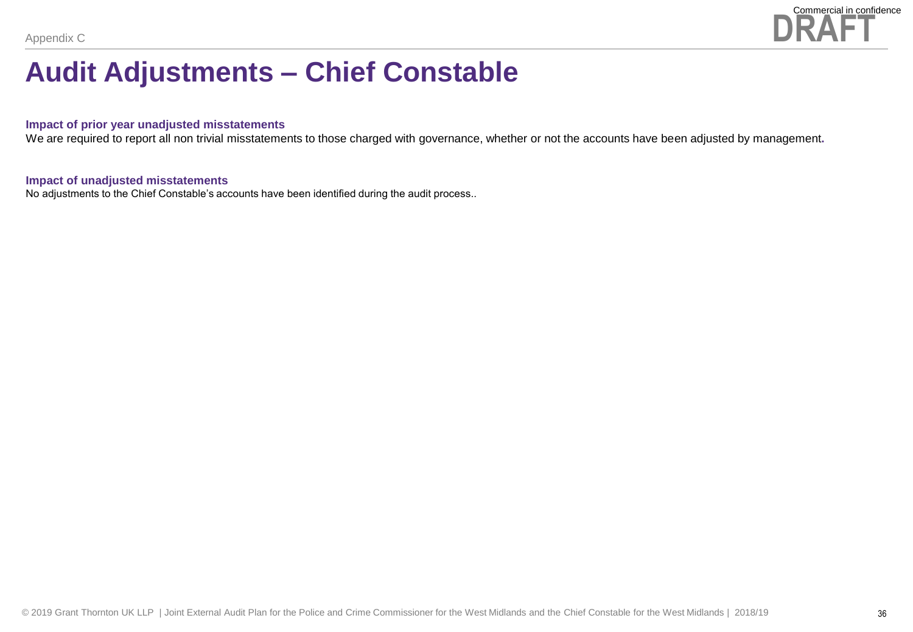# Audit Adjustments – Chief Constable

### Impact of prior year unadjusted misstatements

We are required to report all non trivial misstatements to those charged with governance, whether or not the accounts have been adjusted by management.

### Impact of unadjusted misstatements

No adjustments to the Chief Constable's accounts have been identified during the audit process..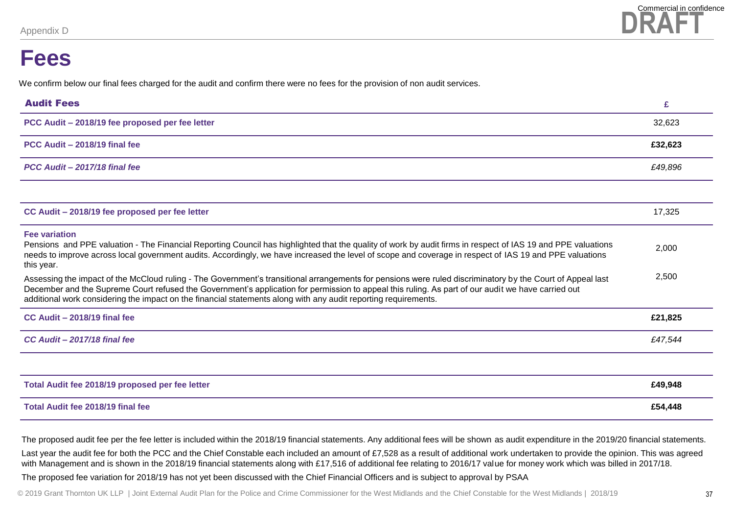# Fees

We confirm below our final fees charged for the audit and confirm there were no fees for the provision of non audit services.

| Audit Fees | £ |
|---|---|
| **PCC Audit – 2018/19 fee proposed per fee letter** | 32,623 |
| **PCC Audit – 2018/19 final fee** | **£32,623** |
| ***PCC Audit – 2017/18 final fee*** | *£49,896* |
| | |
| **CC Audit – 2018/19 fee proposed per fee letter** | 17,325 |
| **Fee variation**<br>Pensions and PPE valuation - The Financial Reporting Council has highlighted that the quality of work by audit firms in respect of IAS 19 and PPE valuations needs to improve across local government audits. Accordingly, we have increased the level of scope and coverage in respect of IAS 19 and PPE valuations this year. | 2,000 |
| Assessing the impact of the McCloud ruling - The Government's transitional arrangements for pensions were ruled discriminatory by the Court of Appeal last December and the Supreme Court refused the Government's application for permission to appeal this ruling. As part of our audit we have carried out additional work considering the impact on the financial statements along with any audit reporting requirements. | 2,500 |
| **CC Audit – 2018/19 final fee** | **£21,825** |
| ***CC Audit – 2017/18 final fee*** | *£47,544* |
| | |
| **Total Audit fee 2018/19 proposed per fee letter** | **£49,948** |
| **Total Audit fee 2018/19 final fee** | **£54,448** |

The proposed audit fee per the fee letter is included within the 2018/19 financial statements. Any additional fees will be shown as audit expenditure in the 2019/20 financial statements.

Last year the audit fee for both the PCC and the Chief Constable each included an amount of £7,528 as a result of additional work undertaken to provide the opinion. This was agreed with Management and is shown in the 2018/19 financial statements along with £17,516 of additional fee relating to 2016/17 value for money work which was billed in 2017/18.

The proposed fee variation for 2018/19 has not yet been discussed with the Chief Financial Officers and is subject to approval by PSAA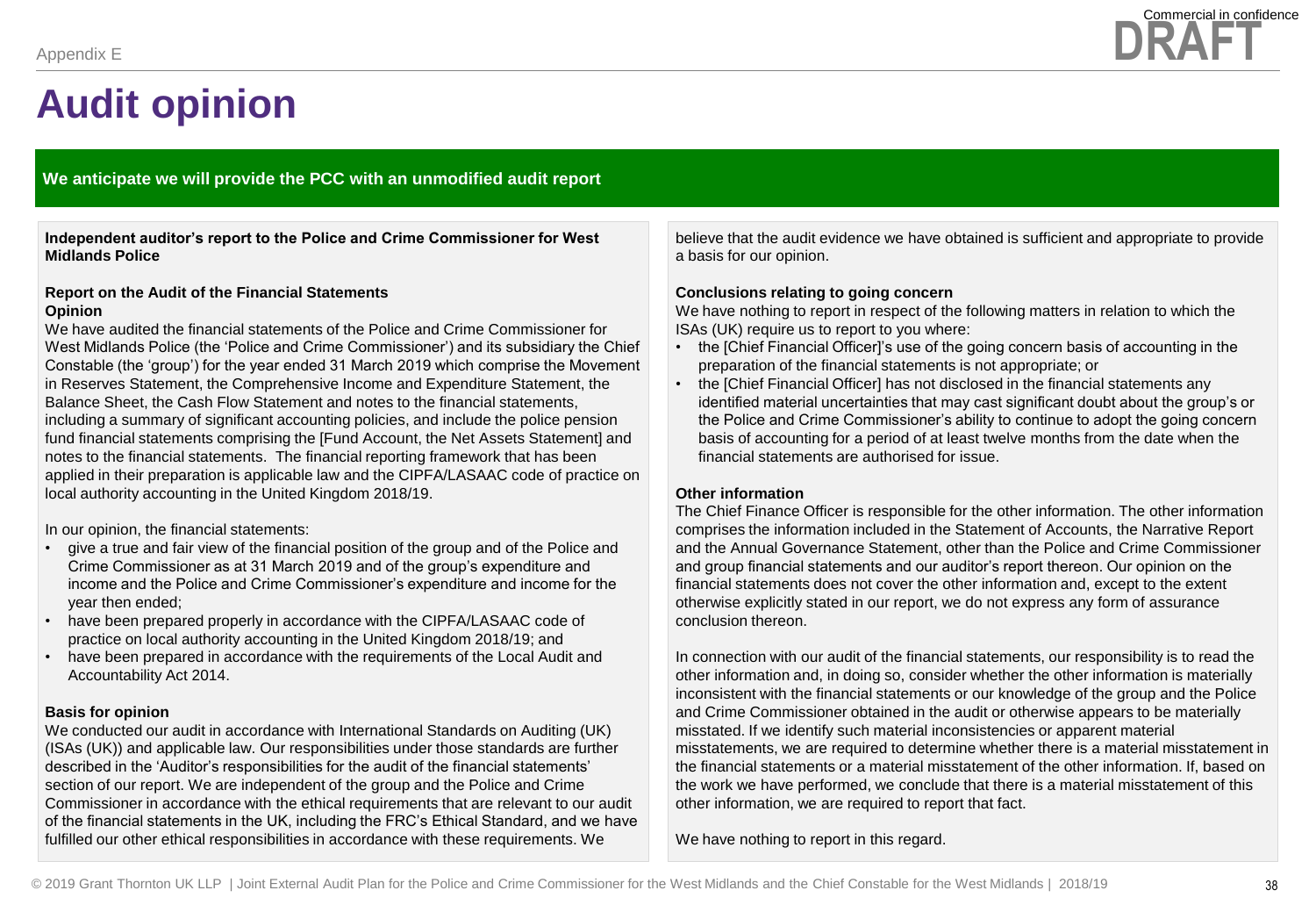# Audit opinion

**We anticipate we will provide the PCC with an unmodified audit report**

**Independent auditor's report to the Police and Crime Commissioner for West Midlands Police**

**Report on the Audit of the Financial Statements**

**Opinion**

We have audited the financial statements of the Police and Crime Commissioner for West Midlands Police (the 'Police and Crime Commissioner') and its subsidiary the Chief Constable (the 'group') for the year ended 31 March 2019 which comprise the Movement in Reserves Statement, the Comprehensive Income and Expenditure Statement, the Balance Sheet, the Cash Flow Statement and notes to the financial statements, including a summary of significant accounting policies, and include the police pension fund financial statements comprising the [Fund Account, the Net Assets Statement] and notes to the financial statements. The financial reporting framework that has been applied in their preparation is applicable law and the CIPFA/LASAAC code of practice on local authority accounting in the United Kingdom 2018/19.

In our opinion, the financial statements:

- give a true and fair view of the financial position of the group and of the Police and Crime Commissioner as at 31 March 2019 and of the group's expenditure and income and the Police and Crime Commissioner's expenditure and income for the year then ended;
- have been prepared properly in accordance with the CIPFA/LASAAC code of practice on local authority accounting in the United Kingdom 2018/19; and
- have been prepared in accordance with the requirements of the Local Audit and Accountability Act 2014.

**Basis for opinion**

We conducted our audit in accordance with International Standards on Auditing (UK) (ISAs (UK)) and applicable law. Our responsibilities under those standards are further described in the 'Auditor's responsibilities for the audit of the financial statements' section of our report. We are independent of the group and the Police and Crime Commissioner in accordance with the ethical requirements that are relevant to our audit of the financial statements in the UK, including the FRC's Ethical Standard, and we have fulfilled our other ethical responsibilities in accordance with these requirements. We believe that the audit evidence we have obtained is sufficient and appropriate to provide a basis for our opinion.

**Conclusions relating to going concern**

We have nothing to report in respect of the following matters in relation to which the ISAs (UK) require us to report to you where:

- the [Chief Financial Officer]'s use of the going concern basis of accounting in the preparation of the financial statements is not appropriate; or
- the [Chief Financial Officer] has not disclosed in the financial statements any identified material uncertainties that may cast significant doubt about the group's or the Police and Crime Commissioner's ability to continue to adopt the going concern basis of accounting for a period of at least twelve months from the date when the financial statements are authorised for issue.

**Other information**

The Chief Finance Officer is responsible for the other information. The other information comprises the information included in the Statement of Accounts, the Narrative Report and the Annual Governance Statement, other than the Police and Crime Commissioner and group financial statements and our auditor's report thereon. Our opinion on the financial statements does not cover the other information and, except to the extent otherwise explicitly stated in our report, we do not express any form of assurance conclusion thereon.

In connection with our audit of the financial statements, our responsibility is to read the other information and, in doing so, consider whether the other information is materially inconsistent with the financial statements or our knowledge of the group and the Police and Crime Commissioner obtained in the audit or otherwise appears to be materially misstated. If we identify such material inconsistencies or apparent material misstatements, we are required to determine whether there is a material misstatement in the financial statements or a material misstatement of the other information. If, based on the work we have performed, we conclude that there is a material misstatement of this other information, we are required to report that fact.

We have nothing to report in this regard.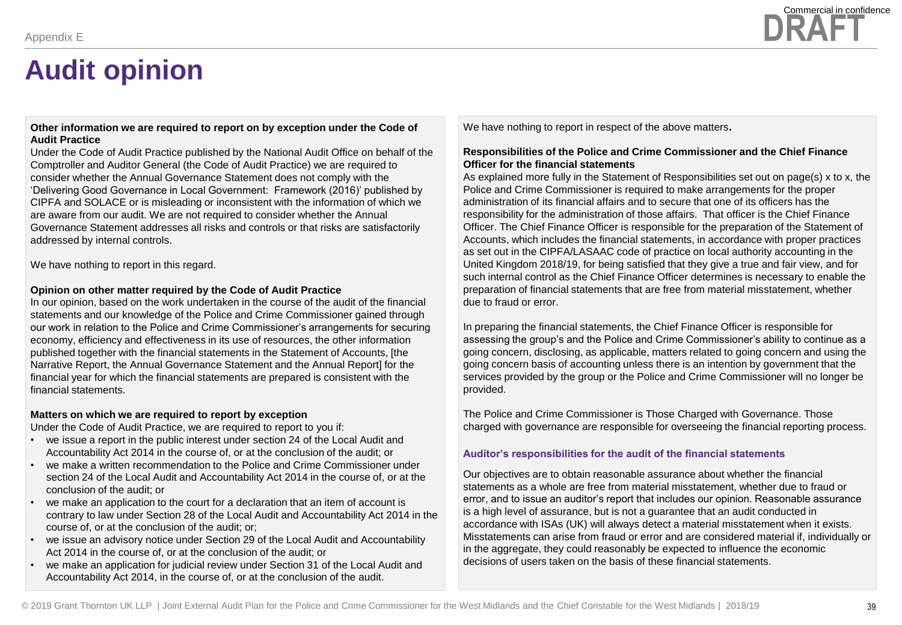# Audit opinion

**Other information we are required to report on by exception under the Code of Audit Practice**

Under the Code of Audit Practice published by the National Audit Office on behalf of the Comptroller and Auditor General (the Code of Audit Practice) we are required to consider whether the Annual Governance Statement does not comply with the 'Delivering Good Governance in Local Government: Framework (2016)' published by CIPFA and SOLACE or is misleading or inconsistent with the information of which we are aware from our audit. We are not required to consider whether the Annual Governance Statement addresses all risks and controls or that risks are satisfactorily addressed by internal controls.

We have nothing to report in this regard.

**Opinion on other matter required by the Code of Audit Practice**

In our opinion, based on the work undertaken in the course of the audit of the financial statements and our knowledge of the Police and Crime Commissioner gained through our work in relation to the Police and Crime Commissioner's arrangements for securing economy, efficiency and effectiveness in its use of resources, the other information published together with the financial statements in the Statement of Accounts, [the Narrative Report, the Annual Governance Statement and the Annual Report] for the financial year for which the financial statements are prepared is consistent with the financial statements.

**Matters on which we are required to report by exception**

Under the Code of Audit Practice, we are required to report to you if:

- we issue a report in the public interest under section 24 of the Local Audit and Accountability Act 2014 in the course of, or at the conclusion of the audit; or
- we make a written recommendation to the Police and Crime Commissioner under section 24 of the Local Audit and Accountability Act 2014 in the course of, or at the conclusion of the audit; or
- we make an application to the court for a declaration that an item of account is contrary to law under Section 28 of the Local Audit and Accountability Act 2014 in the course of, or at the conclusion of the audit; or;
- we issue an advisory notice under Section 29 of the Local Audit and Accountability Act 2014 in the course of, or at the conclusion of the audit; or
- we make an application for judicial review under Section 31 of the Local Audit and Accountability Act 2014, in the course of, or at the conclusion of the audit.

We have nothing to report in respect of the above matters.

**Responsibilities of the Police and Crime Commissioner and the Chief Finance Officer for the financial statements**

As explained more fully in the Statement of Responsibilities set out on page(s) x to x, the Police and Crime Commissioner is required to make arrangements for the proper administration of its financial affairs and to secure that one of its officers has the responsibility for the administration of those affairs. That officer is the Chief Finance Officer. The Chief Finance Officer is responsible for the preparation of the Statement of Accounts, which includes the financial statements, in accordance with proper practices as set out in the CIPFA/LASAAC code of practice on local authority accounting in the United Kingdom 2018/19, for being satisfied that they give a true and fair view, and for such internal control as the Chief Finance Officer determines is necessary to enable the preparation of financial statements that are free from material misstatement, whether due to fraud or error.

In preparing the financial statements, the Chief Finance Officer is responsible for assessing the group's and the Police and Crime Commissioner's ability to continue as a going concern, disclosing, as applicable, matters related to going concern and using the going concern basis of accounting unless there is an intention by government that the services provided by the group or the Police and Crime Commissioner will no longer be provided.

The Police and Crime Commissioner is Those Charged with Governance. Those charged with governance are responsible for overseeing the financial reporting process.

**Auditor's responsibilities for the audit of the financial statements**

Our objectives are to obtain reasonable assurance about whether the financial statements as a whole are free from material misstatement, whether due to fraud or error, and to issue an auditor's report that includes our opinion. Reasonable assurance is a high level of assurance, but is not a guarantee that an audit conducted in accordance with ISAs (UK) will always detect a material misstatement when it exists. Misstatements can arise from fraud or error and are considered material if, individually or in the aggregate, they could reasonably be expected to influence the economic decisions of users taken on the basis of these financial statements.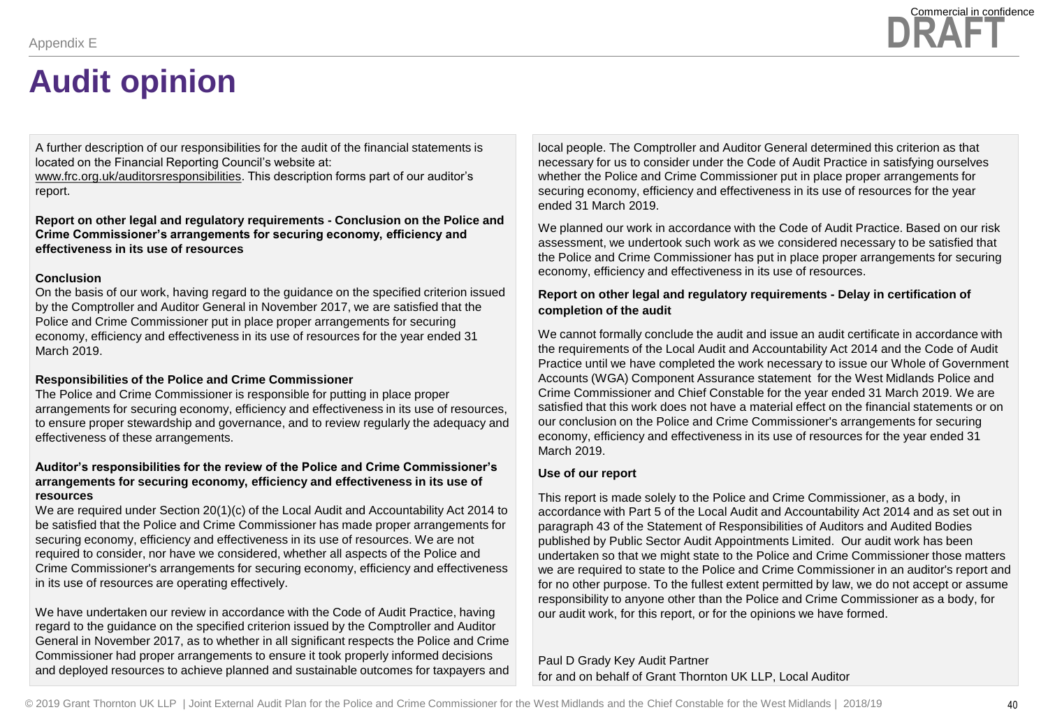# Audit opinion

A further description of our responsibilities for the audit of the financial statements is located on the Financial Reporting Council's website at: www.frc.org.uk/auditorsresponsibilities. This description forms part of our auditor's report.

**Report on other legal and regulatory requirements - Conclusion on the Police and Crime Commissioner's arrangements for securing economy, efficiency and effectiveness in its use of resources**

**Conclusion**

On the basis of our work, having regard to the guidance on the specified criterion issued by the Comptroller and Auditor General in November 2017, we are satisfied that the Police and Crime Commissioner put in place proper arrangements for securing economy, efficiency and effectiveness in its use of resources for the year ended 31 March 2019.

**Responsibilities of the Police and Crime Commissioner**

The Police and Crime Commissioner is responsible for putting in place proper arrangements for securing economy, efficiency and effectiveness in its use of resources, to ensure proper stewardship and governance, and to review regularly the adequacy and effectiveness of these arrangements.

**Auditor's responsibilities for the review of the Police and Crime Commissioner's arrangements for securing economy, efficiency and effectiveness in its use of resources**

We are required under Section 20(1)(c) of the Local Audit and Accountability Act 2014 to be satisfied that the Police and Crime Commissioner has made proper arrangements for securing economy, efficiency and effectiveness in its use of resources. We are not required to consider, nor have we considered, whether all aspects of the Police and Crime Commissioner's arrangements for securing economy, efficiency and effectiveness in its use of resources are operating effectively.

We have undertaken our review in accordance with the Code of Audit Practice, having regard to the guidance on the specified criterion issued by the Comptroller and Auditor General in November 2017, as to whether in all significant respects the Police and Crime Commissioner had proper arrangements to ensure it took properly informed decisions and deployed resources to achieve planned and sustainable outcomes for taxpayers and local people. The Comptroller and Auditor General determined this criterion as that necessary for us to consider under the Code of Audit Practice in satisfying ourselves whether the Police and Crime Commissioner put in place proper arrangements for securing economy, efficiency and effectiveness in its use of resources for the year ended 31 March 2019.

We planned our work in accordance with the Code of Audit Practice. Based on our risk assessment, we undertook such work as we considered necessary to be satisfied that the Police and Crime Commissioner has put in place proper arrangements for securing economy, efficiency and effectiveness in its use of resources.

**Report on other legal and regulatory requirements - Delay in certification of completion of the audit**

We cannot formally conclude the audit and issue an audit certificate in accordance with the requirements of the Local Audit and Accountability Act 2014 and the Code of Audit Practice until we have completed the work necessary to issue our Whole of Government Accounts (WGA) Component Assurance statement for the West Midlands Police and Crime Commissioner and Chief Constable for the year ended 31 March 2019. We are satisfied that this work does not have a material effect on the financial statements or on our conclusion on the Police and Crime Commissioner's arrangements for securing economy, efficiency and effectiveness in its use of resources for the year ended 31 March 2019.

**Use of our report**

This report is made solely to the Police and Crime Commissioner, as a body, in accordance with Part 5 of the Local Audit and Accountability Act 2014 and as set out in paragraph 43 of the Statement of Responsibilities of Auditors and Audited Bodies published by Public Sector Audit Appointments Limited. Our audit work has been undertaken so that we might state to the Police and Crime Commissioner those matters we are required to state to the Police and Crime Commissioner in an auditor's report and for no other purpose. To the fullest extent permitted by law, we do not accept or assume responsibility to anyone other than the Police and Crime Commissioner as a body, for our audit work, for this report, or for the opinions we have formed.

Paul D Grady Key Audit Partner
for and on behalf of Grant Thornton UK LLP, Local Auditor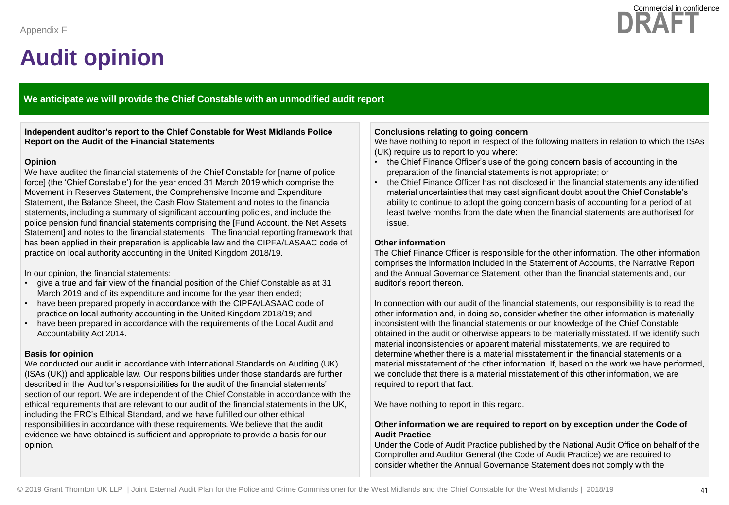Appendix F

# Audit opinion

**We anticipate we will provide the Chief Constable with an unmodified audit report**

**Independent auditor's report to the Chief Constable for West Midlands Police Report on the Audit of the Financial Statements**

**Opinion**

We have audited the financial statements of the Chief Constable for [name of police force] (the 'Chief Constable') for the year ended 31 March 2019 which comprise the Movement in Reserves Statement, the Comprehensive Income and Expenditure Statement, the Balance Sheet, the Cash Flow Statement and notes to the financial statements, including a summary of significant accounting policies, and include the police pension fund financial statements comprising the [Fund Account, the Net Assets Statement] and notes to the financial statements . The financial reporting framework that has been applied in their preparation is applicable law and the CIPFA/LASAAC code of practice on local authority accounting in the United Kingdom 2018/19.

In our opinion, the financial statements:

- give a true and fair view of the financial position of the Chief Constable as at 31 March 2019 and of its expenditure and income for the year then ended;
- have been prepared properly in accordance with the CIPFA/LASAAC code of practice on local authority accounting in the United Kingdom 2018/19; and
- have been prepared in accordance with the requirements of the Local Audit and Accountability Act 2014.

**Basis for opinion**

We conducted our audit in accordance with International Standards on Auditing (UK) (ISAs (UK)) and applicable law. Our responsibilities under those standards are further described in the 'Auditor's responsibilities for the audit of the financial statements' section of our report. We are independent of the Chief Constable in accordance with the ethical requirements that are relevant to our audit of the financial statements in the UK, including the FRC's Ethical Standard, and we have fulfilled our other ethical responsibilities in accordance with these requirements. We believe that the audit evidence we have obtained is sufficient and appropriate to provide a basis for our opinion.

**Conclusions relating to going concern**

We have nothing to report in respect of the following matters in relation to which the ISAs (UK) require us to report to you where:

- the Chief Finance Officer's use of the going concern basis of accounting in the preparation of the financial statements is not appropriate; or
- the Chief Finance Officer has not disclosed in the financial statements any identified material uncertainties that may cast significant doubt about the Chief Constable's ability to continue to adopt the going concern basis of accounting for a period of at least twelve months from the date when the financial statements are authorised for issue.

**Other information**

The Chief Finance Officer is responsible for the other information. The other information comprises the information included in the Statement of Accounts, the Narrative Report and the Annual Governance Statement, other than the financial statements and, our auditor's report thereon.

In connection with our audit of the financial statements, our responsibility is to read the other information and, in doing so, consider whether the other information is materially inconsistent with the financial statements or our knowledge of the Chief Constable obtained in the audit or otherwise appears to be materially misstated. If we identify such material inconsistencies or apparent material misstatements, we are required to determine whether there is a material misstatement in the financial statements or a material misstatement of the other information. If, based on the work we have performed, we conclude that there is a material misstatement of this other information, we are required to report that fact.

We have nothing to report in this regard.

**Other information we are required to report on by exception under the Code of Audit Practice**

Under the Code of Audit Practice published by the National Audit Office on behalf of the Comptroller and Auditor General (the Code of Audit Practice) we are required to consider whether the Annual Governance Statement does not comply with the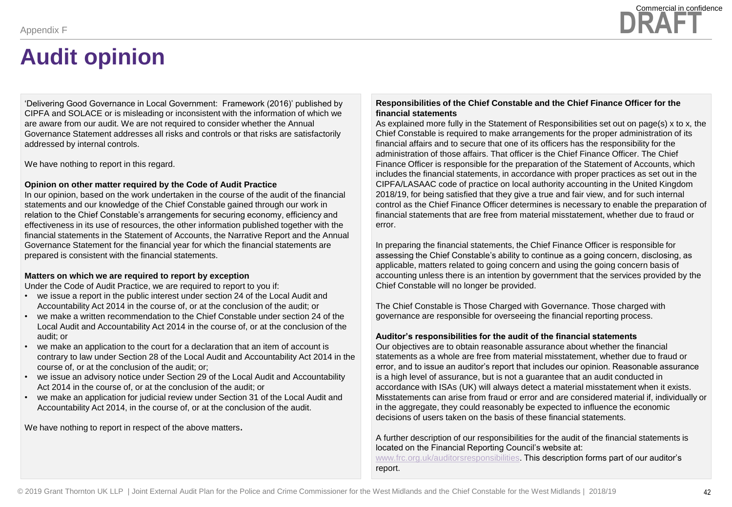# Audit opinion

'Delivering Good Governance in Local Government: Framework (2016)' published by CIPFA and SOLACE or is misleading or inconsistent with the information of which we are aware from our audit. We are not required to consider whether the Annual Governance Statement addresses all risks and controls or that risks are satisfactorily addressed by internal controls.

We have nothing to report in this regard.

**Opinion on other matter required by the Code of Audit Practice**

In our opinion, based on the work undertaken in the course of the audit of the financial statements and our knowledge of the Chief Constable gained through our work in relation to the Chief Constable's arrangements for securing economy, efficiency and effectiveness in its use of resources, the other information published together with the financial statements in the Statement of Accounts, the Narrative Report and the Annual Governance Statement for the financial year for which the financial statements are prepared is consistent with the financial statements.

**Matters on which we are required to report by exception**

Under the Code of Audit Practice, we are required to report to you if:

- we issue a report in the public interest under section 24 of the Local Audit and Accountability Act 2014 in the course of, or at the conclusion of the audit; or
- we make a written recommendation to the Chief Constable under section 24 of the Local Audit and Accountability Act 2014 in the course of, or at the conclusion of the audit; or
- we make an application to the court for a declaration that an item of account is contrary to law under Section 28 of the Local Audit and Accountability Act 2014 in the course of, or at the conclusion of the audit; or;
- we issue an advisory notice under Section 29 of the Local Audit and Accountability Act 2014 in the course of, or at the conclusion of the audit; or
- we make an application for judicial review under Section 31 of the Local Audit and Accountability Act 2014, in the course of, or at the conclusion of the audit.

We have nothing to report in respect of the above matters.

**Responsibilities of the Chief Constable and the Chief Finance Officer for the financial statements**

As explained more fully in the Statement of Responsibilities set out on page(s) x to x, the Chief Constable is required to make arrangements for the proper administration of its financial affairs and to secure that one of its officers has the responsibility for the administration of those affairs. That officer is the Chief Finance Officer. The Chief Finance Officer is responsible for the preparation of the Statement of Accounts, which includes the financial statements, in accordance with proper practices as set out in the CIPFA/LASAAC code of practice on local authority accounting in the United Kingdom 2018/19, for being satisfied that they give a true and fair view, and for such internal control as the Chief Finance Officer determines is necessary to enable the preparation of financial statements that are free from material misstatement, whether due to fraud or error.

In preparing the financial statements, the Chief Finance Officer is responsible for assessing the Chief Constable's ability to continue as a going concern, disclosing, as applicable, matters related to going concern and using the going concern basis of accounting unless there is an intention by government that the services provided by the Chief Constable will no longer be provided.

The Chief Constable is Those Charged with Governance. Those charged with governance are responsible for overseeing the financial reporting process.

**Auditor's responsibilities for the audit of the financial statements**

Our objectives are to obtain reasonable assurance about whether the financial statements as a whole are free from material misstatement, whether due to fraud or error, and to issue an auditor's report that includes our opinion. Reasonable assurance is a high level of assurance, but is not a guarantee that an audit conducted in accordance with ISAs (UK) will always detect a material misstatement when it exists. Misstatements can arise from fraud or error and are considered material if, individually or in the aggregate, they could reasonably be expected to influence the economic decisions of users taken on the basis of these financial statements.

A further description of our responsibilities for the audit of the financial statements is located on the Financial Reporting Council's website at: www.frc.org.uk/auditorsresponsibilities. This description forms part of our auditor's report.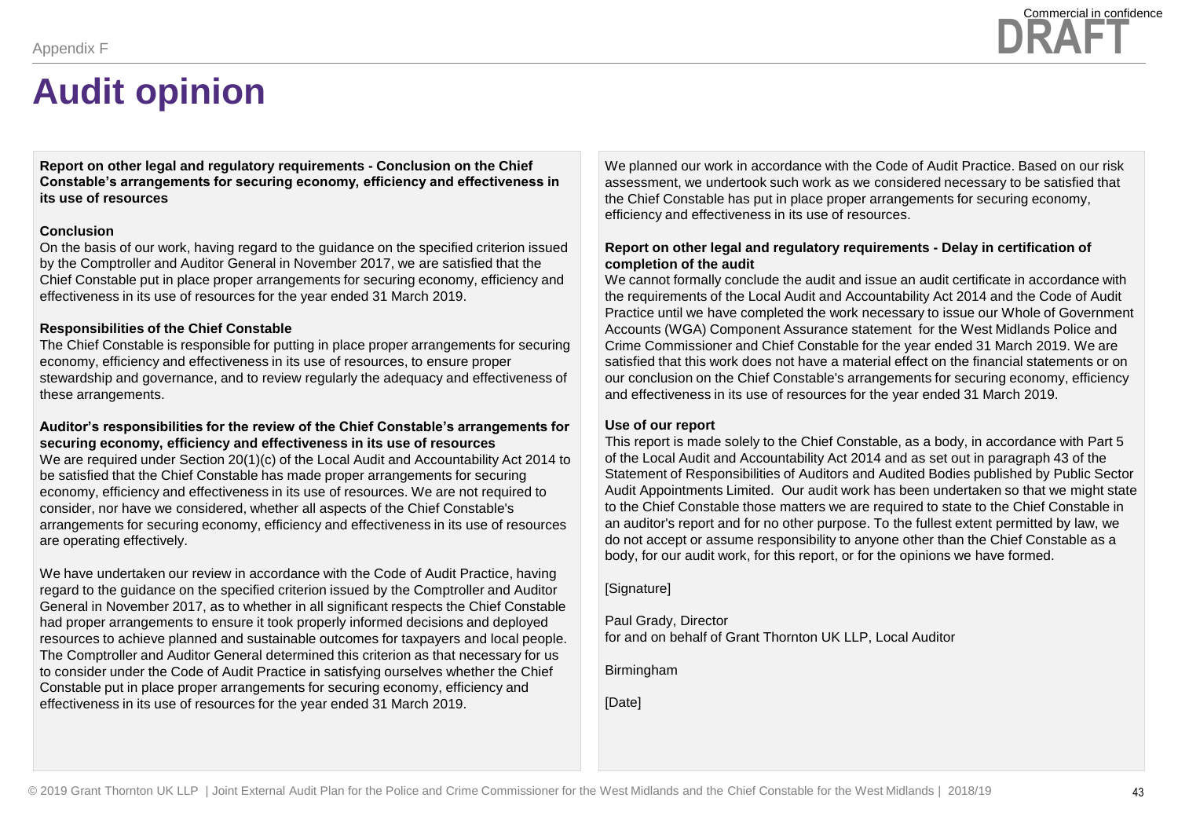Appendix F

Commercial in confidence

DRAFT

# Audit opinion

**Report on other legal and regulatory requirements - Conclusion on the Chief Constable's arrangements for securing economy, efficiency and effectiveness in its use of resources**

**Conclusion**

On the basis of our work, having regard to the guidance on the specified criterion issued by the Comptroller and Auditor General in November 2017, we are satisfied that the Chief Constable put in place proper arrangements for securing economy, efficiency and effectiveness in its use of resources for the year ended 31 March 2019.

**Responsibilities of the Chief Constable**

The Chief Constable is responsible for putting in place proper arrangements for securing economy, efficiency and effectiveness in its use of resources, to ensure proper stewardship and governance, and to review regularly the adequacy and effectiveness of these arrangements.

**Auditor's responsibilities for the review of the Chief Constable's arrangements for securing economy, efficiency and effectiveness in its use of resources**

We are required under Section 20(1)(c) of the Local Audit and Accountability Act 2014 to be satisfied that the Chief Constable has made proper arrangements for securing economy, efficiency and effectiveness in its use of resources. We are not required to consider, nor have we considered, whether all aspects of the Chief Constable's arrangements for securing economy, efficiency and effectiveness in its use of resources are operating effectively.

We have undertaken our review in accordance with the Code of Audit Practice, having regard to the guidance on the specified criterion issued by the Comptroller and Auditor General in November 2017, as to whether in all significant respects the Chief Constable had proper arrangements to ensure it took properly informed decisions and deployed resources to achieve planned and sustainable outcomes for taxpayers and local people. The Comptroller and Auditor General determined this criterion as that necessary for us to consider under the Code of Audit Practice in satisfying ourselves whether the Chief Constable put in place proper arrangements for securing economy, efficiency and effectiveness in its use of resources for the year ended 31 March 2019.

We planned our work in accordance with the Code of Audit Practice. Based on our risk assessment, we undertook such work as we considered necessary to be satisfied that the Chief Constable has put in place proper arrangements for securing economy, efficiency and effectiveness in its use of resources.

**Report on other legal and regulatory requirements - Delay in certification of completion of the audit**

We cannot formally conclude the audit and issue an audit certificate in accordance with the requirements of the Local Audit and Accountability Act 2014 and the Code of Audit Practice until we have completed the work necessary to issue our Whole of Government Accounts (WGA) Component Assurance statement for the West Midlands Police and Crime Commissioner and Chief Constable for the year ended 31 March 2019. We are satisfied that this work does not have a material effect on the financial statements or on our conclusion on the Chief Constable's arrangements for securing economy, efficiency and effectiveness in its use of resources for the year ended 31 March 2019.

**Use of our report**

This report is made solely to the Chief Constable, as a body, in accordance with Part 5 of the Local Audit and Accountability Act 2014 and as set out in paragraph 43 of the Statement of Responsibilities of Auditors and Audited Bodies published by Public Sector Audit Appointments Limited. Our audit work has been undertaken so that we might state to the Chief Constable those matters we are required to state to the Chief Constable in an auditor's report and for no other purpose. To the fullest extent permitted by law, we do not accept or assume responsibility to anyone other than the Chief Constable as a body, for our audit work, for this report, or for the opinions we have formed.

[Signature]

Paul Grady, Director
for and on behalf of Grant Thornton UK LLP, Local Auditor

Birmingham

[Date]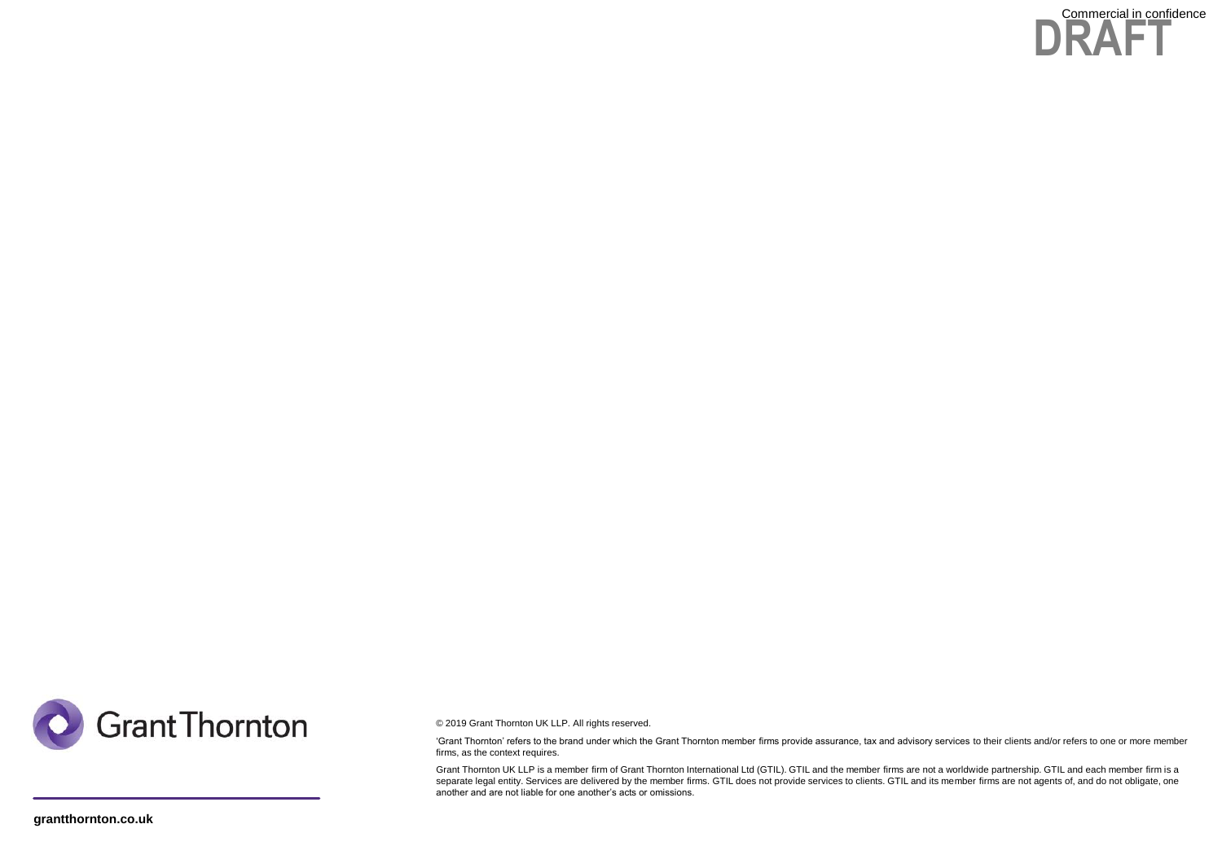Commercial in confidence

DRAFT

Grant Thornton

© 2019 Grant Thornton UK LLP. All rights reserved.

'Grant Thornton' refers to the brand under which the Grant Thornton member firms provide assurance, tax and advisory services to their clients and/or refers to one or more member firms, as the context requires.

Grant Thornton UK LLP is a member firm of Grant Thornton International Ltd (GTIL). GTIL and the member firms are not a worldwide partnership. GTIL and each member firm is a separate legal entity. Services are delivered by the member firms. GTIL does not provide services to clients. GTIL and its member firms are not agents of, and do not obligate, one another and are not liable for one another's acts or omissions.

**grantthornton.co.uk**